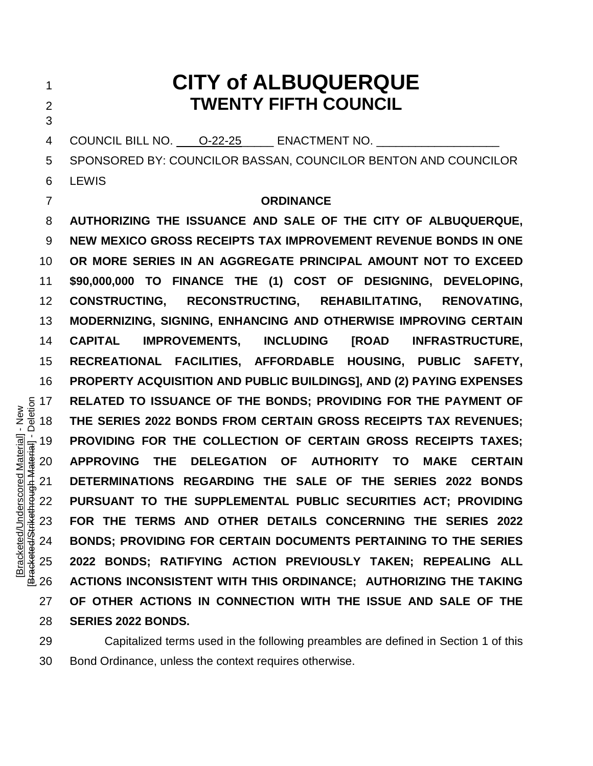# CITY of ALBUQUERQUE
## TWENTY FIFTH COUNCIL

COUNCIL BILL NO. O-22-25 ENACTMENT NO. ___________________

SPONSORED BY: COUNCILOR BASSAN, COUNCILOR BENTON AND COUNCILOR LEWIS

### ORDINANCE

**AUTHORIZING THE ISSUANCE AND SALE OF THE CITY OF ALBUQUERQUE, NEW MEXICO GROSS RECEIPTS TAX IMPROVEMENT REVENUE BONDS IN ONE OR MORE SERIES IN AN AGGREGATE PRINCIPAL AMOUNT NOT TO EXCEED $90,000,000 TO FINANCE THE (1) COST OF DESIGNING, DEVELOPING, CONSTRUCTING, RECONSTRUCTING, REHABILITATING, RENOVATING, MODERNIZING, SIGNING, ENHANCING AND OTHERWISE IMPROVING CERTAIN CAPITAL IMPROVEMENTS, INCLUDING [ROAD INFRASTRUCTURE, RECREATIONAL FACILITIES, AFFORDABLE HOUSING, PUBLIC SAFETY, PROPERTY ACQUISITION AND PUBLIC BUILDINGS], AND (2) PAYING EXPENSES RELATED TO ISSUANCE OF THE BONDS; PROVIDING FOR THE PAYMENT OF THE SERIES 2022 BONDS FROM CERTAIN GROSS RECEIPTS TAX REVENUES; PROVIDING FOR THE COLLECTION OF CERTAIN GROSS RECEIPTS TAXES; APPROVING THE DELEGATION OF AUTHORITY TO MAKE CERTAIN DETERMINATIONS REGARDING THE SALE OF THE SERIES 2022 BONDS PURSUANT TO THE SUPPLEMENTAL PUBLIC SECURITIES ACT; PROVIDING FOR THE TERMS AND OTHER DETAILS CONCERNING THE SERIES 2022 BONDS; PROVIDING FOR CERTAIN DOCUMENTS PERTAINING TO THE SERIES 2022 BONDS; RATIFYING ACTION PREVIOUSLY TAKEN; REPEALING ALL ACTIONS INCONSISTENT WITH THIS ORDINANCE; AUTHORIZING THE TAKING OF OTHER ACTIONS IN CONNECTION WITH THE ISSUE AND SALE OF THE SERIES 2022 BONDS.**

Capitalized terms used in the following preambles are defined in Section 1 of this Bond Ordinance, unless the context requires otherwise.

[Bracketed/Underscored Material] - New
[Bracketed/Strikethrough Material] - Deletion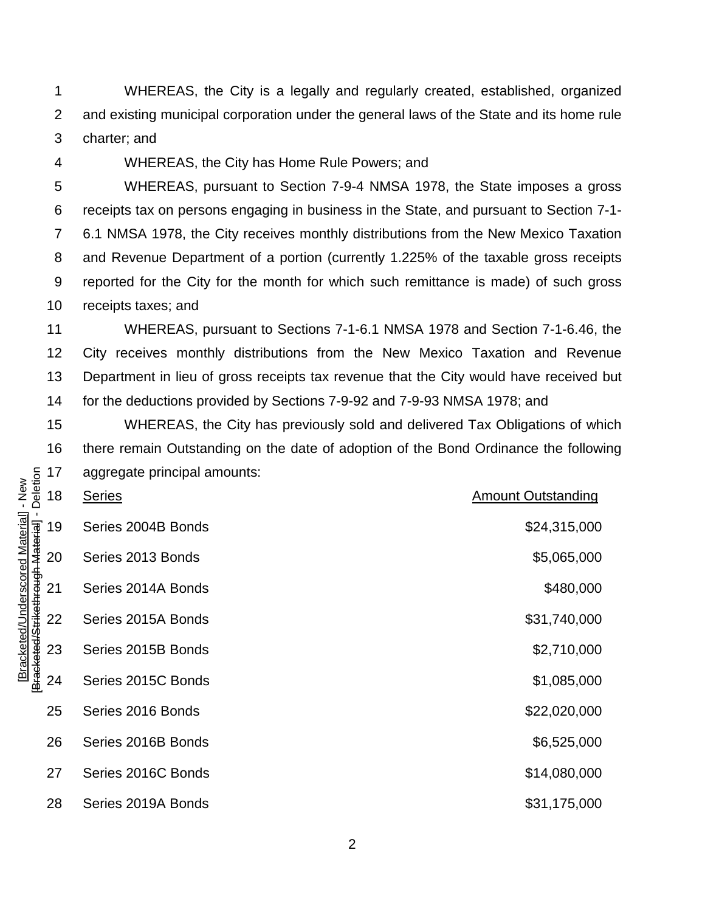WHEREAS, the City is a legally and regularly created, established, organized and existing municipal corporation under the general laws of the State and its home rule charter; and

WHEREAS, the City has Home Rule Powers; and

WHEREAS, pursuant to Section 7-9-4 NMSA 1978, the State imposes a gross receipts tax on persons engaging in business in the State, and pursuant to Section 7-1-6.1 NMSA 1978, the City receives monthly distributions from the New Mexico Taxation and Revenue Department of a portion (currently 1.225% of the taxable gross receipts reported for the City for the month for which such remittance is made) of such gross receipts taxes; and

WHEREAS, pursuant to Sections 7-1-6.1 NMSA 1978 and Section 7-1-6.46, the City receives monthly distributions from the New Mexico Taxation and Revenue Department in lieu of gross receipts tax revenue that the City would have received but for the deductions provided by Sections 7-9-92 and 7-9-93 NMSA 1978; and

WHEREAS, the City has previously sold and delivered Tax Obligations of which there remain Outstanding on the date of adoption of the Bond Ordinance the following aggregate principal amounts:

| Series | Amount Outstanding |
|---|---:|
| Series 2004B Bonds | $24,315,000 |
| Series 2013 Bonds | $5,065,000 |
| Series 2014A Bonds | $480,000 |
| Series 2015A Bonds | $31,740,000 |
| Series 2015B Bonds | $2,710,000 |
| Series 2015C Bonds | $1,085,000 |
| Series 2016 Bonds | $22,020,000 |
| Series 2016B Bonds | $6,525,000 |
| Series 2016C Bonds | $14,080,000 |
| Series 2019A Bonds | $31,175,000 |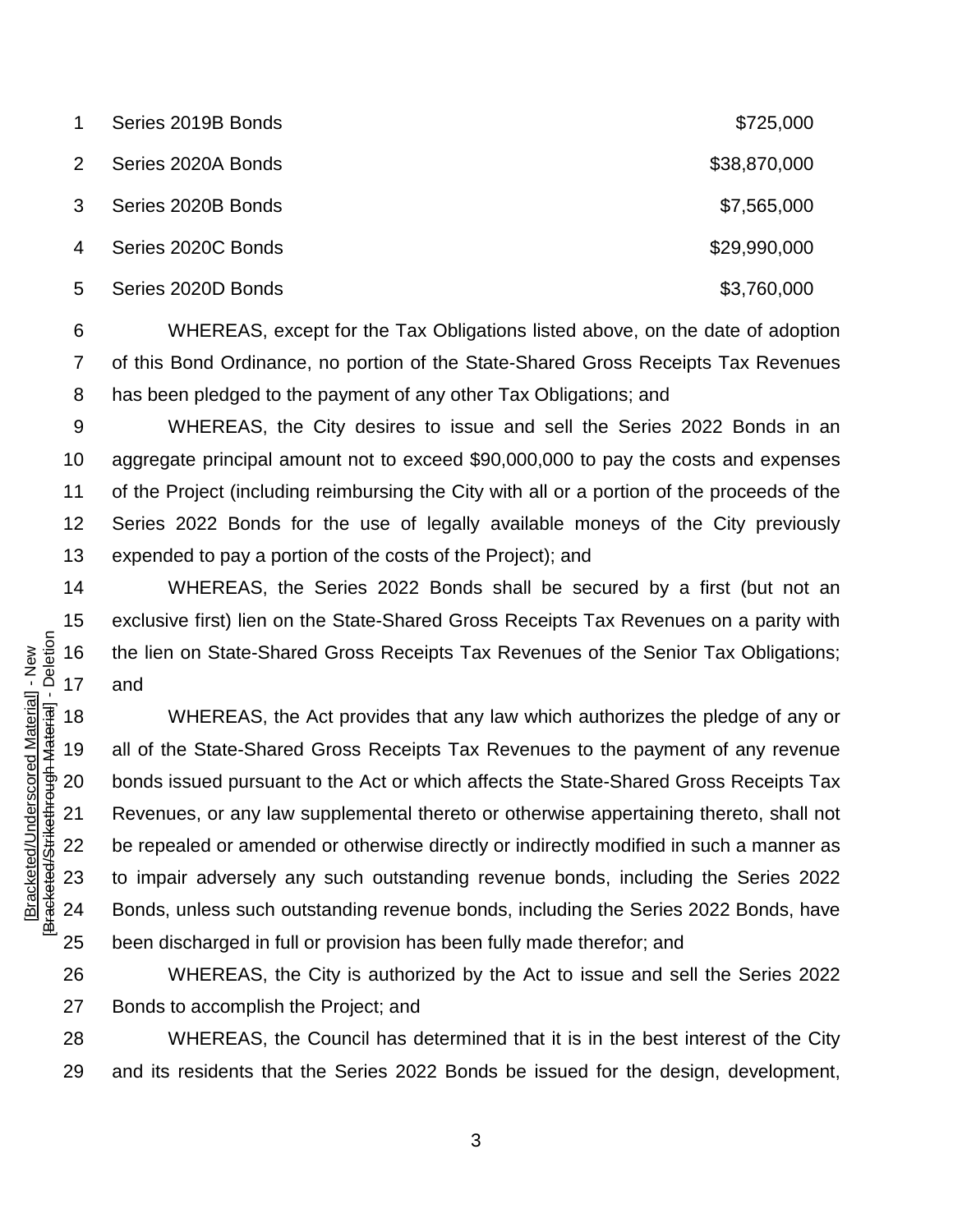| | |
|---|---|
| Series 2019B Bonds | $725,000 |
| Series 2020A Bonds | $38,870,000 |
| Series 2020B Bonds | $7,565,000 |
| Series 2020C Bonds | $29,990,000 |
| Series 2020D Bonds | $3,760,000 |

WHEREAS, except for the Tax Obligations listed above, on the date of adoption of this Bond Ordinance, no portion of the State-Shared Gross Receipts Tax Revenues has been pledged to the payment of any other Tax Obligations; and

WHEREAS, the City desires to issue and sell the Series 2022 Bonds in an aggregate principal amount not to exceed $90,000,000 to pay the costs and expenses of the Project (including reimbursing the City with all or a portion of the proceeds of the Series 2022 Bonds for the use of legally available moneys of the City previously expended to pay a portion of the costs of the Project); and

WHEREAS, the Series 2022 Bonds shall be secured by a first (but not an exclusive first) lien on the State-Shared Gross Receipts Tax Revenues on a parity with the lien on State-Shared Gross Receipts Tax Revenues of the Senior Tax Obligations; and

WHEREAS, the Act provides that any law which authorizes the pledge of any or all of the State-Shared Gross Receipts Tax Revenues to the payment of any revenue bonds issued pursuant to the Act or which affects the State-Shared Gross Receipts Tax Revenues, or any law supplemental thereto or otherwise appertaining thereto, shall not be repealed or amended or otherwise directly or indirectly modified in such a manner as to impair adversely any such outstanding revenue bonds, including the Series 2022 Bonds, unless such outstanding revenue bonds, including the Series 2022 Bonds, have been discharged in full or provision has been fully made therefor; and

WHEREAS, the City is authorized by the Act to issue and sell the Series 2022 Bonds to accomplish the Project; and

WHEREAS, the Council has determined that it is in the best interest of the City and its residents that the Series 2022 Bonds be issued for the design, development,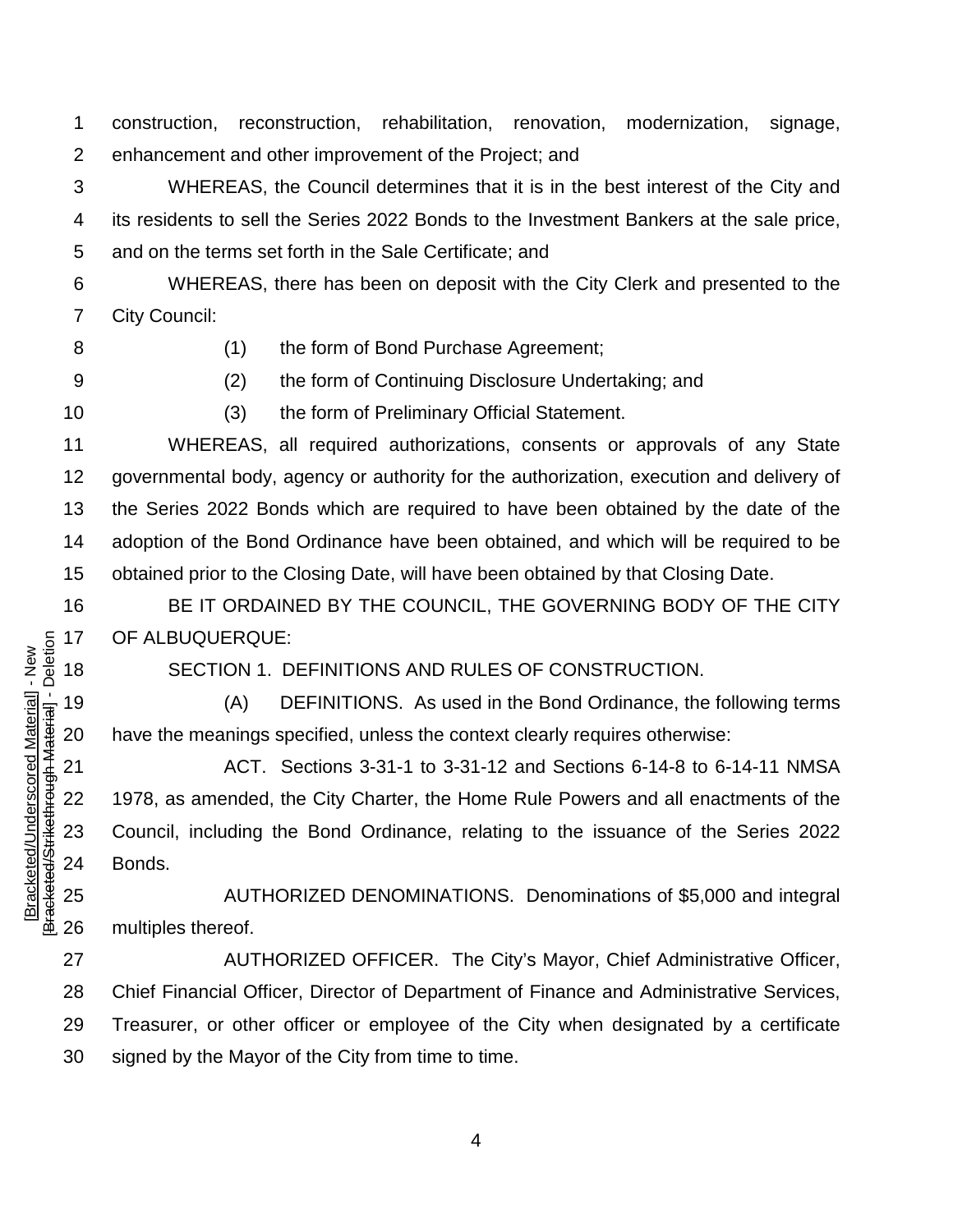construction, reconstruction, rehabilitation, renovation, modernization, signage, enhancement and other improvement of the Project; and

WHEREAS, the Council determines that it is in the best interest of the City and its residents to sell the Series 2022 Bonds to the Investment Bankers at the sale price, and on the terms set forth in the Sale Certificate; and

WHEREAS, there has been on deposit with the City Clerk and presented to the City Council:

(1) the form of Bond Purchase Agreement;

(2) the form of Continuing Disclosure Undertaking; and

(3) the form of Preliminary Official Statement.

WHEREAS, all required authorizations, consents or approvals of any State governmental body, agency or authority for the authorization, execution and delivery of the Series 2022 Bonds which are required to have been obtained by the date of the adoption of the Bond Ordinance have been obtained, and which will be required to be obtained prior to the Closing Date, will have been obtained by that Closing Date.

BE IT ORDAINED BY THE COUNCIL, THE GOVERNING BODY OF THE CITY OF ALBUQUERQUE:

SECTION 1. DEFINITIONS AND RULES OF CONSTRUCTION.

(A) DEFINITIONS. As used in the Bond Ordinance, the following terms have the meanings specified, unless the context clearly requires otherwise:

ACT. Sections 3-31-1 to 3-31-12 and Sections 6-14-8 to 6-14-11 NMSA 1978, as amended, the City Charter, the Home Rule Powers and all enactments of the Council, including the Bond Ordinance, relating to the issuance of the Series 2022 Bonds.

AUTHORIZED DENOMINATIONS. Denominations of $5,000 and integral multiples thereof.

AUTHORIZED OFFICER. The City's Mayor, Chief Administrative Officer, Chief Financial Officer, Director of Department of Finance and Administrative Services, Treasurer, or other officer or employee of the City when designated by a certificate signed by the Mayor of the City from time to time.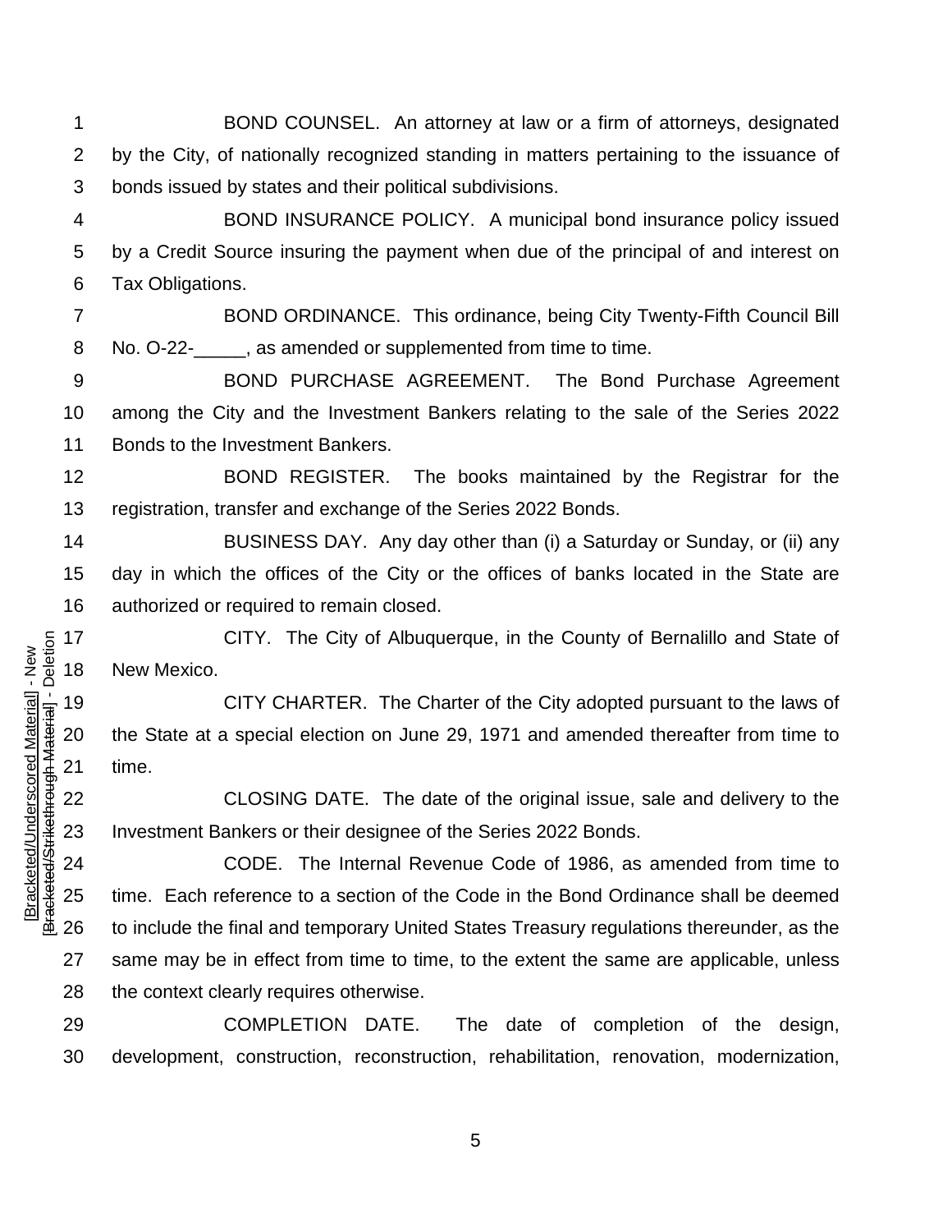BOND COUNSEL. An attorney at law or a firm of attorneys, designated by the City, of nationally recognized standing in matters pertaining to the issuance of bonds issued by states and their political subdivisions.

BOND INSURANCE POLICY. A municipal bond insurance policy issued by a Credit Source insuring the payment when due of the principal of and interest on Tax Obligations.

BOND ORDINANCE. This ordinance, being City Twenty-Fifth Council Bill No. O-22-_____, as amended or supplemented from time to time.

BOND PURCHASE AGREEMENT. The Bond Purchase Agreement among the City and the Investment Bankers relating to the sale of the Series 2022 Bonds to the Investment Bankers.

BOND REGISTER. The books maintained by the Registrar for the registration, transfer and exchange of the Series 2022 Bonds.

BUSINESS DAY. Any day other than (i) a Saturday or Sunday, or (ii) any day in which the offices of the City or the offices of banks located in the State are authorized or required to remain closed.

CITY. The City of Albuquerque, in the County of Bernalillo and State of New Mexico.

CITY CHARTER. The Charter of the City adopted pursuant to the laws of the State at a special election on June 29, 1971 and amended thereafter from time to time.

CLOSING DATE. The date of the original issue, sale and delivery to the Investment Bankers or their designee of the Series 2022 Bonds.

CODE. The Internal Revenue Code of 1986, as amended from time to time. Each reference to a section of the Code in the Bond Ordinance shall be deemed to include the final and temporary United States Treasury regulations thereunder, as the same may be in effect from time to time, to the extent the same are applicable, unless the context clearly requires otherwise.

COMPLETION DATE. The date of completion of the design, development, construction, reconstruction, rehabilitation, renovation, modernization,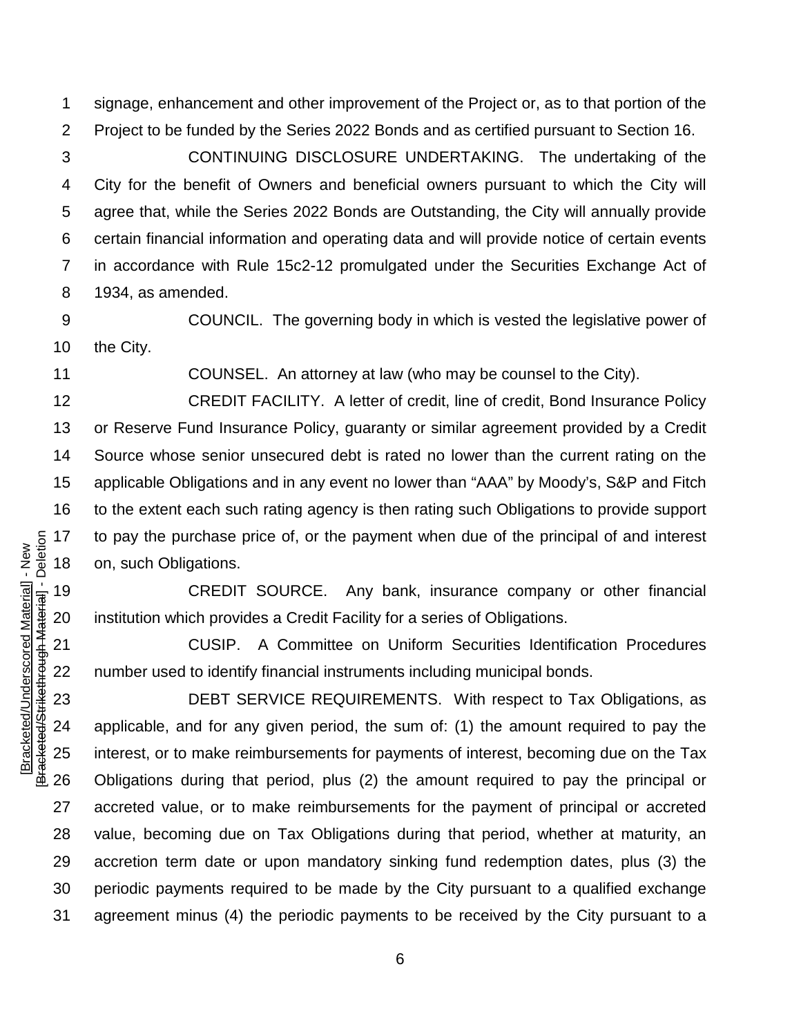signage, enhancement and other improvement of the Project or, as to that portion of the Project to be funded by the Series 2022 Bonds and as certified pursuant to Section 16.

CONTINUING DISCLOSURE UNDERTAKING. The undertaking of the City for the benefit of Owners and beneficial owners pursuant to which the City will agree that, while the Series 2022 Bonds are Outstanding, the City will annually provide certain financial information and operating data and will provide notice of certain events in accordance with Rule 15c2-12 promulgated under the Securities Exchange Act of 1934, as amended.

COUNCIL. The governing body in which is vested the legislative power of the City.

COUNSEL. An attorney at law (who may be counsel to the City).

CREDIT FACILITY. A letter of credit, line of credit, Bond Insurance Policy or Reserve Fund Insurance Policy, guaranty or similar agreement provided by a Credit Source whose senior unsecured debt is rated no lower than the current rating on the applicable Obligations and in any event no lower than "AAA" by Moody's, S&P and Fitch to the extent each such rating agency is then rating such Obligations to provide support to pay the purchase price of, or the payment when due of the principal of and interest on, such Obligations.

CREDIT SOURCE. Any bank, insurance company or other financial institution which provides a Credit Facility for a series of Obligations.

CUSIP. A Committee on Uniform Securities Identification Procedures number used to identify financial instruments including municipal bonds.

DEBT SERVICE REQUIREMENTS. With respect to Tax Obligations, as applicable, and for any given period, the sum of: (1) the amount required to pay the interest, or to make reimbursements for payments of interest, becoming due on the Tax Obligations during that period, plus (2) the amount required to pay the principal or accreted value, or to make reimbursements for the payment of principal or accreted value, becoming due on Tax Obligations during that period, whether at maturity, an accretion term date or upon mandatory sinking fund redemption dates, plus (3) the periodic payments required to be made by the City pursuant to a qualified exchange agreement minus (4) the periodic payments to be received by the City pursuant to a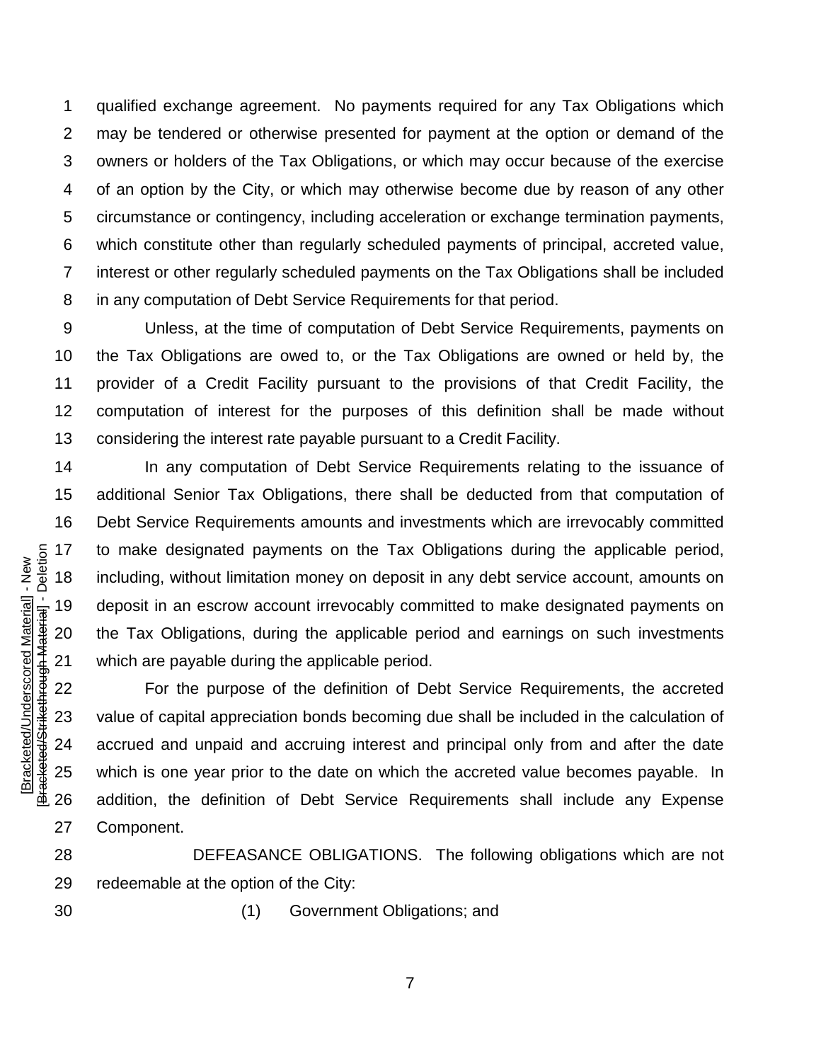qualified exchange agreement. No payments required for any Tax Obligations which may be tendered or otherwise presented for payment at the option or demand of the owners or holders of the Tax Obligations, or which may occur because of the exercise of an option by the City, or which may otherwise become due by reason of any other circumstance or contingency, including acceleration or exchange termination payments, which constitute other than regularly scheduled payments of principal, accreted value, interest or other regularly scheduled payments on the Tax Obligations shall be included in any computation of Debt Service Requirements for that period.

Unless, at the time of computation of Debt Service Requirements, payments on the Tax Obligations are owed to, or the Tax Obligations are owned or held by, the provider of a Credit Facility pursuant to the provisions of that Credit Facility, the computation of interest for the purposes of this definition shall be made without considering the interest rate payable pursuant to a Credit Facility.

In any computation of Debt Service Requirements relating to the issuance of additional Senior Tax Obligations, there shall be deducted from that computation of Debt Service Requirements amounts and investments which are irrevocably committed to make designated payments on the Tax Obligations during the applicable period, including, without limitation money on deposit in any debt service account, amounts on deposit in an escrow account irrevocably committed to make designated payments on the Tax Obligations, during the applicable period and earnings on such investments which are payable during the applicable period.

For the purpose of the definition of Debt Service Requirements, the accreted value of capital appreciation bonds becoming due shall be included in the calculation of accrued and unpaid and accruing interest and principal only from and after the date which is one year prior to the date on which the accreted value becomes payable. In addition, the definition of Debt Service Requirements shall include any Expense Component.

DEFEASANCE OBLIGATIONS. The following obligations which are not redeemable at the option of the City:

(1) Government Obligations; and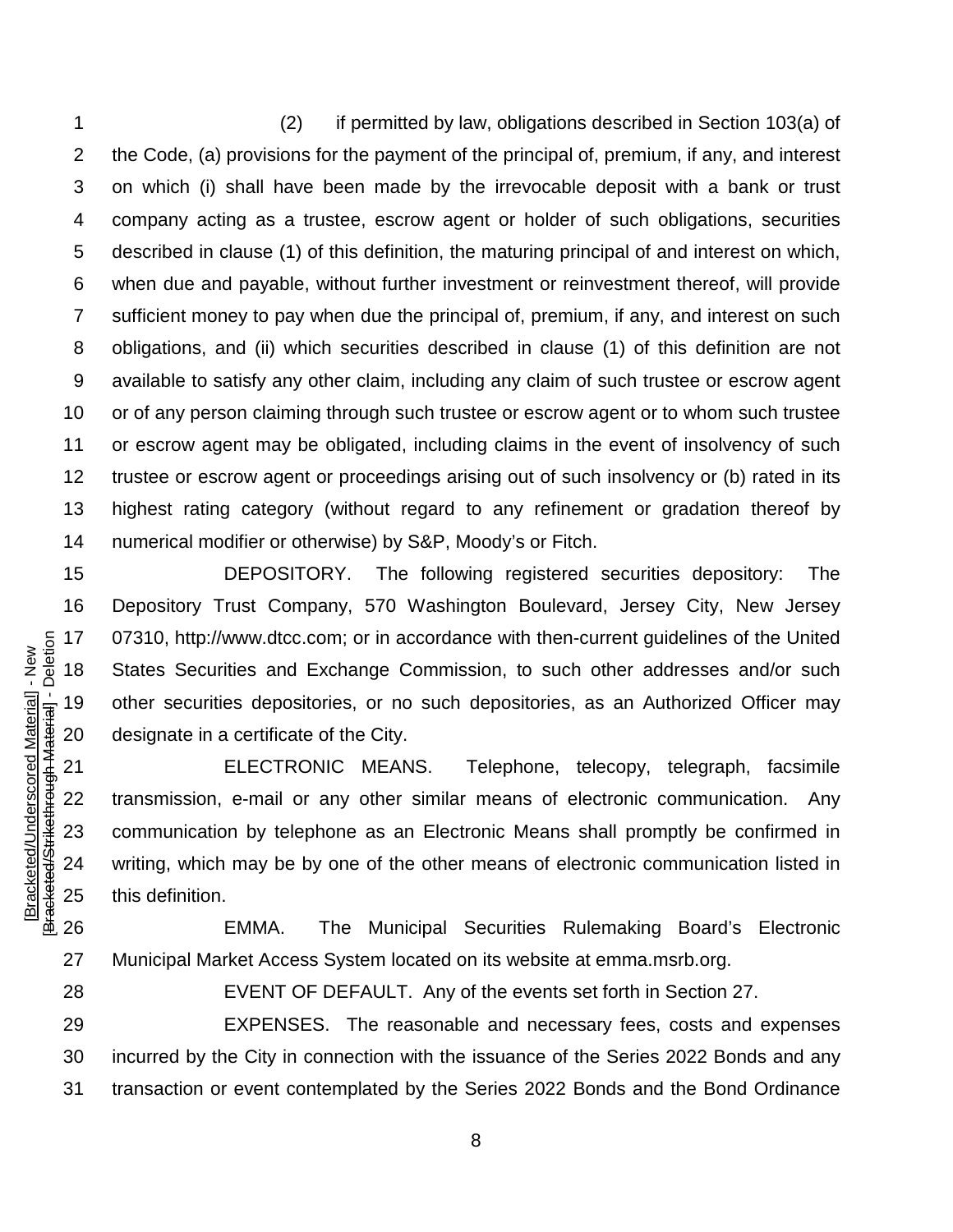(2) if permitted by law, obligations described in Section 103(a) of the Code, (a) provisions for the payment of the principal of, premium, if any, and interest on which (i) shall have been made by the irrevocable deposit with a bank or trust company acting as a trustee, escrow agent or holder of such obligations, securities described in clause (1) of this definition, the maturing principal of and interest on which, when due and payable, without further investment or reinvestment thereof, will provide sufficient money to pay when due the principal of, premium, if any, and interest on such obligations, and (ii) which securities described in clause (1) of this definition are not available to satisfy any other claim, including any claim of such trustee or escrow agent or of any person claiming through such trustee or escrow agent or to whom such trustee or escrow agent may be obligated, including claims in the event of insolvency of such trustee or escrow agent or proceedings arising out of such insolvency or (b) rated in its highest rating category (without regard to any refinement or gradation thereof by numerical modifier or otherwise) by S&P, Moody's or Fitch.

DEPOSITORY. The following registered securities depository: The Depository Trust Company, 570 Washington Boulevard, Jersey City, New Jersey 07310, http://www.dtcc.com; or in accordance with then-current guidelines of the United States Securities and Exchange Commission, to such other addresses and/or such other securities depositories, or no such depositories, as an Authorized Officer may designate in a certificate of the City.

ELECTRONIC MEANS. Telephone, telecopy, telegraph, facsimile transmission, e-mail or any other similar means of electronic communication. Any communication by telephone as an Electronic Means shall promptly be confirmed in writing, which may be by one of the other means of electronic communication listed in this definition.

EMMA. The Municipal Securities Rulemaking Board's Electronic Municipal Market Access System located on its website at emma.msrb.org.

EVENT OF DEFAULT. Any of the events set forth in Section 27.

EXPENSES. The reasonable and necessary fees, costs and expenses incurred by the City in connection with the issuance of the Series 2022 Bonds and any transaction or event contemplated by the Series 2022 Bonds and the Bond Ordinance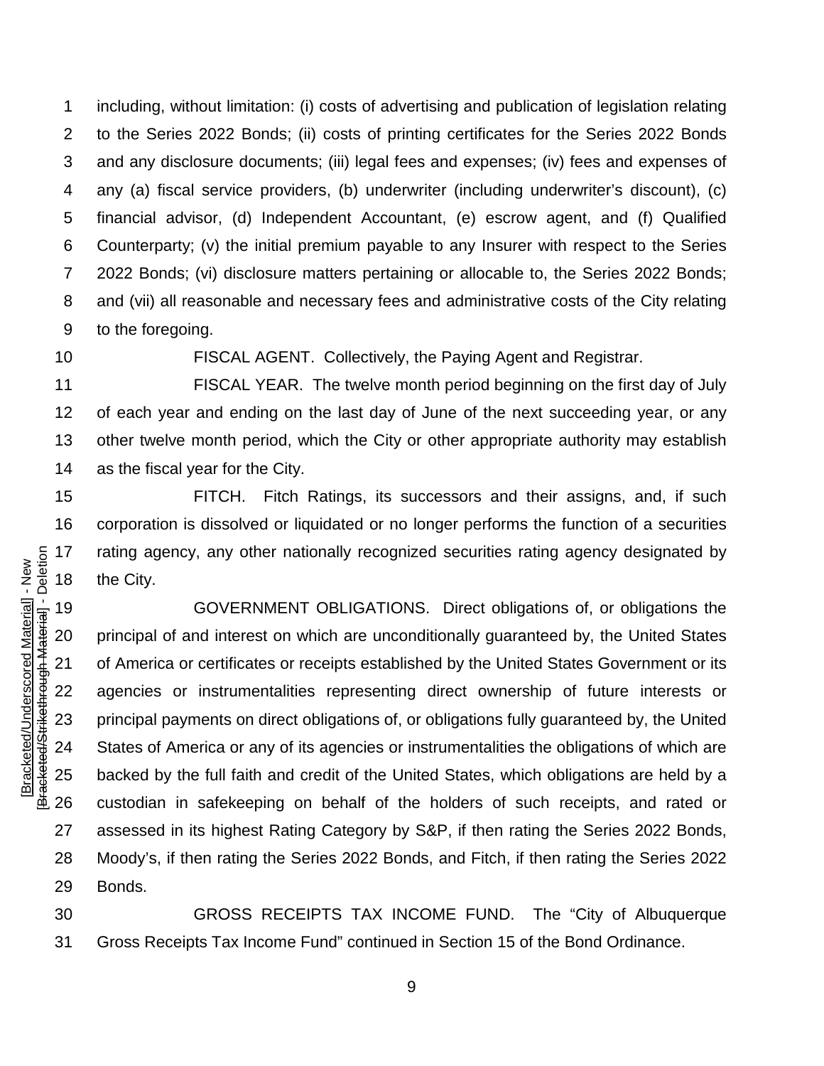including, without limitation: (i) costs of advertising and publication of legislation relating to the Series 2022 Bonds; (ii) costs of printing certificates for the Series 2022 Bonds and any disclosure documents; (iii) legal fees and expenses; (iv) fees and expenses of any (a) fiscal service providers, (b) underwriter (including underwriter's discount), (c) financial advisor, (d) Independent Accountant, (e) escrow agent, and (f) Qualified Counterparty; (v) the initial premium payable to any Insurer with respect to the Series 2022 Bonds; (vi) disclosure matters pertaining or allocable to, the Series 2022 Bonds; and (vii) all reasonable and necessary fees and administrative costs of the City relating to the foregoing.

FISCAL AGENT. Collectively, the Paying Agent and Registrar.

FISCAL YEAR. The twelve month period beginning on the first day of July of each year and ending on the last day of June of the next succeeding year, or any other twelve month period, which the City or other appropriate authority may establish as the fiscal year for the City.

FITCH. Fitch Ratings, its successors and their assigns, and, if such corporation is dissolved or liquidated or no longer performs the function of a securities rating agency, any other nationally recognized securities rating agency designated by the City.

GOVERNMENT OBLIGATIONS. Direct obligations of, or obligations the principal of and interest on which are unconditionally guaranteed by, the United States of America or certificates or receipts established by the United States Government or its agencies or instrumentalities representing direct ownership of future interests or principal payments on direct obligations of, or obligations fully guaranteed by, the United States of America or any of its agencies or instrumentalities the obligations of which are backed by the full faith and credit of the United States, which obligations are held by a custodian in safekeeping on behalf of the holders of such receipts, and rated or assessed in its highest Rating Category by S&P, if then rating the Series 2022 Bonds, Moody's, if then rating the Series 2022 Bonds, and Fitch, if then rating the Series 2022 Bonds.

GROSS RECEIPTS TAX INCOME FUND. The "City of Albuquerque Gross Receipts Tax Income Fund" continued in Section 15 of the Bond Ordinance.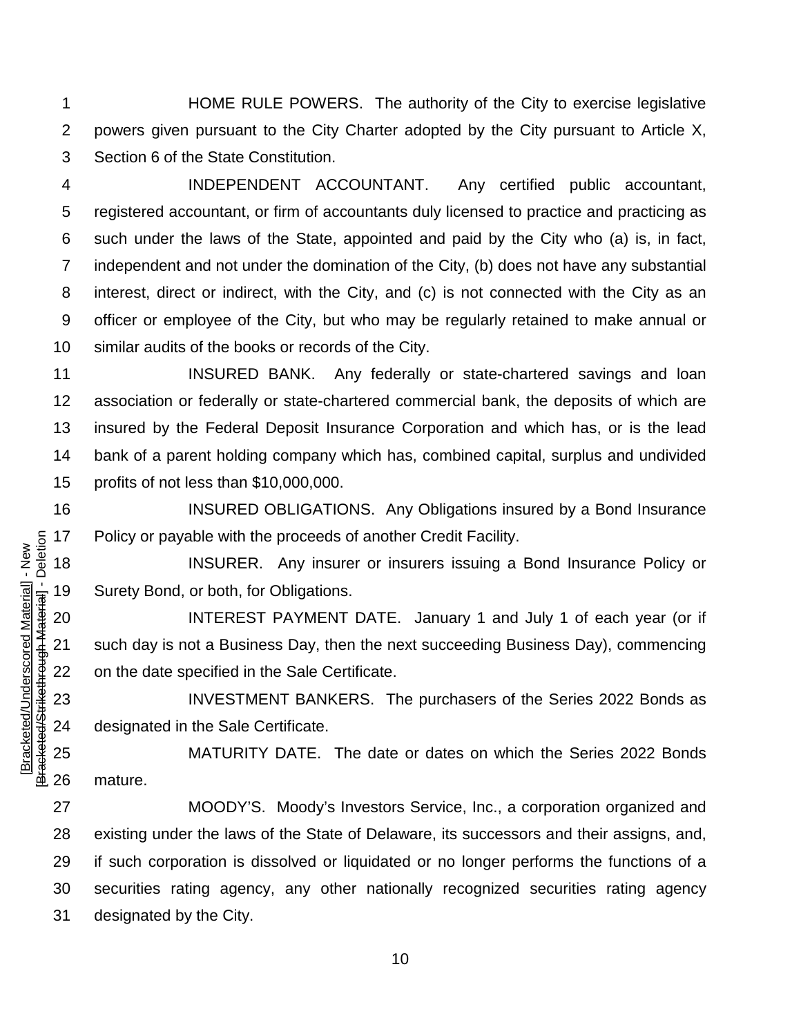HOME RULE POWERS. The authority of the City to exercise legislative powers given pursuant to the City Charter adopted by the City pursuant to Article X, Section 6 of the State Constitution.

INDEPENDENT ACCOUNTANT. Any certified public accountant, registered accountant, or firm of accountants duly licensed to practice and practicing as such under the laws of the State, appointed and paid by the City who (a) is, in fact, independent and not under the domination of the City, (b) does not have any substantial interest, direct or indirect, with the City, and (c) is not connected with the City as an officer or employee of the City, but who may be regularly retained to make annual or similar audits of the books or records of the City.

INSURED BANK. Any federally or state-chartered savings and loan association or federally or state-chartered commercial bank, the deposits of which are insured by the Federal Deposit Insurance Corporation and which has, or is the lead bank of a parent holding company which has, combined capital, surplus and undivided profits of not less than $10,000,000.

INSURED OBLIGATIONS. Any Obligations insured by a Bond Insurance Policy or payable with the proceeds of another Credit Facility.

INSURER. Any insurer or insurers issuing a Bond Insurance Policy or Surety Bond, or both, for Obligations.

INTEREST PAYMENT DATE. January 1 and July 1 of each year (or if such day is not a Business Day, then the next succeeding Business Day), commencing on the date specified in the Sale Certificate.

INVESTMENT BANKERS. The purchasers of the Series 2022 Bonds as designated in the Sale Certificate.

MATURITY DATE. The date or dates on which the Series 2022 Bonds mature.

MOODY'S. Moody's Investors Service, Inc., a corporation organized and existing under the laws of the State of Delaware, its successors and their assigns, and, if such corporation is dissolved or liquidated or no longer performs the functions of a securities rating agency, any other nationally recognized securities rating agency designated by the City.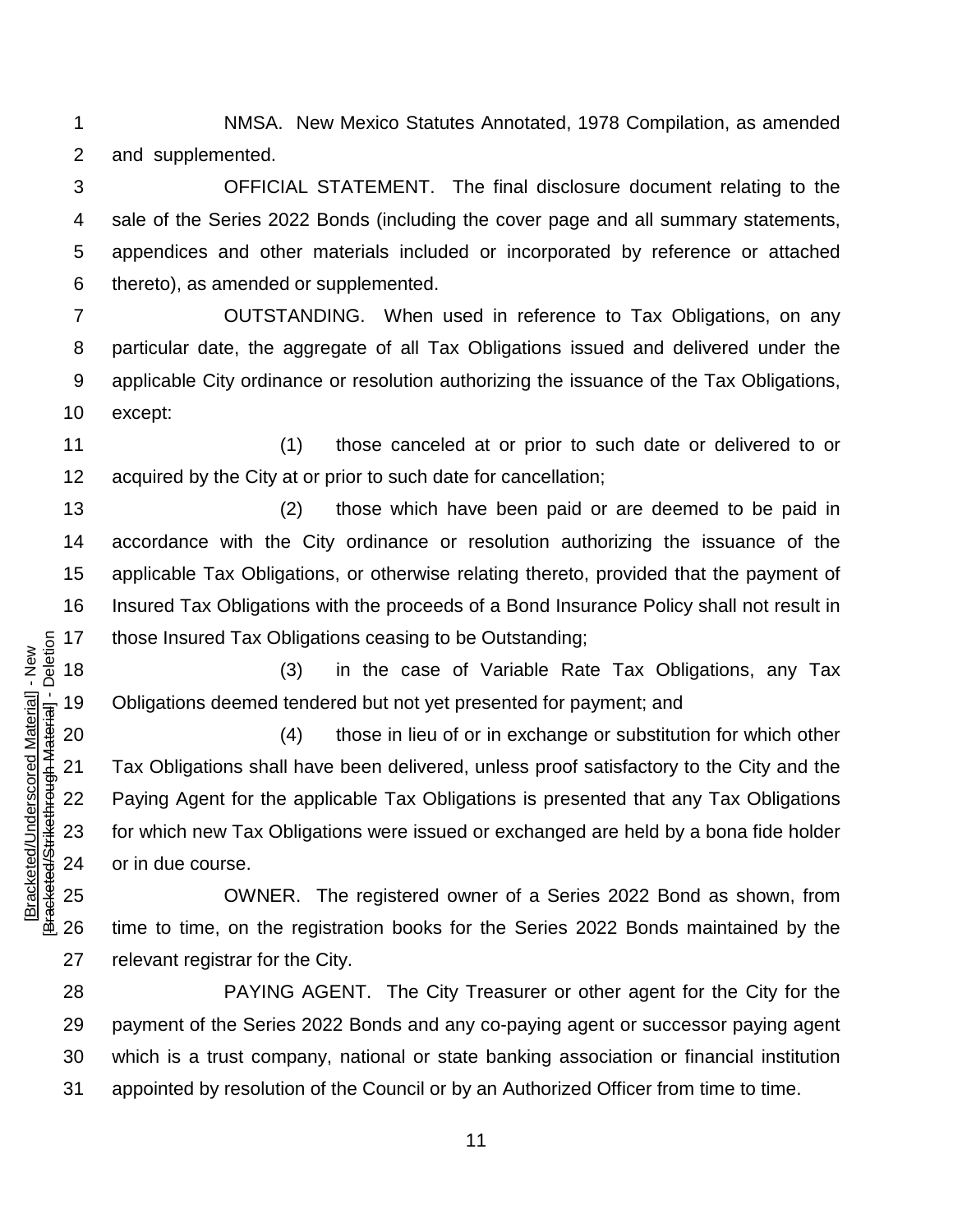NMSA. New Mexico Statutes Annotated, 1978 Compilation, as amended and supplemented.

OFFICIAL STATEMENT. The final disclosure document relating to the sale of the Series 2022 Bonds (including the cover page and all summary statements, appendices and other materials included or incorporated by reference or attached thereto), as amended or supplemented.

OUTSTANDING. When used in reference to Tax Obligations, on any particular date, the aggregate of all Tax Obligations issued and delivered under the applicable City ordinance or resolution authorizing the issuance of the Tax Obligations, except:

(1) those canceled at or prior to such date or delivered to or acquired by the City at or prior to such date for cancellation;

(2) those which have been paid or are deemed to be paid in accordance with the City ordinance or resolution authorizing the issuance of the applicable Tax Obligations, or otherwise relating thereto, provided that the payment of Insured Tax Obligations with the proceeds of a Bond Insurance Policy shall not result in those Insured Tax Obligations ceasing to be Outstanding;

(3) in the case of Variable Rate Tax Obligations, any Tax Obligations deemed tendered but not yet presented for payment; and

(4) those in lieu of or in exchange or substitution for which other Tax Obligations shall have been delivered, unless proof satisfactory to the City and the Paying Agent for the applicable Tax Obligations is presented that any Tax Obligations for which new Tax Obligations were issued or exchanged are held by a bona fide holder or in due course.

OWNER. The registered owner of a Series 2022 Bond as shown, from time to time, on the registration books for the Series 2022 Bonds maintained by the relevant registrar for the City.

PAYING AGENT. The City Treasurer or other agent for the City for the payment of the Series 2022 Bonds and any co-paying agent or successor paying agent which is a trust company, national or state banking association or financial institution appointed by resolution of the Council or by an Authorized Officer from time to time.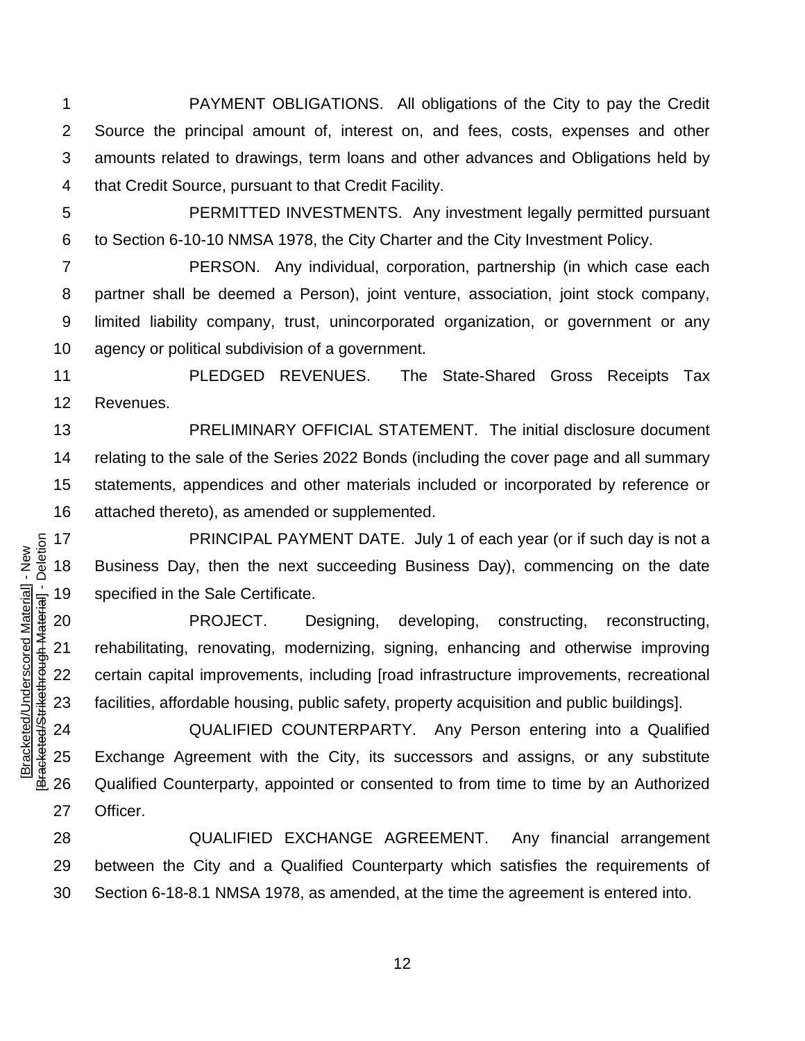PAYMENT OBLIGATIONS. All obligations of the City to pay the Credit Source the principal amount of, interest on, and fees, costs, expenses and other amounts related to drawings, term loans and other advances and Obligations held by that Credit Source, pursuant to that Credit Facility.

PERMITTED INVESTMENTS. Any investment legally permitted pursuant to Section 6-10-10 NMSA 1978, the City Charter and the City Investment Policy.

PERSON. Any individual, corporation, partnership (in which case each partner shall be deemed a Person), joint venture, association, joint stock company, limited liability company, trust, unincorporated organization, or government or any agency or political subdivision of a government.

PLEDGED REVENUES. The State-Shared Gross Receipts Tax Revenues.

PRELIMINARY OFFICIAL STATEMENT. The initial disclosure document relating to the sale of the Series 2022 Bonds (including the cover page and all summary statements, appendices and other materials included or incorporated by reference or attached thereto), as amended or supplemented.

PRINCIPAL PAYMENT DATE. July 1 of each year (or if such day is not a Business Day, then the next succeeding Business Day), commencing on the date specified in the Sale Certificate.

PROJECT. Designing, developing, constructing, reconstructing, rehabilitating, renovating, modernizing, signing, enhancing and otherwise improving certain capital improvements, including [road infrastructure improvements, recreational facilities, affordable housing, public safety, property acquisition and public buildings].

QUALIFIED COUNTERPARTY. Any Person entering into a Qualified Exchange Agreement with the City, its successors and assigns, or any substitute Qualified Counterparty, appointed or consented to from time to time by an Authorized Officer.

QUALIFIED EXCHANGE AGREEMENT. Any financial arrangement between the City and a Qualified Counterparty which satisfies the requirements of Section 6-18-8.1 NMSA 1978, as amended, at the time the agreement is entered into.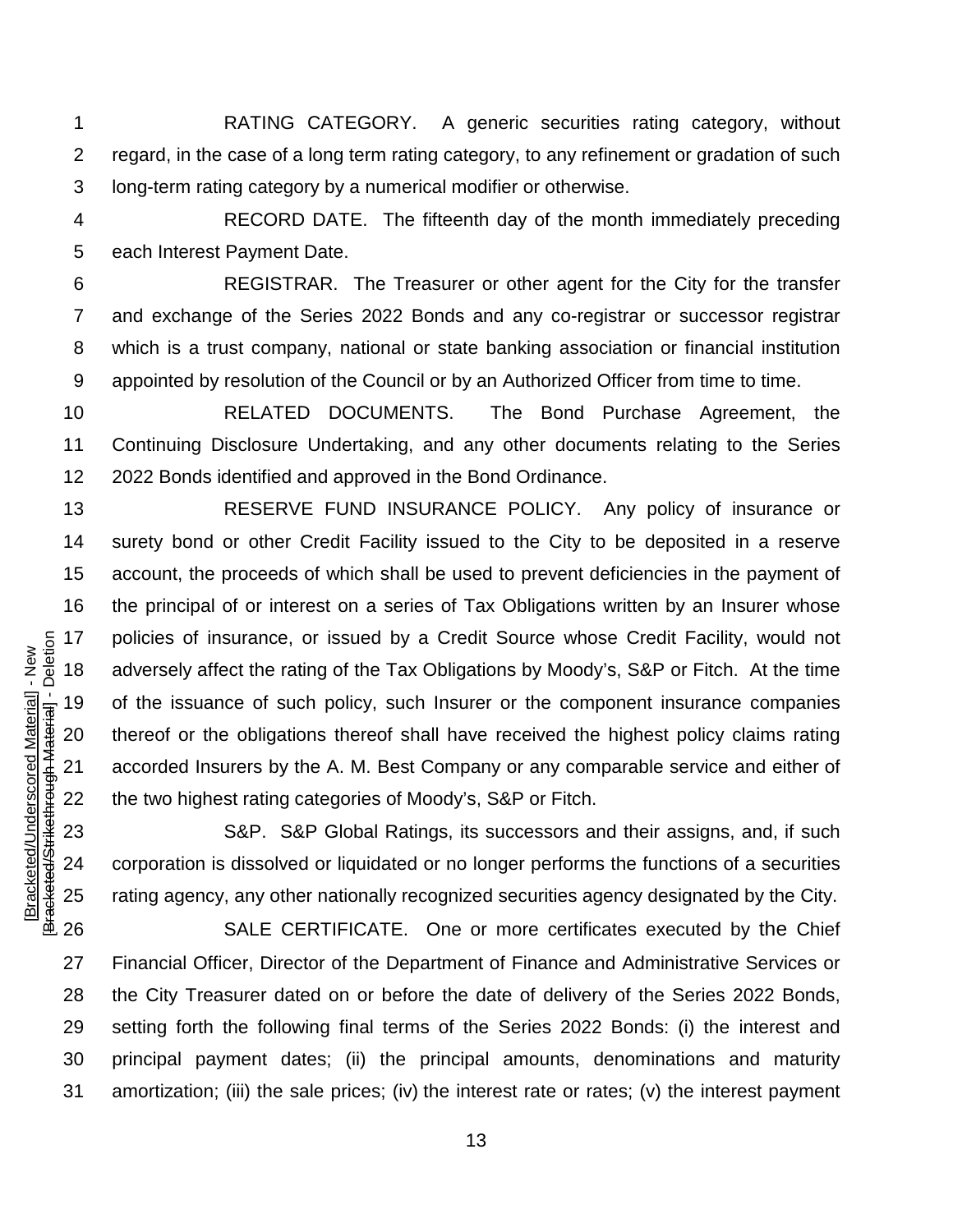RATING CATEGORY. A generic securities rating category, without regard, in the case of a long term rating category, to any refinement or gradation of such long-term rating category by a numerical modifier or otherwise.

RECORD DATE. The fifteenth day of the month immediately preceding each Interest Payment Date.

REGISTRAR. The Treasurer or other agent for the City for the transfer and exchange of the Series 2022 Bonds and any co-registrar or successor registrar which is a trust company, national or state banking association or financial institution appointed by resolution of the Council or by an Authorized Officer from time to time.

RELATED DOCUMENTS. The Bond Purchase Agreement, the Continuing Disclosure Undertaking, and any other documents relating to the Series 2022 Bonds identified and approved in the Bond Ordinance.

RESERVE FUND INSURANCE POLICY. Any policy of insurance or surety bond or other Credit Facility issued to the City to be deposited in a reserve account, the proceeds of which shall be used to prevent deficiencies in the payment of the principal of or interest on a series of Tax Obligations written by an Insurer whose policies of insurance, or issued by a Credit Source whose Credit Facility, would not adversely affect the rating of the Tax Obligations by Moody's, S&P or Fitch. At the time of the issuance of such policy, such Insurer or the component insurance companies thereof or the obligations thereof shall have received the highest policy claims rating accorded Insurers by the A. M. Best Company or any comparable service and either of the two highest rating categories of Moody's, S&P or Fitch.

S&P. S&P Global Ratings, its successors and their assigns, and, if such corporation is dissolved or liquidated or no longer performs the functions of a securities rating agency, any other nationally recognized securities agency designated by the City.

SALE CERTIFICATE. One or more certificates executed by the Chief Financial Officer, Director of the Department of Finance and Administrative Services or the City Treasurer dated on or before the date of delivery of the Series 2022 Bonds, setting forth the following final terms of the Series 2022 Bonds: (i) the interest and principal payment dates; (ii) the principal amounts, denominations and maturity amortization; (iii) the sale prices; (iv) the interest rate or rates; (v) the interest payment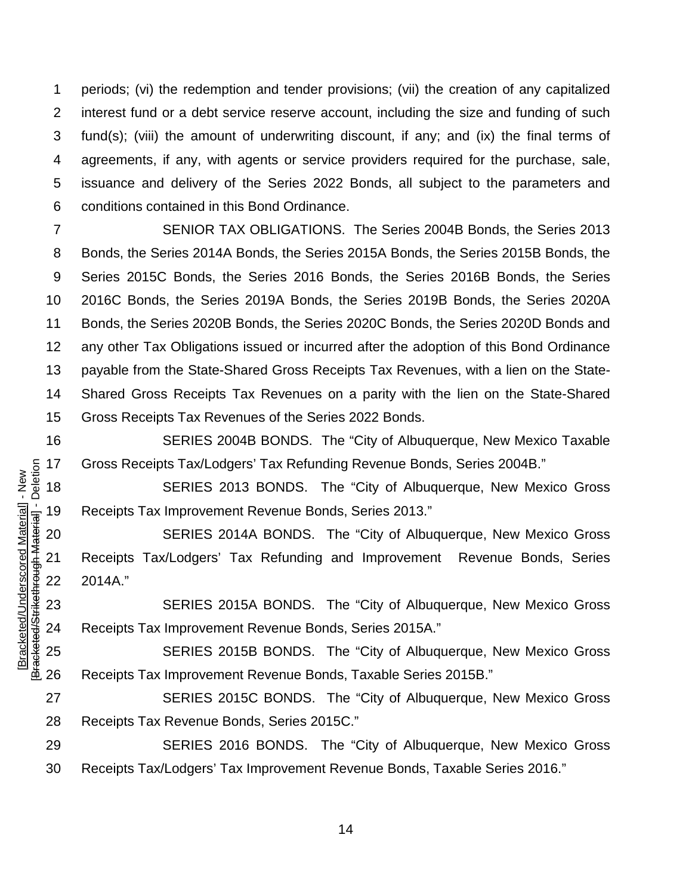periods; (vi) the redemption and tender provisions; (vii) the creation of any capitalized interest fund or a debt service reserve account, including the size and funding of such fund(s); (viii) the amount of underwriting discount, if any; and (ix) the final terms of agreements, if any, with agents or service providers required for the purchase, sale, issuance and delivery of the Series 2022 Bonds, all subject to the parameters and conditions contained in this Bond Ordinance.

SENIOR TAX OBLIGATIONS. The Series 2004B Bonds, the Series 2013 Bonds, the Series 2014A Bonds, the Series 2015A Bonds, the Series 2015B Bonds, the Series 2015C Bonds, the Series 2016 Bonds, the Series 2016B Bonds, the Series 2016C Bonds, the Series 2019A Bonds, the Series 2019B Bonds, the Series 2020A Bonds, the Series 2020B Bonds, the Series 2020C Bonds, the Series 2020D Bonds and any other Tax Obligations issued or incurred after the adoption of this Bond Ordinance payable from the State-Shared Gross Receipts Tax Revenues, with a lien on the State-Shared Gross Receipts Tax Revenues on a parity with the lien on the State-Shared Gross Receipts Tax Revenues of the Series 2022 Bonds.

SERIES 2004B BONDS. The "City of Albuquerque, New Mexico Taxable Gross Receipts Tax/Lodgers' Tax Refunding Revenue Bonds, Series 2004B."

SERIES 2013 BONDS. The "City of Albuquerque, New Mexico Gross Receipts Tax Improvement Revenue Bonds, Series 2013."

SERIES 2014A BONDS. The "City of Albuquerque, New Mexico Gross Receipts Tax/Lodgers' Tax Refunding and Improvement Revenue Bonds, Series 2014A."

SERIES 2015A BONDS. The "City of Albuquerque, New Mexico Gross Receipts Tax Improvement Revenue Bonds, Series 2015A."

SERIES 2015B BONDS. The "City of Albuquerque, New Mexico Gross Receipts Tax Improvement Revenue Bonds, Taxable Series 2015B."

SERIES 2015C BONDS. The "City of Albuquerque, New Mexico Gross Receipts Tax Revenue Bonds, Series 2015C."

SERIES 2016 BONDS. The "City of Albuquerque, New Mexico Gross Receipts Tax/Lodgers' Tax Improvement Revenue Bonds, Taxable Series 2016."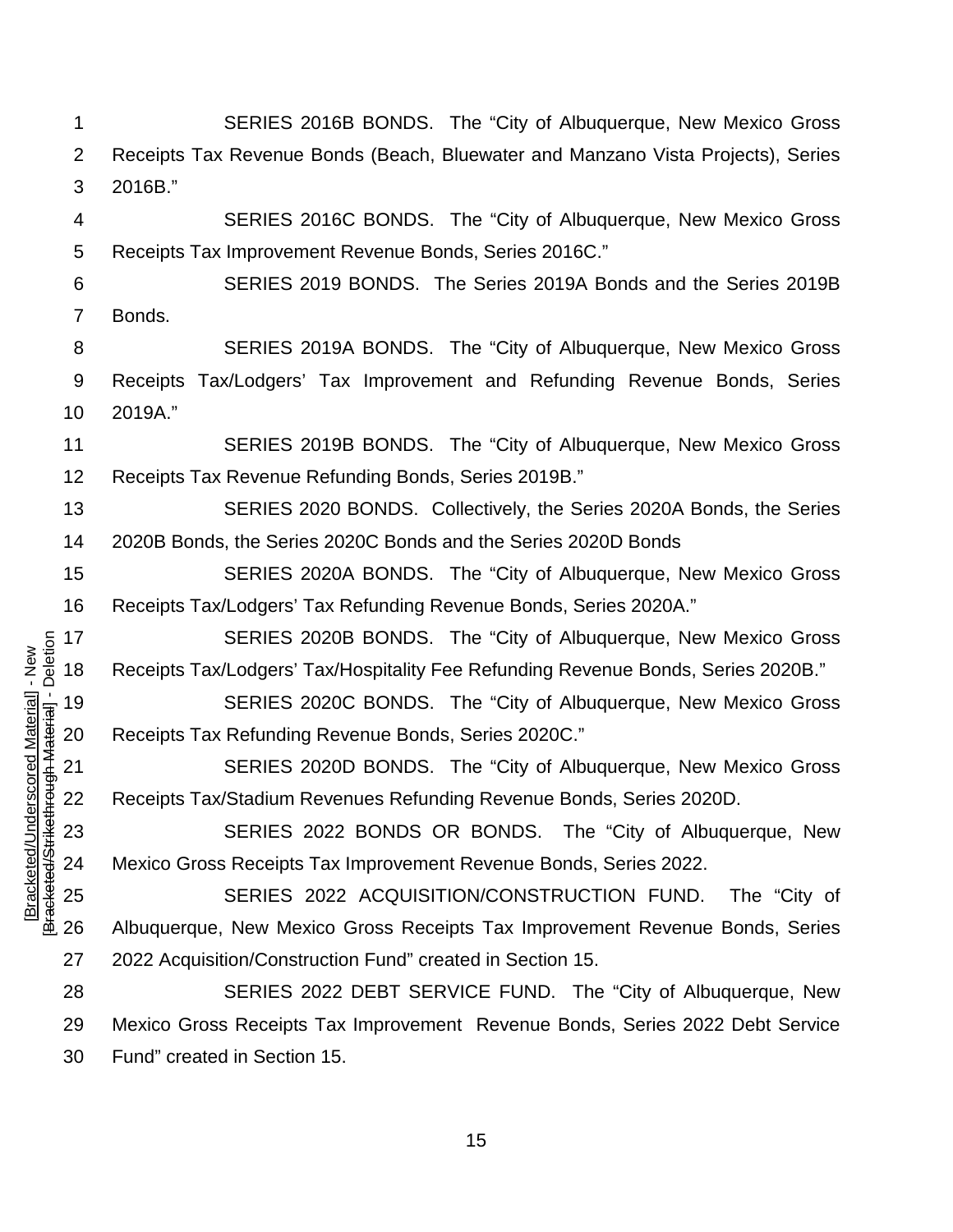SERIES 2016B BONDS. The "City of Albuquerque, New Mexico Gross Receipts Tax Revenue Bonds (Beach, Bluewater and Manzano Vista Projects), Series 2016B."

SERIES 2016C BONDS. The "City of Albuquerque, New Mexico Gross Receipts Tax Improvement Revenue Bonds, Series 2016C."

SERIES 2019 BONDS. The Series 2019A Bonds and the Series 2019B Bonds.

SERIES 2019A BONDS. The "City of Albuquerque, New Mexico Gross Receipts Tax/Lodgers' Tax Improvement and Refunding Revenue Bonds, Series 2019A."

SERIES 2019B BONDS. The "City of Albuquerque, New Mexico Gross Receipts Tax Revenue Refunding Bonds, Series 2019B."

SERIES 2020 BONDS. Collectively, the Series 2020A Bonds, the Series 2020B Bonds, the Series 2020C Bonds and the Series 2020D Bonds

SERIES 2020A BONDS. The "City of Albuquerque, New Mexico Gross Receipts Tax/Lodgers' Tax Refunding Revenue Bonds, Series 2020A."

SERIES 2020B BONDS. The "City of Albuquerque, New Mexico Gross Receipts Tax/Lodgers' Tax/Hospitality Fee Refunding Revenue Bonds, Series 2020B."

SERIES 2020C BONDS. The "City of Albuquerque, New Mexico Gross Receipts Tax Refunding Revenue Bonds, Series 2020C."

SERIES 2020D BONDS. The "City of Albuquerque, New Mexico Gross Receipts Tax/Stadium Revenues Refunding Revenue Bonds, Series 2020D.

SERIES 2022 BONDS OR BONDS. The "City of Albuquerque, New Mexico Gross Receipts Tax Improvement Revenue Bonds, Series 2022.

SERIES 2022 ACQUISITION/CONSTRUCTION FUND. The "City of Albuquerque, New Mexico Gross Receipts Tax Improvement Revenue Bonds, Series 2022 Acquisition/Construction Fund" created in Section 15.

SERIES 2022 DEBT SERVICE FUND. The "City of Albuquerque, New Mexico Gross Receipts Tax Improvement Revenue Bonds, Series 2022 Debt Service Fund" created in Section 15.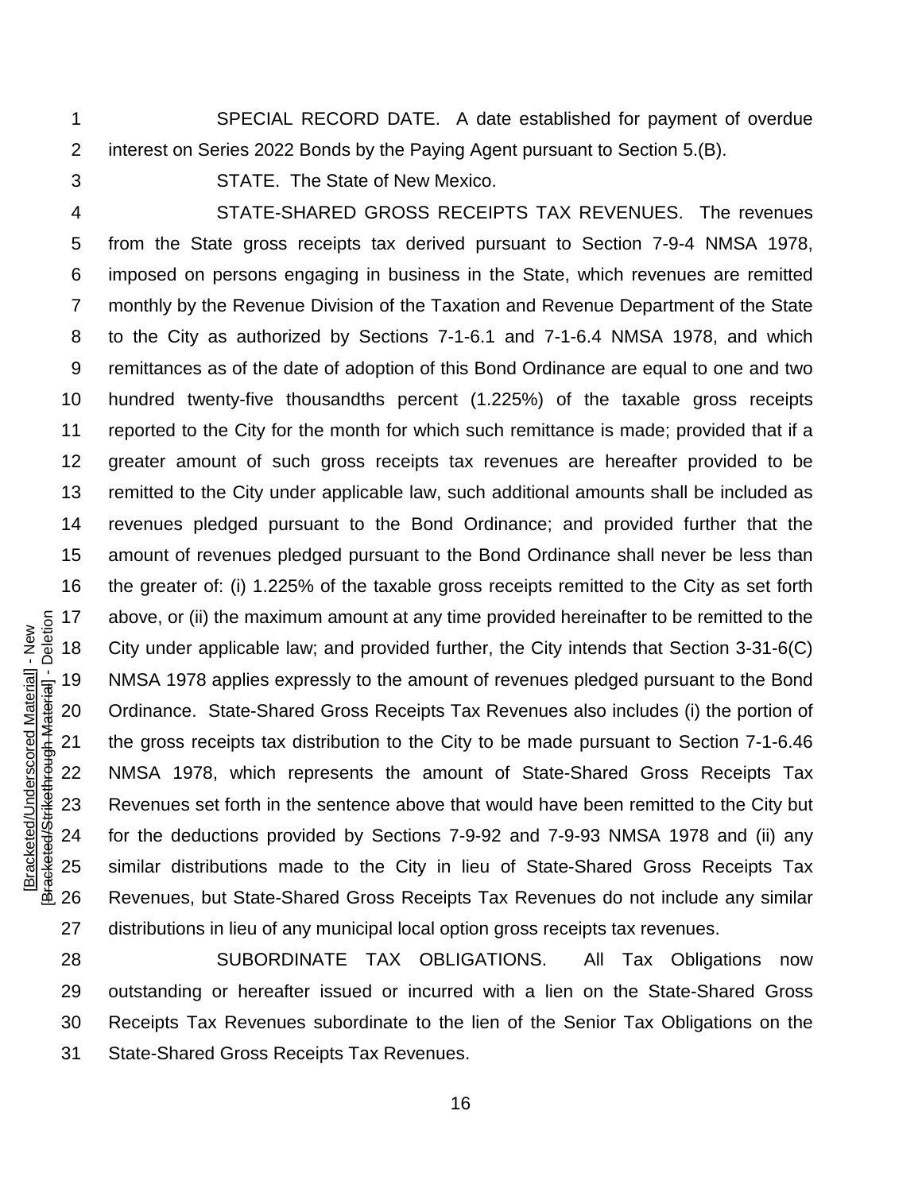SPECIAL RECORD DATE. A date established for payment of overdue interest on Series 2022 Bonds by the Paying Agent pursuant to Section 5.(B).

STATE. The State of New Mexico.

STATE-SHARED GROSS RECEIPTS TAX REVENUES. The revenues from the State gross receipts tax derived pursuant to Section 7-9-4 NMSA 1978, imposed on persons engaging in business in the State, which revenues are remitted monthly by the Revenue Division of the Taxation and Revenue Department of the State to the City as authorized by Sections 7-1-6.1 and 7-1-6.4 NMSA 1978, and which remittances as of the date of adoption of this Bond Ordinance are equal to one and two hundred twenty-five thousandths percent (1.225%) of the taxable gross receipts reported to the City for the month for which such remittance is made; provided that if a greater amount of such gross receipts tax revenues are hereafter provided to be remitted to the City under applicable law, such additional amounts shall be included as revenues pledged pursuant to the Bond Ordinance; and provided further that the amount of revenues pledged pursuant to the Bond Ordinance shall never be less than the greater of: (i) 1.225% of the taxable gross receipts remitted to the City as set forth above, or (ii) the maximum amount at any time provided hereinafter to be remitted to the City under applicable law; and provided further, the City intends that Section 3-31-6(C) NMSA 1978 applies expressly to the amount of revenues pledged pursuant to the Bond Ordinance. State-Shared Gross Receipts Tax Revenues also includes (i) the portion of the gross receipts tax distribution to the City to be made pursuant to Section 7-1-6.46 NMSA 1978, which represents the amount of State-Shared Gross Receipts Tax Revenues set forth in the sentence above that would have been remitted to the City but for the deductions provided by Sections 7-9-92 and 7-9-93 NMSA 1978 and (ii) any similar distributions made to the City in lieu of State-Shared Gross Receipts Tax Revenues, but State-Shared Gross Receipts Tax Revenues do not include any similar distributions in lieu of any municipal local option gross receipts tax revenues.

SUBORDINATE TAX OBLIGATIONS. All Tax Obligations now outstanding or hereafter issued or incurred with a lien on the State-Shared Gross Receipts Tax Revenues subordinate to the lien of the Senior Tax Obligations on the State-Shared Gross Receipts Tax Revenues.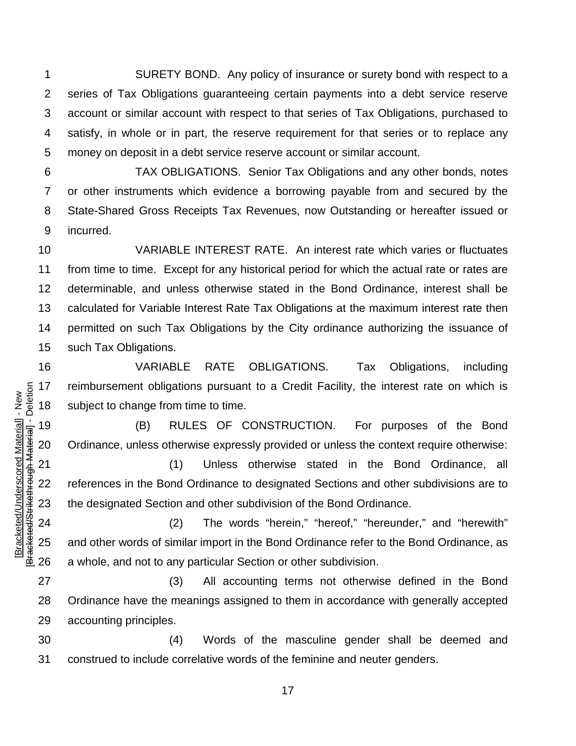SURETY BOND. Any policy of insurance or surety bond with respect to a series of Tax Obligations guaranteeing certain payments into a debt service reserve account or similar account with respect to that series of Tax Obligations, purchased to satisfy, in whole or in part, the reserve requirement for that series or to replace any money on deposit in a debt service reserve account or similar account.

TAX OBLIGATIONS. Senior Tax Obligations and any other bonds, notes or other instruments which evidence a borrowing payable from and secured by the State-Shared Gross Receipts Tax Revenues, now Outstanding or hereafter issued or incurred.

VARIABLE INTEREST RATE. An interest rate which varies or fluctuates from time to time. Except for any historical period for which the actual rate or rates are determinable, and unless otherwise stated in the Bond Ordinance, interest shall be calculated for Variable Interest Rate Tax Obligations at the maximum interest rate then permitted on such Tax Obligations by the City ordinance authorizing the issuance of such Tax Obligations.

VARIABLE RATE OBLIGATIONS. Tax Obligations, including reimbursement obligations pursuant to a Credit Facility, the interest rate on which is subject to change from time to time.

(B) RULES OF CONSTRUCTION. For purposes of the Bond Ordinance, unless otherwise expressly provided or unless the context require otherwise:

(1) Unless otherwise stated in the Bond Ordinance, all references in the Bond Ordinance to designated Sections and other subdivisions are to the designated Section and other subdivision of the Bond Ordinance.

(2) The words "herein," "hereof," "hereunder," and "herewith" and other words of similar import in the Bond Ordinance refer to the Bond Ordinance, as a whole, and not to any particular Section or other subdivision.

(3) All accounting terms not otherwise defined in the Bond Ordinance have the meanings assigned to them in accordance with generally accepted accounting principles.

(4) Words of the masculine gender shall be deemed and construed to include correlative words of the feminine and neuter genders.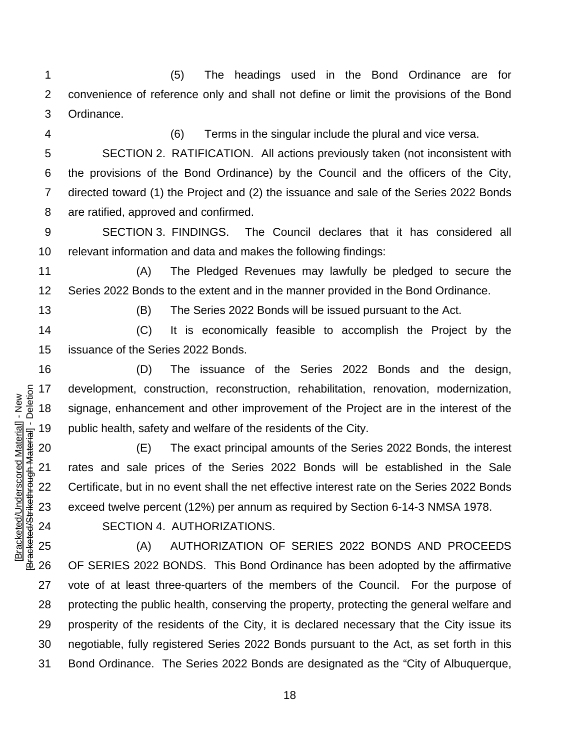(5) The headings used in the Bond Ordinance are for convenience of reference only and shall not define or limit the provisions of the Bond Ordinance.

(6) Terms in the singular include the plural and vice versa.

SECTION 2. RATIFICATION. All actions previously taken (not inconsistent with the provisions of the Bond Ordinance) by the Council and the officers of the City, directed toward (1) the Project and (2) the issuance and sale of the Series 2022 Bonds are ratified, approved and confirmed.

SECTION 3. FINDINGS. The Council declares that it has considered all relevant information and data and makes the following findings:

(A) The Pledged Revenues may lawfully be pledged to secure the Series 2022 Bonds to the extent and in the manner provided in the Bond Ordinance.

(B) The Series 2022 Bonds will be issued pursuant to the Act.

(C) It is economically feasible to accomplish the Project by the issuance of the Series 2022 Bonds.

(D) The issuance of the Series 2022 Bonds and the design, development, construction, reconstruction, rehabilitation, renovation, modernization, signage, enhancement and other improvement of the Project are in the interest of the public health, safety and welfare of the residents of the City.

(E) The exact principal amounts of the Series 2022 Bonds, the interest rates and sale prices of the Series 2022 Bonds will be established in the Sale Certificate, but in no event shall the net effective interest rate on the Series 2022 Bonds exceed twelve percent (12%) per annum as required by Section 6-14-3 NMSA 1978.

SECTION 4. AUTHORIZATIONS.

(A) AUTHORIZATION OF SERIES 2022 BONDS AND PROCEEDS OF SERIES 2022 BONDS. This Bond Ordinance has been adopted by the affirmative vote of at least three-quarters of the members of the Council. For the purpose of protecting the public health, conserving the property, protecting the general welfare and prosperity of the residents of the City, it is declared necessary that the City issue its negotiable, fully registered Series 2022 Bonds pursuant to the Act, as set forth in this Bond Ordinance. The Series 2022 Bonds are designated as the "City of Albuquerque,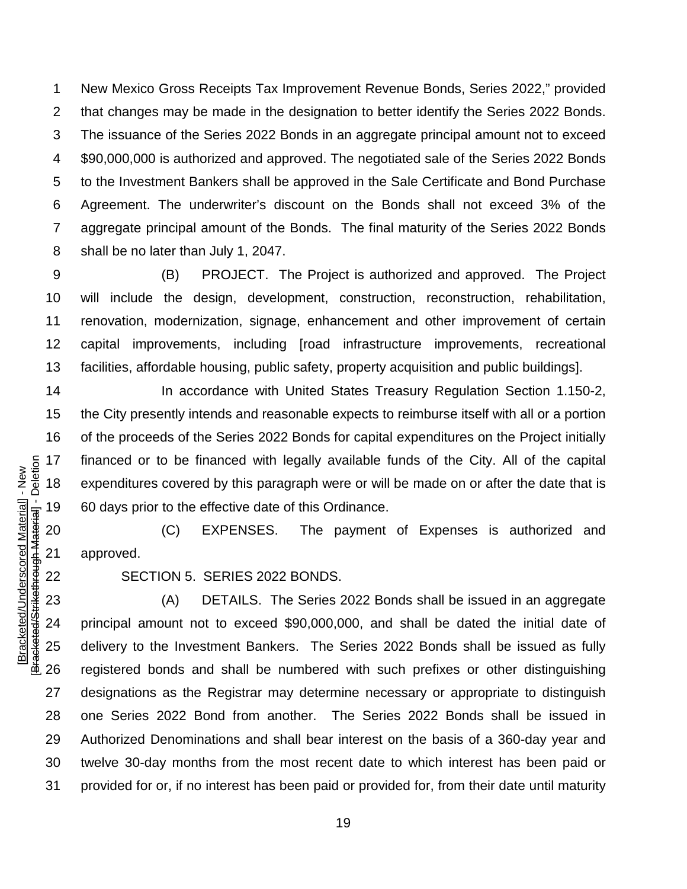New Mexico Gross Receipts Tax Improvement Revenue Bonds, Series 2022," provided that changes may be made in the designation to better identify the Series 2022 Bonds. The issuance of the Series 2022 Bonds in an aggregate principal amount not to exceed $90,000,000 is authorized and approved. The negotiated sale of the Series 2022 Bonds to the Investment Bankers shall be approved in the Sale Certificate and Bond Purchase Agreement. The underwriter's discount on the Bonds shall not exceed 3% of the aggregate principal amount of the Bonds. The final maturity of the Series 2022 Bonds shall be no later than July 1, 2047.

(B) PROJECT. The Project is authorized and approved. The Project will include the design, development, construction, reconstruction, rehabilitation, renovation, modernization, signage, enhancement and other improvement of certain capital improvements, including [road infrastructure improvements, recreational facilities, affordable housing, public safety, property acquisition and public buildings].

In accordance with United States Treasury Regulation Section 1.150-2, the City presently intends and reasonable expects to reimburse itself with all or a portion of the proceeds of the Series 2022 Bonds for capital expenditures on the Project initially financed or to be financed with legally available funds of the City. All of the capital expenditures covered by this paragraph were or will be made on or after the date that is 60 days prior to the effective date of this Ordinance.

(C) EXPENSES. The payment of Expenses is authorized and approved.

SECTION 5. SERIES 2022 BONDS.

(A) DETAILS. The Series 2022 Bonds shall be issued in an aggregate principal amount not to exceed $90,000,000, and shall be dated the initial date of delivery to the Investment Bankers. The Series 2022 Bonds shall be issued as fully registered bonds and shall be numbered with such prefixes or other distinguishing designations as the Registrar may determine necessary or appropriate to distinguish one Series 2022 Bond from another. The Series 2022 Bonds shall be issued in Authorized Denominations and shall bear interest on the basis of a 360-day year and twelve 30-day months from the most recent date to which interest has been paid or provided for or, if no interest has been paid or provided for, from their date until maturity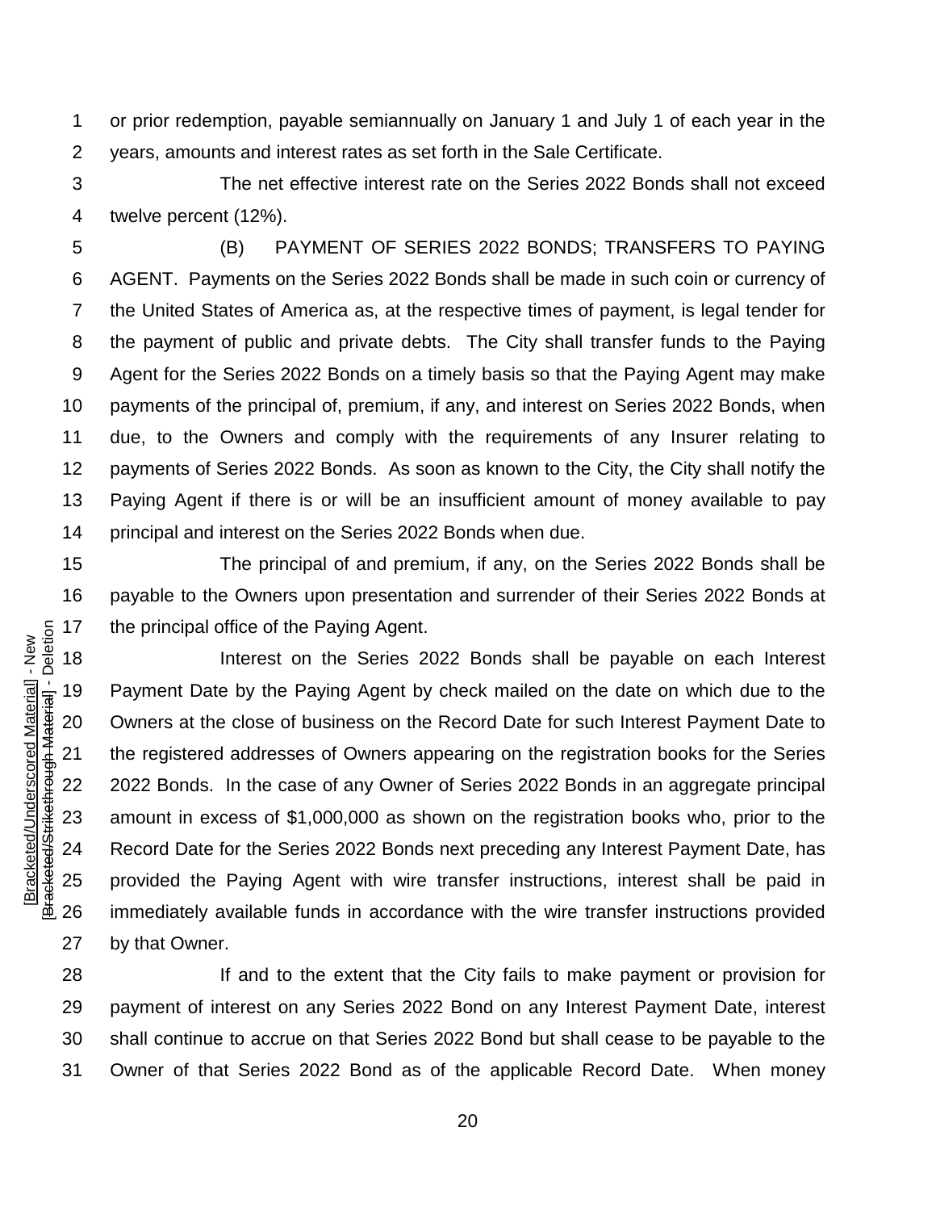or prior redemption, payable semiannually on January 1 and July 1 of each year in the years, amounts and interest rates as set forth in the Sale Certificate.

The net effective interest rate on the Series 2022 Bonds shall not exceed twelve percent (12%).

(B) PAYMENT OF SERIES 2022 BONDS; TRANSFERS TO PAYING AGENT. Payments on the Series 2022 Bonds shall be made in such coin or currency of the United States of America as, at the respective times of payment, is legal tender for the payment of public and private debts. The City shall transfer funds to the Paying Agent for the Series 2022 Bonds on a timely basis so that the Paying Agent may make payments of the principal of, premium, if any, and interest on Series 2022 Bonds, when due, to the Owners and comply with the requirements of any Insurer relating to payments of Series 2022 Bonds. As soon as known to the City, the City shall notify the Paying Agent if there is or will be an insufficient amount of money available to pay principal and interest on the Series 2022 Bonds when due.

The principal of and premium, if any, on the Series 2022 Bonds shall be payable to the Owners upon presentation and surrender of their Series 2022 Bonds at the principal office of the Paying Agent.

Interest on the Series 2022 Bonds shall be payable on each Interest Payment Date by the Paying Agent by check mailed on the date on which due to the Owners at the close of business on the Record Date for such Interest Payment Date to the registered addresses of Owners appearing on the registration books for the Series 2022 Bonds. In the case of any Owner of Series 2022 Bonds in an aggregate principal amount in excess of $1,000,000 as shown on the registration books who, prior to the Record Date for the Series 2022 Bonds next preceding any Interest Payment Date, has provided the Paying Agent with wire transfer instructions, interest shall be paid in immediately available funds in accordance with the wire transfer instructions provided by that Owner.

If and to the extent that the City fails to make payment or provision for payment of interest on any Series 2022 Bond on any Interest Payment Date, interest shall continue to accrue on that Series 2022 Bond but shall cease to be payable to the Owner of that Series 2022 Bond as of the applicable Record Date. When money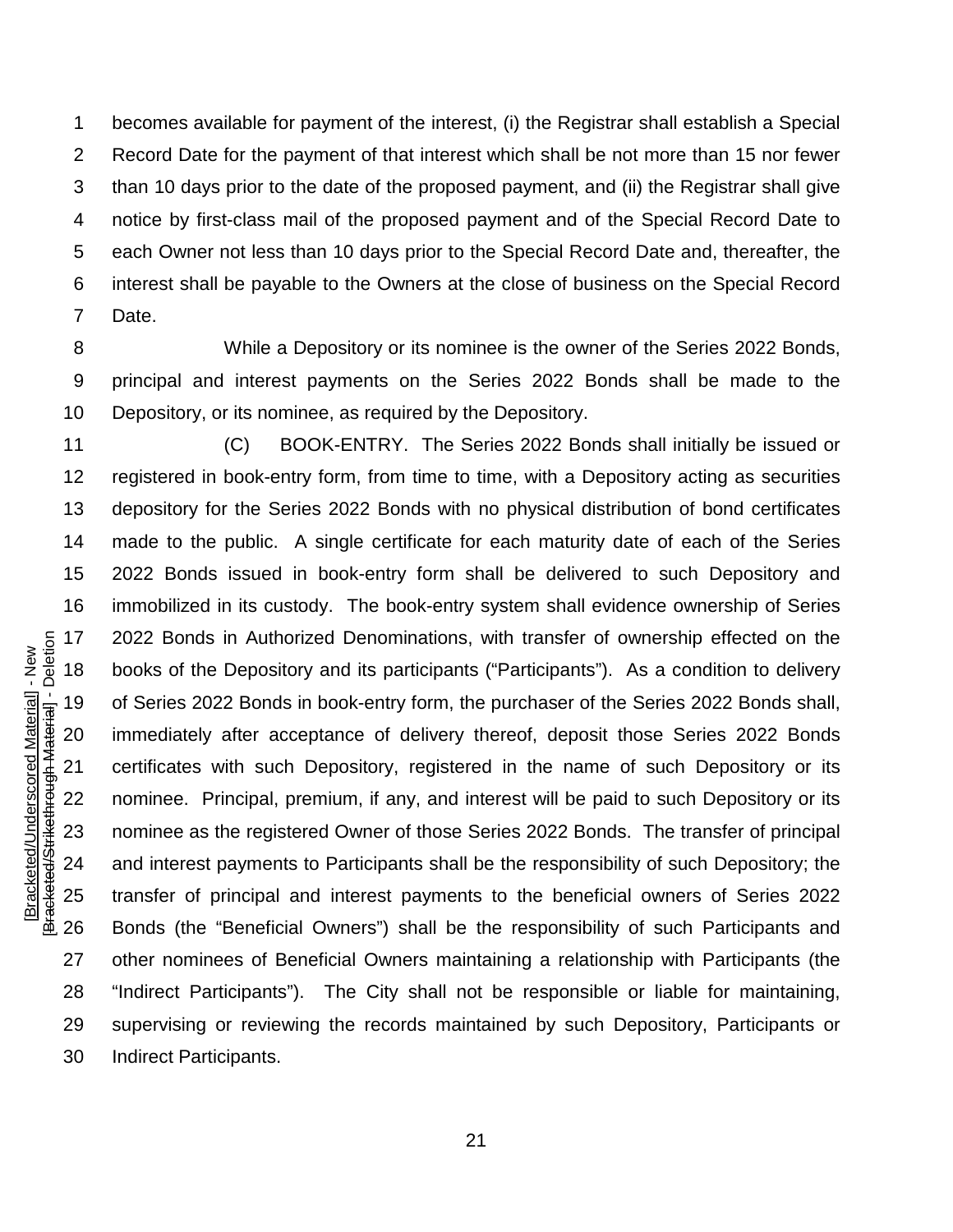becomes available for payment of the interest, (i) the Registrar shall establish a Special Record Date for the payment of that interest which shall be not more than 15 nor fewer than 10 days prior to the date of the proposed payment, and (ii) the Registrar shall give notice by first-class mail of the proposed payment and of the Special Record Date to each Owner not less than 10 days prior to the Special Record Date and, thereafter, the interest shall be payable to the Owners at the close of business on the Special Record Date.

While a Depository or its nominee is the owner of the Series 2022 Bonds, principal and interest payments on the Series 2022 Bonds shall be made to the Depository, or its nominee, as required by the Depository.

(C) BOOK-ENTRY. The Series 2022 Bonds shall initially be issued or registered in book-entry form, from time to time, with a Depository acting as securities depository for the Series 2022 Bonds with no physical distribution of bond certificates made to the public. A single certificate for each maturity date of each of the Series 2022 Bonds issued in book-entry form shall be delivered to such Depository and immobilized in its custody. The book-entry system shall evidence ownership of Series 2022 Bonds in Authorized Denominations, with transfer of ownership effected on the books of the Depository and its participants ("Participants"). As a condition to delivery of Series 2022 Bonds in book-entry form, the purchaser of the Series 2022 Bonds shall, immediately after acceptance of delivery thereof, deposit those Series 2022 Bonds certificates with such Depository, registered in the name of such Depository or its nominee. Principal, premium, if any, and interest will be paid to such Depository or its nominee as the registered Owner of those Series 2022 Bonds. The transfer of principal and interest payments to Participants shall be the responsibility of such Depository; the transfer of principal and interest payments to the beneficial owners of Series 2022 Bonds (the "Beneficial Owners") shall be the responsibility of such Participants and other nominees of Beneficial Owners maintaining a relationship with Participants (the "Indirect Participants"). The City shall not be responsible or liable for maintaining, supervising or reviewing the records maintained by such Depository, Participants or Indirect Participants.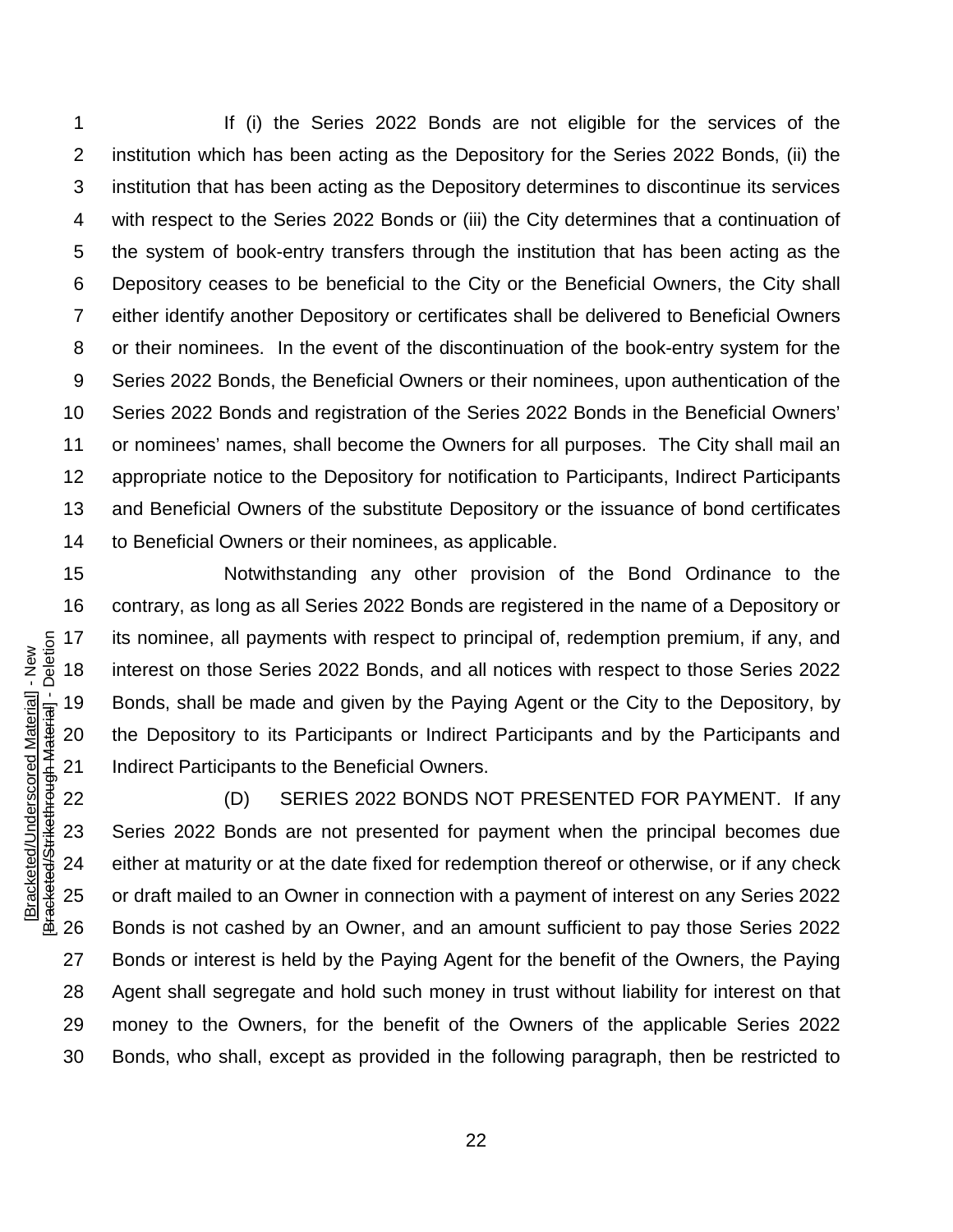If (i) the Series 2022 Bonds are not eligible for the services of the institution which has been acting as the Depository for the Series 2022 Bonds, (ii) the institution that has been acting as the Depository determines to discontinue its services with respect to the Series 2022 Bonds or (iii) the City determines that a continuation of the system of book-entry transfers through the institution that has been acting as the Depository ceases to be beneficial to the City or the Beneficial Owners, the City shall either identify another Depository or certificates shall be delivered to Beneficial Owners or their nominees. In the event of the discontinuation of the book-entry system for the Series 2022 Bonds, the Beneficial Owners or their nominees, upon authentication of the Series 2022 Bonds and registration of the Series 2022 Bonds in the Beneficial Owners' or nominees' names, shall become the Owners for all purposes. The City shall mail an appropriate notice to the Depository for notification to Participants, Indirect Participants and Beneficial Owners of the substitute Depository or the issuance of bond certificates to Beneficial Owners or their nominees, as applicable.

Notwithstanding any other provision of the Bond Ordinance to the contrary, as long as all Series 2022 Bonds are registered in the name of a Depository or its nominee, all payments with respect to principal of, redemption premium, if any, and interest on those Series 2022 Bonds, and all notices with respect to those Series 2022 Bonds, shall be made and given by the Paying Agent or the City to the Depository, by the Depository to its Participants or Indirect Participants and by the Participants and Indirect Participants to the Beneficial Owners.

(D) SERIES 2022 BONDS NOT PRESENTED FOR PAYMENT. If any Series 2022 Bonds are not presented for payment when the principal becomes due either at maturity or at the date fixed for redemption thereof or otherwise, or if any check or draft mailed to an Owner in connection with a payment of interest on any Series 2022 Bonds is not cashed by an Owner, and an amount sufficient to pay those Series 2022 Bonds or interest is held by the Paying Agent for the benefit of the Owners, the Paying Agent shall segregate and hold such money in trust without liability for interest on that money to the Owners, for the benefit of the Owners of the applicable Series 2022 Bonds, who shall, except as provided in the following paragraph, then be restricted to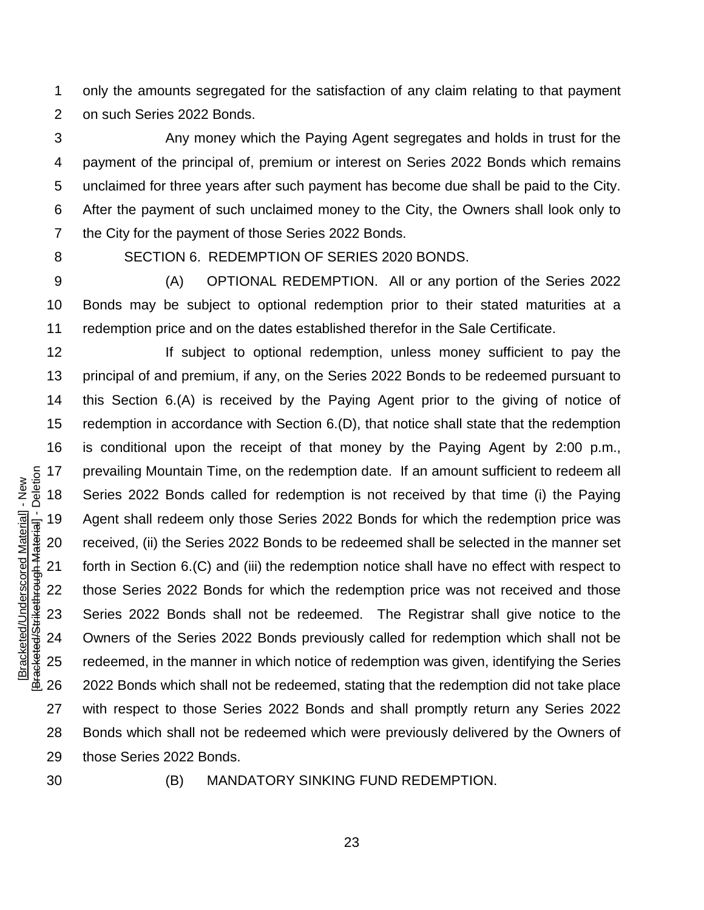only the amounts segregated for the satisfaction of any claim relating to that payment on such Series 2022 Bonds.

Any money which the Paying Agent segregates and holds in trust for the payment of the principal of, premium or interest on Series 2022 Bonds which remains unclaimed for three years after such payment has become due shall be paid to the City. After the payment of such unclaimed money to the City, the Owners shall look only to the City for the payment of those Series 2022 Bonds.

SECTION 6. REDEMPTION OF SERIES 2020 BONDS.

(A) OPTIONAL REDEMPTION. All or any portion of the Series 2022 Bonds may be subject to optional redemption prior to their stated maturities at a redemption price and on the dates established therefor in the Sale Certificate.

If subject to optional redemption, unless money sufficient to pay the principal of and premium, if any, on the Series 2022 Bonds to be redeemed pursuant to this Section 6.(A) is received by the Paying Agent prior to the giving of notice of redemption in accordance with Section 6.(D), that notice shall state that the redemption is conditional upon the receipt of that money by the Paying Agent by 2:00 p.m., prevailing Mountain Time, on the redemption date. If an amount sufficient to redeem all Series 2022 Bonds called for redemption is not received by that time (i) the Paying Agent shall redeem only those Series 2022 Bonds for which the redemption price was received, (ii) the Series 2022 Bonds to be redeemed shall be selected in the manner set forth in Section 6.(C) and (iii) the redemption notice shall have no effect with respect to those Series 2022 Bonds for which the redemption price was not received and those Series 2022 Bonds shall not be redeemed. The Registrar shall give notice to the Owners of the Series 2022 Bonds previously called for redemption which shall not be redeemed, in the manner in which notice of redemption was given, identifying the Series 2022 Bonds which shall not be redeemed, stating that the redemption did not take place with respect to those Series 2022 Bonds and shall promptly return any Series 2022 Bonds which shall not be redeemed which were previously delivered by the Owners of those Series 2022 Bonds.

(B) MANDATORY SINKING FUND REDEMPTION.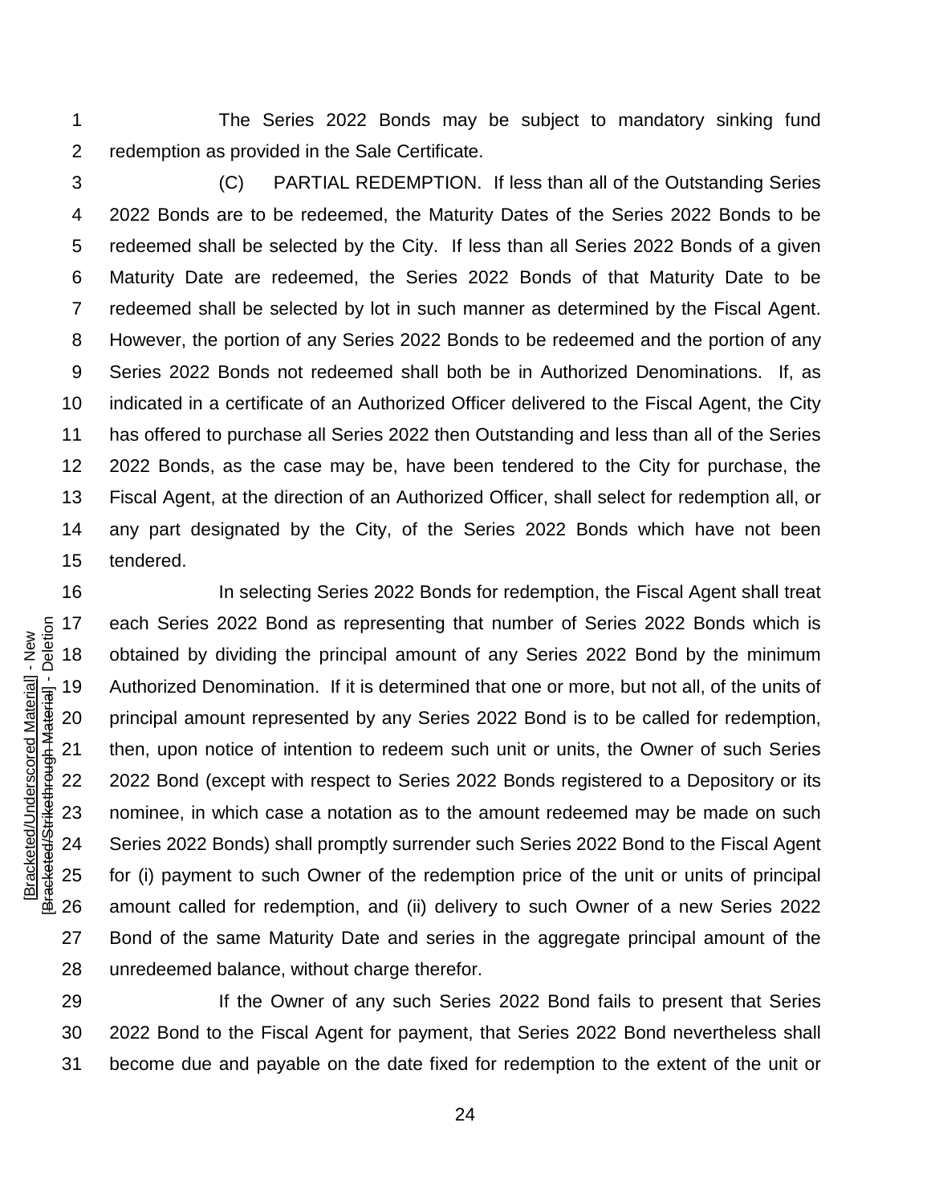The Series 2022 Bonds may be subject to mandatory sinking fund redemption as provided in the Sale Certificate.

(C) PARTIAL REDEMPTION. If less than all of the Outstanding Series 2022 Bonds are to be redeemed, the Maturity Dates of the Series 2022 Bonds to be redeemed shall be selected by the City. If less than all Series 2022 Bonds of a given Maturity Date are redeemed, the Series 2022 Bonds of that Maturity Date to be redeemed shall be selected by lot in such manner as determined by the Fiscal Agent. However, the portion of any Series 2022 Bonds to be redeemed and the portion of any Series 2022 Bonds not redeemed shall both be in Authorized Denominations. If, as indicated in a certificate of an Authorized Officer delivered to the Fiscal Agent, the City has offered to purchase all Series 2022 then Outstanding and less than all of the Series 2022 Bonds, as the case may be, have been tendered to the City for purchase, the Fiscal Agent, at the direction of an Authorized Officer, shall select for redemption all, or any part designated by the City, of the Series 2022 Bonds which have not been tendered.

In selecting Series 2022 Bonds for redemption, the Fiscal Agent shall treat each Series 2022 Bond as representing that number of Series 2022 Bonds which is obtained by dividing the principal amount of any Series 2022 Bond by the minimum Authorized Denomination. If it is determined that one or more, but not all, of the units of principal amount represented by any Series 2022 Bond is to be called for redemption, then, upon notice of intention to redeem such unit or units, the Owner of such Series 2022 Bond (except with respect to Series 2022 Bonds registered to a Depository or its nominee, in which case a notation as to the amount redeemed may be made on such Series 2022 Bonds) shall promptly surrender such Series 2022 Bond to the Fiscal Agent for (i) payment to such Owner of the redemption price of the unit or units of principal amount called for redemption, and (ii) delivery to such Owner of a new Series 2022 Bond of the same Maturity Date and series in the aggregate principal amount of the unredeemed balance, without charge therefor.

If the Owner of any such Series 2022 Bond fails to present that Series 2022 Bond to the Fiscal Agent for payment, that Series 2022 Bond nevertheless shall become due and payable on the date fixed for redemption to the extent of the unit or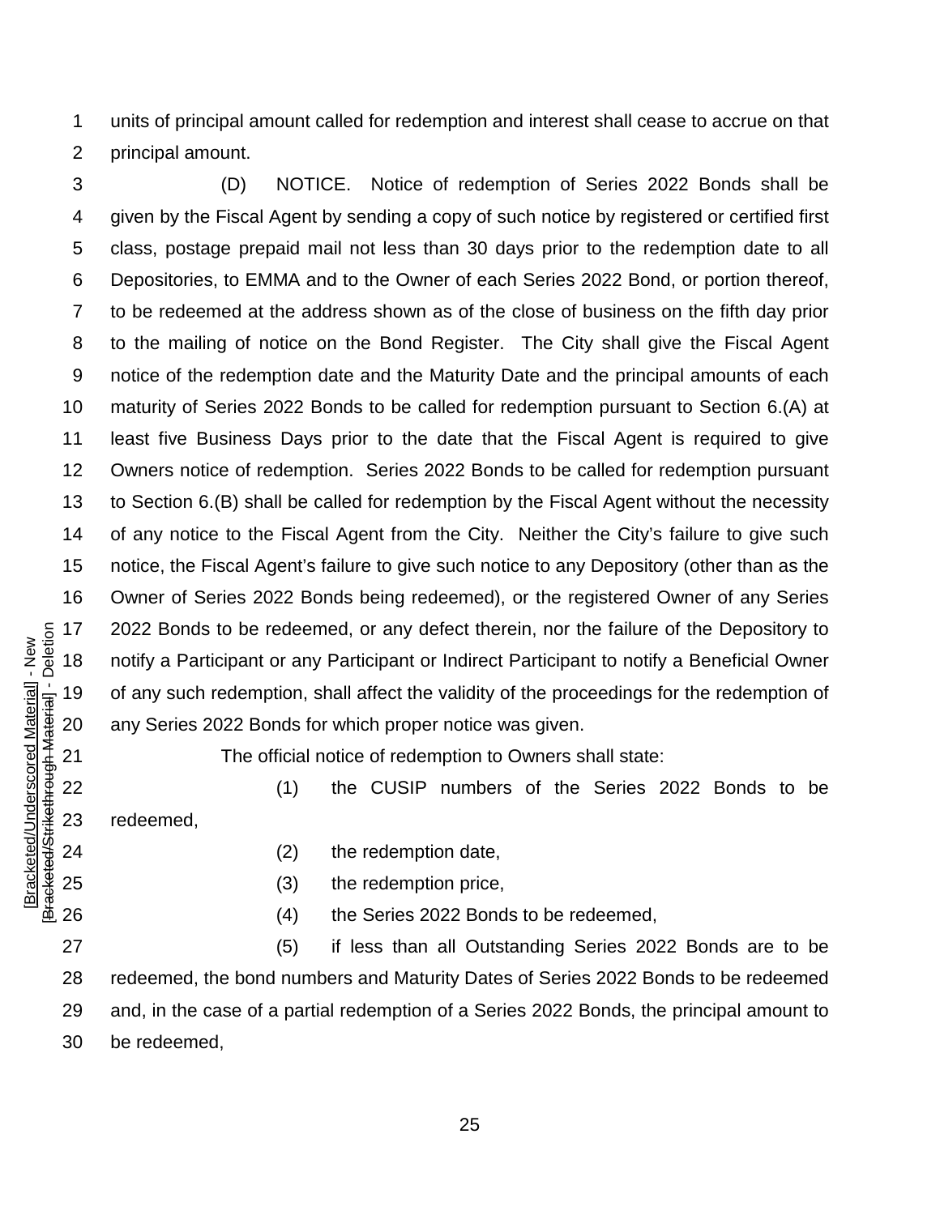units of principal amount called for redemption and interest shall cease to accrue on that principal amount.

(D) NOTICE. Notice of redemption of Series 2022 Bonds shall be given by the Fiscal Agent by sending a copy of such notice by registered or certified first class, postage prepaid mail not less than 30 days prior to the redemption date to all Depositories, to EMMA and to the Owner of each Series 2022 Bond, or portion thereof, to be redeemed at the address shown as of the close of business on the fifth day prior to the mailing of notice on the Bond Register. The City shall give the Fiscal Agent notice of the redemption date and the Maturity Date and the principal amounts of each maturity of Series 2022 Bonds to be called for redemption pursuant to Section 6.(A) at least five Business Days prior to the date that the Fiscal Agent is required to give Owners notice of redemption. Series 2022 Bonds to be called for redemption pursuant to Section 6.(B) shall be called for redemption by the Fiscal Agent without the necessity of any notice to the Fiscal Agent from the City. Neither the City's failure to give such notice, the Fiscal Agent's failure to give such notice to any Depository (other than as the Owner of Series 2022 Bonds being redeemed), or the registered Owner of any Series 2022 Bonds to be redeemed, or any defect therein, nor the failure of the Depository to notify a Participant or any Participant or Indirect Participant to notify a Beneficial Owner of any such redemption, shall affect the validity of the proceedings for the redemption of any Series 2022 Bonds for which proper notice was given.

The official notice of redemption to Owners shall state:

(1) the CUSIP numbers of the Series 2022 Bonds to be redeemed,

(2) the redemption date,

(3) the redemption price,

(4) the Series 2022 Bonds to be redeemed,

(5) if less than all Outstanding Series 2022 Bonds are to be redeemed, the bond numbers and Maturity Dates of Series 2022 Bonds to be redeemed and, in the case of a partial redemption of a Series 2022 Bonds, the principal amount to be redeemed,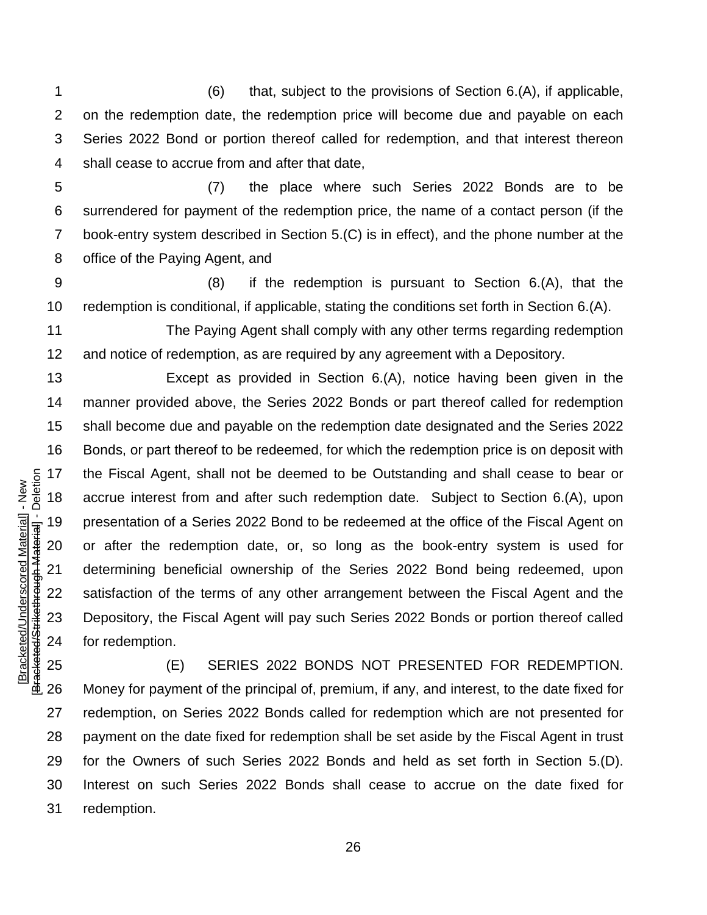(6) that, subject to the provisions of Section 6.(A), if applicable, on the redemption date, the redemption price will become due and payable on each Series 2022 Bond or portion thereof called for redemption, and that interest thereon shall cease to accrue from and after that date,

(7) the place where such Series 2022 Bonds are to be surrendered for payment of the redemption price, the name of a contact person (if the book-entry system described in Section 5.(C) is in effect), and the phone number at the office of the Paying Agent, and

(8) if the redemption is pursuant to Section 6.(A), that the redemption is conditional, if applicable, stating the conditions set forth in Section 6.(A).

The Paying Agent shall comply with any other terms regarding redemption and notice of redemption, as are required by any agreement with a Depository.

Except as provided in Section 6.(A), notice having been given in the manner provided above, the Series 2022 Bonds or part thereof called for redemption shall become due and payable on the redemption date designated and the Series 2022 Bonds, or part thereof to be redeemed, for which the redemption price is on deposit with the Fiscal Agent, shall not be deemed to be Outstanding and shall cease to bear or accrue interest from and after such redemption date. Subject to Section 6.(A), upon presentation of a Series 2022 Bond to be redeemed at the office of the Fiscal Agent on or after the redemption date, or, so long as the book-entry system is used for determining beneficial ownership of the Series 2022 Bond being redeemed, upon satisfaction of the terms of any other arrangement between the Fiscal Agent and the Depository, the Fiscal Agent will pay such Series 2022 Bonds or portion thereof called for redemption.

(E) SERIES 2022 BONDS NOT PRESENTED FOR REDEMPTION. Money for payment of the principal of, premium, if any, and interest, to the date fixed for redemption, on Series 2022 Bonds called for redemption which are not presented for payment on the date fixed for redemption shall be set aside by the Fiscal Agent in trust for the Owners of such Series 2022 Bonds and held as set forth in Section 5.(D). Interest on such Series 2022 Bonds shall cease to accrue on the date fixed for redemption.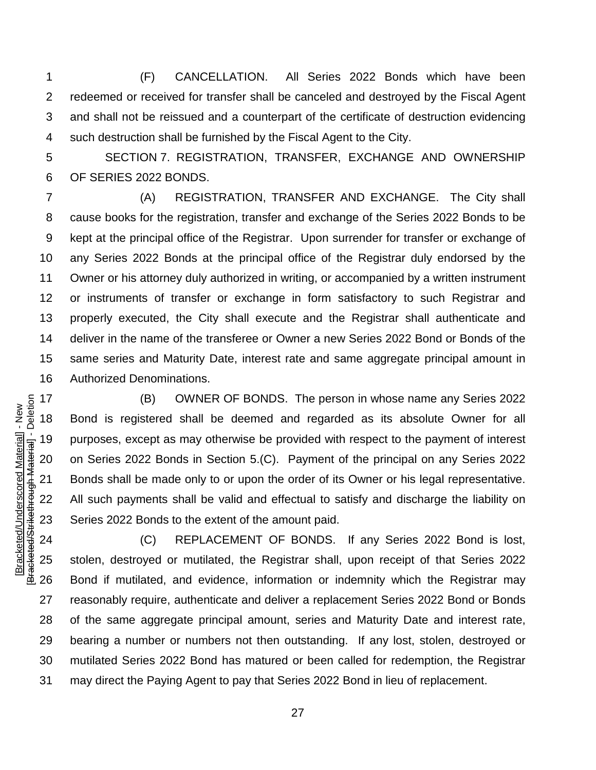(F) CANCELLATION. All Series 2022 Bonds which have been redeemed or received for transfer shall be canceled and destroyed by the Fiscal Agent and shall not be reissued and a counterpart of the certificate of destruction evidencing such destruction shall be furnished by the Fiscal Agent to the City.

SECTION 7. REGISTRATION, TRANSFER, EXCHANGE AND OWNERSHIP OF SERIES 2022 BONDS.

(A) REGISTRATION, TRANSFER AND EXCHANGE. The City shall cause books for the registration, transfer and exchange of the Series 2022 Bonds to be kept at the principal office of the Registrar. Upon surrender for transfer or exchange of any Series 2022 Bonds at the principal office of the Registrar duly endorsed by the Owner or his attorney duly authorized in writing, or accompanied by a written instrument or instruments of transfer or exchange in form satisfactory to such Registrar and properly executed, the City shall execute and the Registrar shall authenticate and deliver in the name of the transferee or Owner a new Series 2022 Bond or Bonds of the same series and Maturity Date, interest rate and same aggregate principal amount in Authorized Denominations.

(B) OWNER OF BONDS. The person in whose name any Series 2022 Bond is registered shall be deemed and regarded as its absolute Owner for all purposes, except as may otherwise be provided with respect to the payment of interest on Series 2022 Bonds in Section 5.(C). Payment of the principal on any Series 2022 Bonds shall be made only to or upon the order of its Owner or his legal representative. All such payments shall be valid and effectual to satisfy and discharge the liability on Series 2022 Bonds to the extent of the amount paid.

(C) REPLACEMENT OF BONDS. If any Series 2022 Bond is lost, stolen, destroyed or mutilated, the Registrar shall, upon receipt of that Series 2022 Bond if mutilated, and evidence, information or indemnity which the Registrar may reasonably require, authenticate and deliver a replacement Series 2022 Bond or Bonds of the same aggregate principal amount, series and Maturity Date and interest rate, bearing a number or numbers not then outstanding. If any lost, stolen, destroyed or mutilated Series 2022 Bond has matured or been called for redemption, the Registrar may direct the Paying Agent to pay that Series 2022 Bond in lieu of replacement.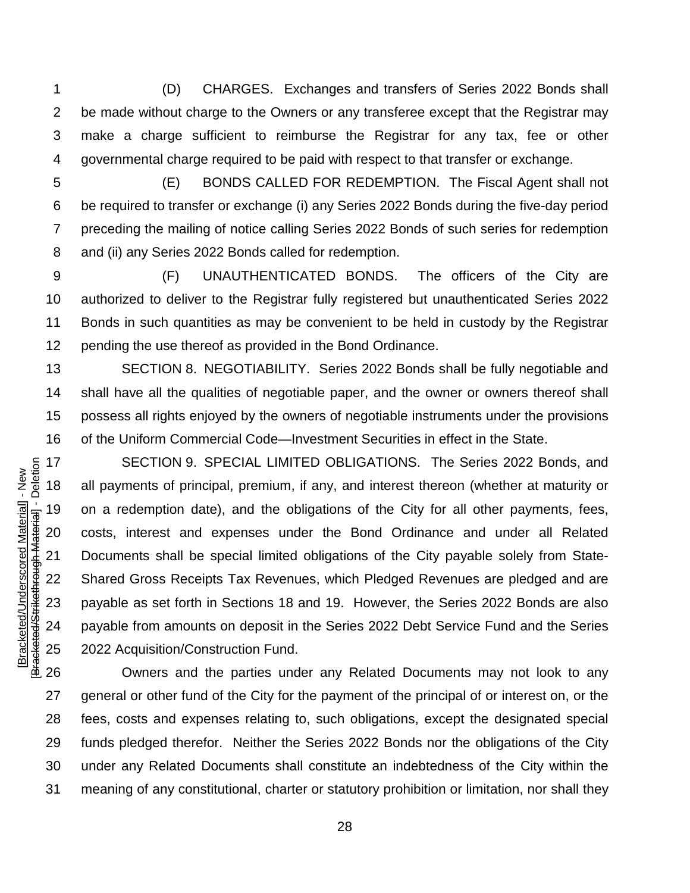(D) CHARGES. Exchanges and transfers of Series 2022 Bonds shall be made without charge to the Owners or any transferee except that the Registrar may make a charge sufficient to reimburse the Registrar for any tax, fee or other governmental charge required to be paid with respect to that transfer or exchange.

(E) BONDS CALLED FOR REDEMPTION. The Fiscal Agent shall not be required to transfer or exchange (i) any Series 2022 Bonds during the five-day period preceding the mailing of notice calling Series 2022 Bonds of such series for redemption and (ii) any Series 2022 Bonds called for redemption.

(F) UNAUTHENTICATED BONDS. The officers of the City are authorized to deliver to the Registrar fully registered but unauthenticated Series 2022 Bonds in such quantities as may be convenient to be held in custody by the Registrar pending the use thereof as provided in the Bond Ordinance.

SECTION 8. NEGOTIABILITY. Series 2022 Bonds shall be fully negotiable and shall have all the qualities of negotiable paper, and the owner or owners thereof shall possess all rights enjoyed by the owners of negotiable instruments under the provisions of the Uniform Commercial Code—Investment Securities in effect in the State.

SECTION 9. SPECIAL LIMITED OBLIGATIONS. The Series 2022 Bonds, and all payments of principal, premium, if any, and interest thereon (whether at maturity or on a redemption date), and the obligations of the City for all other payments, fees, costs, interest and expenses under the Bond Ordinance and under all Related Documents shall be special limited obligations of the City payable solely from State-Shared Gross Receipts Tax Revenues, which Pledged Revenues are pledged and are payable as set forth in Sections 18 and 19. However, the Series 2022 Bonds are also payable from amounts on deposit in the Series 2022 Debt Service Fund and the Series 2022 Acquisition/Construction Fund.

Owners and the parties under any Related Documents may not look to any general or other fund of the City for the payment of the principal of or interest on, or the fees, costs and expenses relating to, such obligations, except the designated special funds pledged therefor. Neither the Series 2022 Bonds nor the obligations of the City under any Related Documents shall constitute an indebtedness of the City within the meaning of any constitutional, charter or statutory prohibition or limitation, nor shall they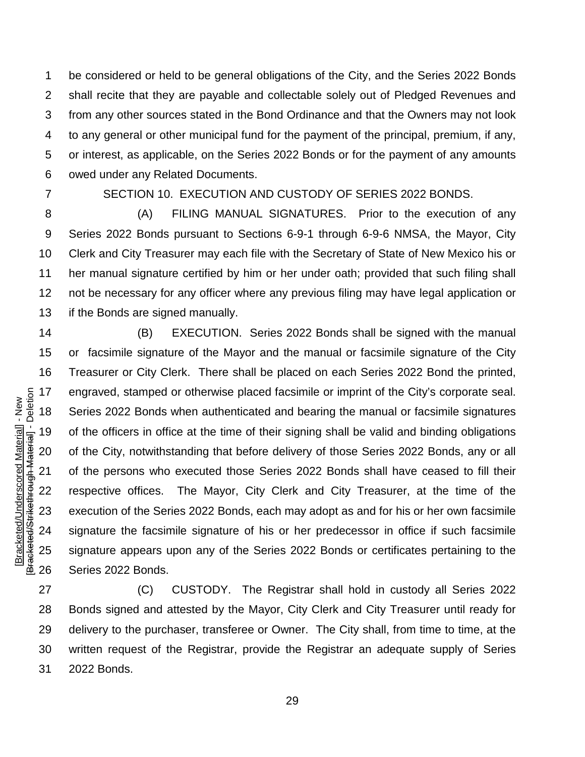be considered or held to be general obligations of the City, and the Series 2022 Bonds shall recite that they are payable and collectable solely out of Pledged Revenues and from any other sources stated in the Bond Ordinance and that the Owners may not look to any general or other municipal fund for the payment of the principal, premium, if any, or interest, as applicable, on the Series 2022 Bonds or for the payment of any amounts owed under any Related Documents.

SECTION 10. EXECUTION AND CUSTODY OF SERIES 2022 BONDS.

(A) FILING MANUAL SIGNATURES. Prior to the execution of any Series 2022 Bonds pursuant to Sections 6-9-1 through 6-9-6 NMSA, the Mayor, City Clerk and City Treasurer may each file with the Secretary of State of New Mexico his or her manual signature certified by him or her under oath; provided that such filing shall not be necessary for any officer where any previous filing may have legal application or if the Bonds are signed manually.

(B) EXECUTION. Series 2022 Bonds shall be signed with the manual or facsimile signature of the Mayor and the manual or facsimile signature of the City Treasurer or City Clerk. There shall be placed on each Series 2022 Bond the printed, engraved, stamped or otherwise placed facsimile or imprint of the City's corporate seal. Series 2022 Bonds when authenticated and bearing the manual or facsimile signatures of the officers in office at the time of their signing shall be valid and binding obligations of the City, notwithstanding that before delivery of those Series 2022 Bonds, any or all of the persons who executed those Series 2022 Bonds shall have ceased to fill their respective offices. The Mayor, City Clerk and City Treasurer, at the time of the execution of the Series 2022 Bonds, each may adopt as and for his or her own facsimile signature the facsimile signature of his or her predecessor in office if such facsimile signature appears upon any of the Series 2022 Bonds or certificates pertaining to the Series 2022 Bonds.

(C) CUSTODY. The Registrar shall hold in custody all Series 2022 Bonds signed and attested by the Mayor, City Clerk and City Treasurer until ready for delivery to the purchaser, transferee or Owner. The City shall, from time to time, at the written request of the Registrar, provide the Registrar an adequate supply of Series 2022 Bonds.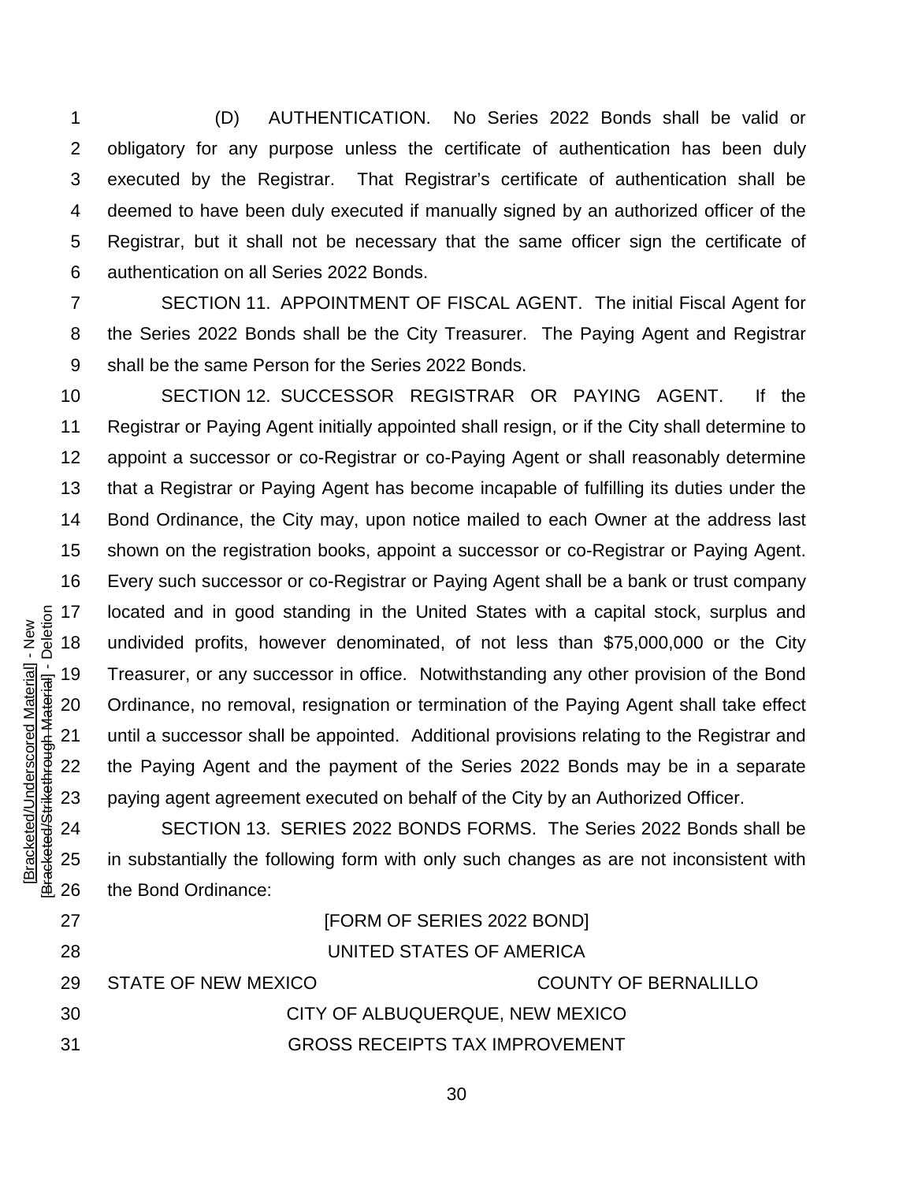(D) AUTHENTICATION. No Series 2022 Bonds shall be valid or obligatory for any purpose unless the certificate of authentication has been duly executed by the Registrar. That Registrar's certificate of authentication shall be deemed to have been duly executed if manually signed by an authorized officer of the Registrar, but it shall not be necessary that the same officer sign the certificate of authentication on all Series 2022 Bonds.

SECTION 11. APPOINTMENT OF FISCAL AGENT. The initial Fiscal Agent for the Series 2022 Bonds shall be the City Treasurer. The Paying Agent and Registrar shall be the same Person for the Series 2022 Bonds.

SECTION 12. SUCCESSOR REGISTRAR OR PAYING AGENT. If the Registrar or Paying Agent initially appointed shall resign, or if the City shall determine to appoint a successor or co-Registrar or co-Paying Agent or shall reasonably determine that a Registrar or Paying Agent has become incapable of fulfilling its duties under the Bond Ordinance, the City may, upon notice mailed to each Owner at the address last shown on the registration books, appoint a successor or co-Registrar or Paying Agent. Every such successor or co-Registrar or Paying Agent shall be a bank or trust company located and in good standing in the United States with a capital stock, surplus and undivided profits, however denominated, of not less than $75,000,000 or the City Treasurer, or any successor in office. Notwithstanding any other provision of the Bond Ordinance, no removal, resignation or termination of the Paying Agent shall take effect until a successor shall be appointed. Additional provisions relating to the Registrar and the Paying Agent and the payment of the Series 2022 Bonds may be in a separate paying agent agreement executed on behalf of the City by an Authorized Officer.

SECTION 13. SERIES 2022 BONDS FORMS. The Series 2022 Bonds shall be in substantially the following form with only such changes as are not inconsistent with the Bond Ordinance:

[FORM OF SERIES 2022 BOND]

UNITED STATES OF AMERICA

STATE OF NEW MEXICO COUNTY OF BERNALILLO

CITY OF ALBUQUERQUE, NEW MEXICO

GROSS RECEIPTS TAX IMPROVEMENT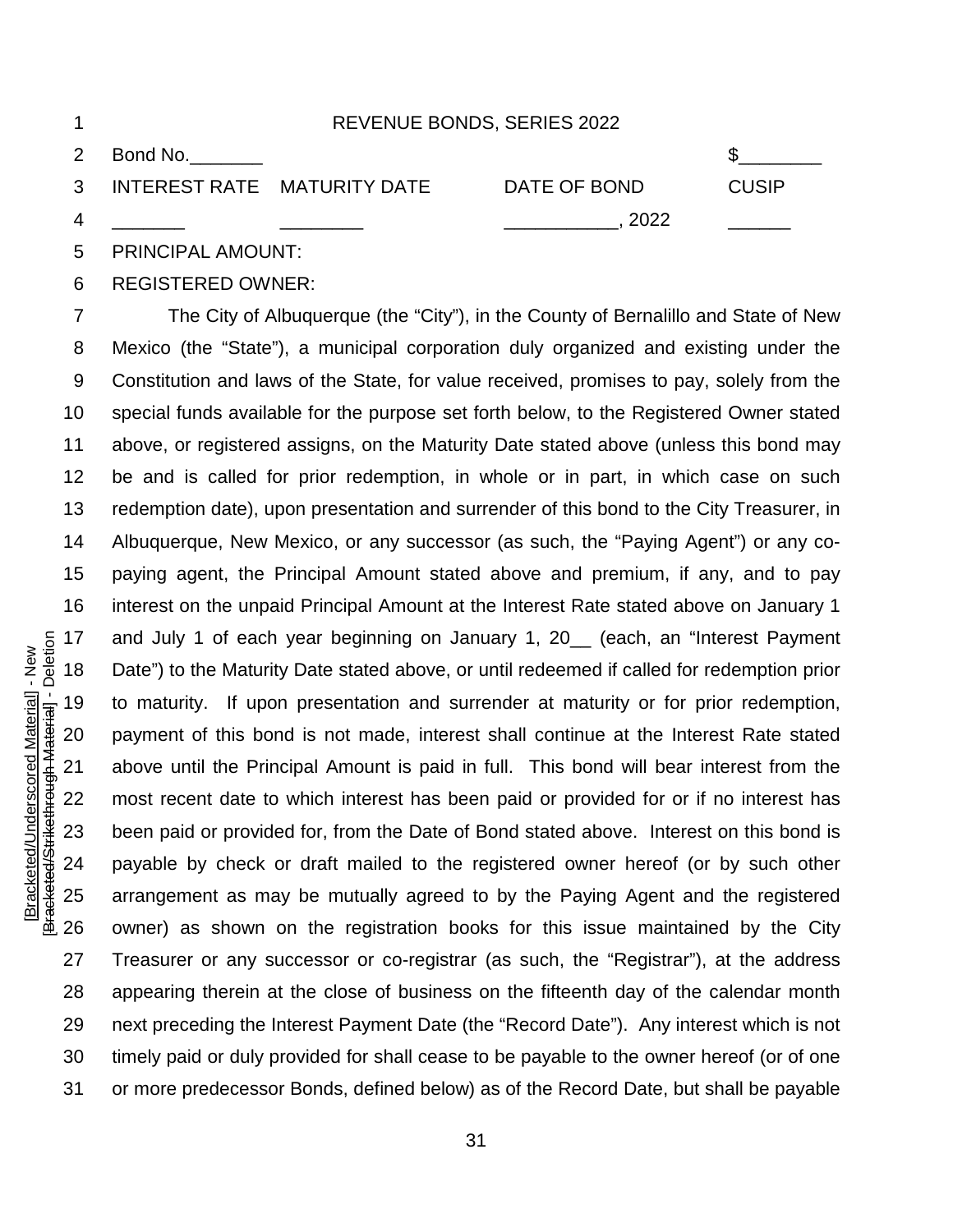REVENUE BONDS, SERIES 2022

Bond No.\_\_\_\_\_\_\_ $\_\_\_\_\_\_\_\_

| INTEREST RATE | MATURITY DATE | DATE OF BOND | CUSIP |
|---|---|---|---|
| \_\_\_\_\_\_\_ | \_\_\_\_\_\_\_\_ | \_\_\_\_\_\_\_\_\_\_\_, 2022 | \_\_\_\_\_\_ |

PRINCIPAL AMOUNT:

REGISTERED OWNER:

The City of Albuquerque (the "City"), in the County of Bernalillo and State of New Mexico (the "State"), a municipal corporation duly organized and existing under the Constitution and laws of the State, for value received, promises to pay, solely from the special funds available for the purpose set forth below, to the Registered Owner stated above, or registered assigns, on the Maturity Date stated above (unless this bond may be and is called for prior redemption, in whole or in part, in which case on such redemption date), upon presentation and surrender of this bond to the City Treasurer, in Albuquerque, New Mexico, or any successor (as such, the "Paying Agent") or any co-paying agent, the Principal Amount stated above and premium, if any, and to pay interest on the unpaid Principal Amount at the Interest Rate stated above on January 1 and July 1 of each year beginning on January 1, 20__ (each, an "Interest Payment Date") to the Maturity Date stated above, or until redeemed if called for redemption prior to maturity. If upon presentation and surrender at maturity or for prior redemption, payment of this bond is not made, interest shall continue at the Interest Rate stated above until the Principal Amount is paid in full. This bond will bear interest from the most recent date to which interest has been paid or provided for or if no interest has been paid or provided for, from the Date of Bond stated above. Interest on this bond is payable by check or draft mailed to the registered owner hereof (or by such other arrangement as may be mutually agreed to by the Paying Agent and the registered owner) as shown on the registration books for this issue maintained by the City Treasurer or any successor or co-registrar (as such, the "Registrar"), at the address appearing therein at the close of business on the fifteenth day of the calendar month next preceding the Interest Payment Date (the "Record Date"). Any interest which is not timely paid or duly provided for shall cease to be payable to the owner hereof (or of one or more predecessor Bonds, defined below) as of the Record Date, but shall be payable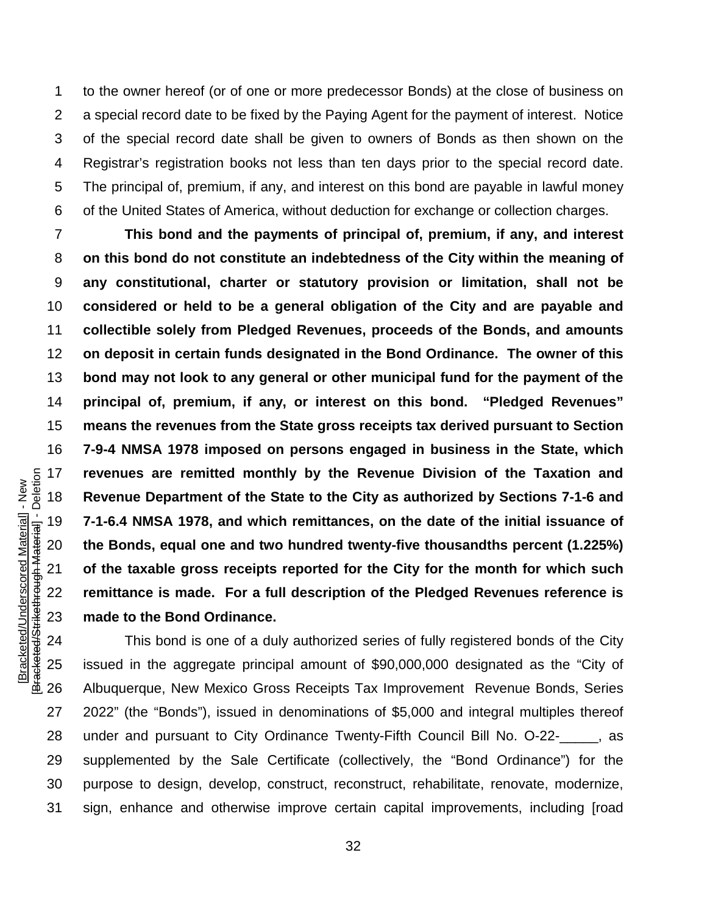to the owner hereof (or of one or more predecessor Bonds) at the close of business on a special record date to be fixed by the Paying Agent for the payment of interest. Notice of the special record date shall be given to owners of Bonds as then shown on the Registrar's registration books not less than ten days prior to the special record date. The principal of, premium, if any, and interest on this bond are payable in lawful money of the United States of America, without deduction for exchange or collection charges.

**This bond and the payments of principal of, premium, if any, and interest on this bond do not constitute an indebtedness of the City within the meaning of any constitutional, charter or statutory provision or limitation, shall not be considered or held to be a general obligation of the City and are payable and collectible solely from Pledged Revenues, proceeds of the Bonds, and amounts on deposit in certain funds designated in the Bond Ordinance. The owner of this bond may not look to any general or other municipal fund for the payment of the principal of, premium, if any, or interest on this bond. "Pledged Revenues" means the revenues from the State gross receipts tax derived pursuant to Section 7-9-4 NMSA 1978 imposed on persons engaged in business in the State, which revenues are remitted monthly by the Revenue Division of the Taxation and Revenue Department of the State to the City as authorized by Sections 7-1-6 and 7-1-6.4 NMSA 1978, and which remittances, on the date of the initial issuance of the Bonds, equal one and two hundred twenty-five thousandths percent (1.225%) of the taxable gross receipts reported for the City for the month for which such remittance is made. For a full description of the Pledged Revenues reference is made to the Bond Ordinance.**

This bond is one of a duly authorized series of fully registered bonds of the City issued in the aggregate principal amount of $90,000,000 designated as the "City of Albuquerque, New Mexico Gross Receipts Tax Improvement Revenue Bonds, Series 2022" (the "Bonds"), issued in denominations of $5,000 and integral multiples thereof under and pursuant to City Ordinance Twenty-Fifth Council Bill No. O-22-_____, as supplemented by the Sale Certificate (collectively, the "Bond Ordinance") for the purpose to design, develop, construct, reconstruct, rehabilitate, renovate, modernize, sign, enhance and otherwise improve certain capital improvements, including [road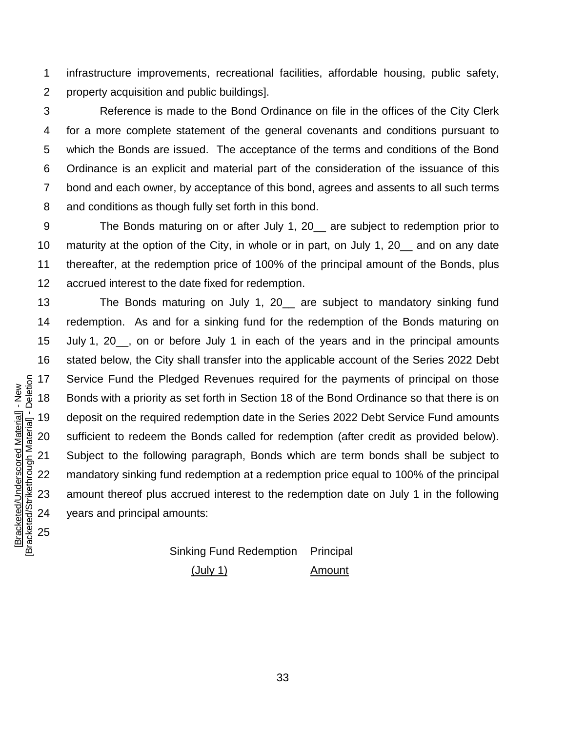infrastructure improvements, recreational facilities, affordable housing, public safety, property acquisition and public buildings].

Reference is made to the Bond Ordinance on file in the offices of the City Clerk for a more complete statement of the general covenants and conditions pursuant to which the Bonds are issued. The acceptance of the terms and conditions of the Bond Ordinance is an explicit and material part of the consideration of the issuance of this bond and each owner, by acceptance of this bond, agrees and assents to all such terms and conditions as though fully set forth in this bond.

The Bonds maturing on or after July 1, 20__ are subject to redemption prior to maturity at the option of the City, in whole or in part, on July 1, 20__ and on any date thereafter, at the redemption price of 100% of the principal amount of the Bonds, plus accrued interest to the date fixed for redemption.

The Bonds maturing on July 1, 20__ are subject to mandatory sinking fund redemption. As and for a sinking fund for the redemption of the Bonds maturing on July 1, 20__, on or before July 1 in each of the years and in the principal amounts stated below, the City shall transfer into the applicable account of the Series 2022 Debt Service Fund the Pledged Revenues required for the payments of principal on those Bonds with a priority as set forth in Section 18 of the Bond Ordinance so that there is on deposit on the required redemption date in the Series 2022 Debt Service Fund amounts sufficient to redeem the Bonds called for redemption (after credit as provided below). Subject to the following paragraph, Bonds which are term bonds shall be subject to mandatory sinking fund redemption at a redemption price equal to 100% of the principal amount thereof plus accrued interest to the redemption date on July 1 in the following years and principal amounts:

| Sinking Fund Redemption (July 1) | Principal Amount |
|---|---|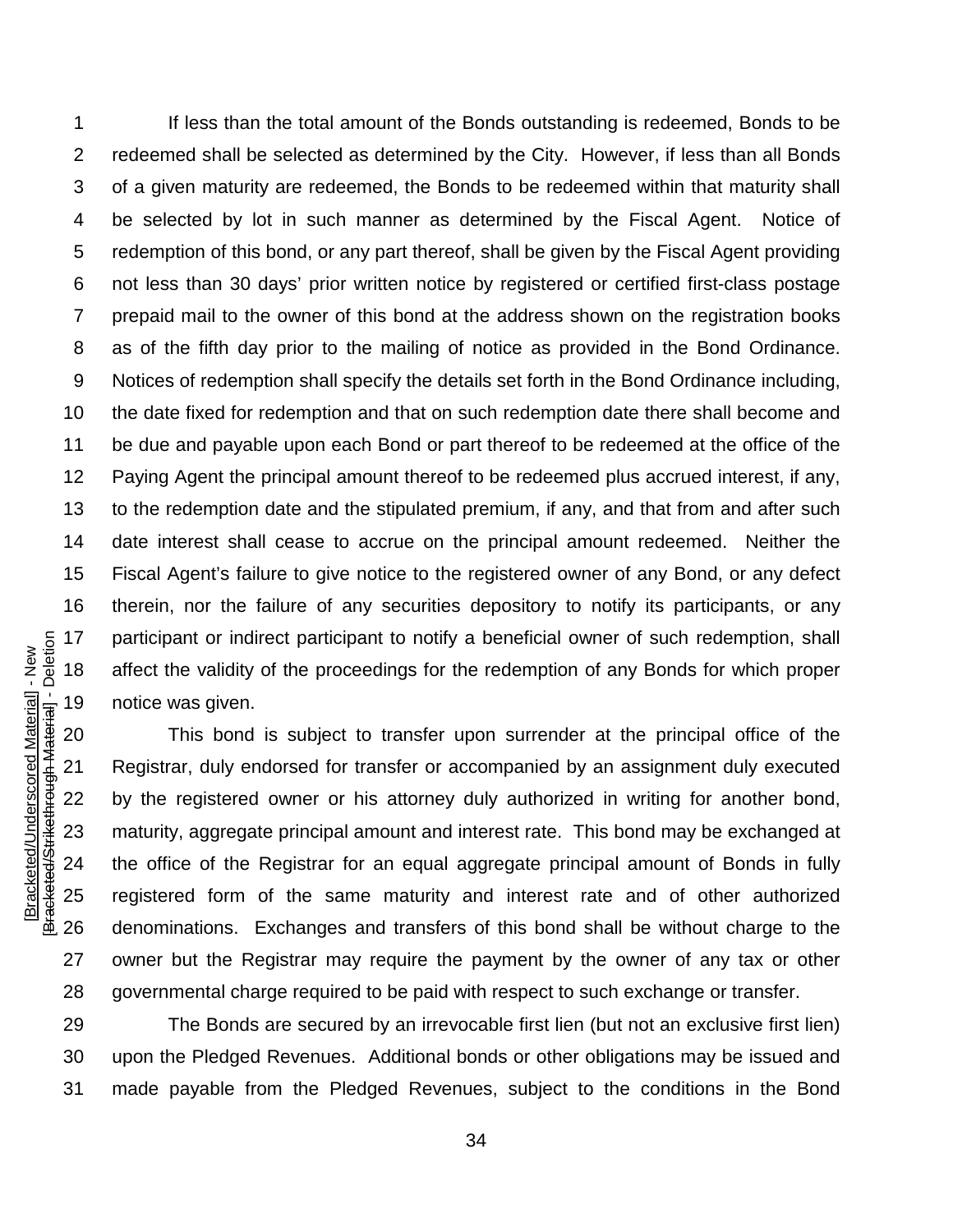If less than the total amount of the Bonds outstanding is redeemed, Bonds to be redeemed shall be selected as determined by the City. However, if less than all Bonds of a given maturity are redeemed, the Bonds to be redeemed within that maturity shall be selected by lot in such manner as determined by the Fiscal Agent. Notice of redemption of this bond, or any part thereof, shall be given by the Fiscal Agent providing not less than 30 days' prior written notice by registered or certified first-class postage prepaid mail to the owner of this bond at the address shown on the registration books as of the fifth day prior to the mailing of notice as provided in the Bond Ordinance. Notices of redemption shall specify the details set forth in the Bond Ordinance including, the date fixed for redemption and that on such redemption date there shall become and be due and payable upon each Bond or part thereof to be redeemed at the office of the Paying Agent the principal amount thereof to be redeemed plus accrued interest, if any, to the redemption date and the stipulated premium, if any, and that from and after such date interest shall cease to accrue on the principal amount redeemed. Neither the Fiscal Agent's failure to give notice to the registered owner of any Bond, or any defect therein, nor the failure of any securities depository to notify its participants, or any participant or indirect participant to notify a beneficial owner of such redemption, shall affect the validity of the proceedings for the redemption of any Bonds for which proper notice was given.

This bond is subject to transfer upon surrender at the principal office of the Registrar, duly endorsed for transfer or accompanied by an assignment duly executed by the registered owner or his attorney duly authorized in writing for another bond, maturity, aggregate principal amount and interest rate. This bond may be exchanged at the office of the Registrar for an equal aggregate principal amount of Bonds in fully registered form of the same maturity and interest rate and of other authorized denominations. Exchanges and transfers of this bond shall be without charge to the owner but the Registrar may require the payment by the owner of any tax or other governmental charge required to be paid with respect to such exchange or transfer.

The Bonds are secured by an irrevocable first lien (but not an exclusive first lien) upon the Pledged Revenues. Additional bonds or other obligations may be issued and made payable from the Pledged Revenues, subject to the conditions in the Bond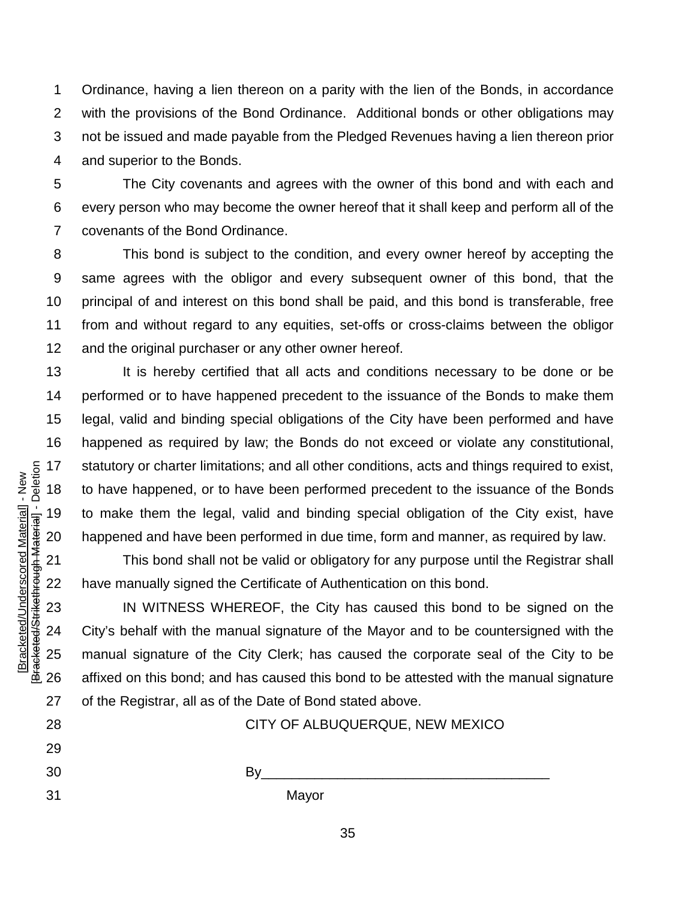Ordinance, having a lien thereon on a parity with the lien of the Bonds, in accordance with the provisions of the Bond Ordinance. Additional bonds or other obligations may not be issued and made payable from the Pledged Revenues having a lien thereon prior and superior to the Bonds.

The City covenants and agrees with the owner of this bond and with each and every person who may become the owner hereof that it shall keep and perform all of the covenants of the Bond Ordinance.

This bond is subject to the condition, and every owner hereof by accepting the same agrees with the obligor and every subsequent owner of this bond, that the principal of and interest on this bond shall be paid, and this bond is transferable, free from and without regard to any equities, set-offs or cross-claims between the obligor and the original purchaser or any other owner hereof.

It is hereby certified that all acts and conditions necessary to be done or be performed or to have happened precedent to the issuance of the Bonds to make them legal, valid and binding special obligations of the City have been performed and have happened as required by law; the Bonds do not exceed or violate any constitutional, statutory or charter limitations; and all other conditions, acts and things required to exist, to have happened, or to have been performed precedent to the issuance of the Bonds to make them the legal, valid and binding special obligation of the City exist, have happened and have been performed in due time, form and manner, as required by law.

This bond shall not be valid or obligatory for any purpose until the Registrar shall have manually signed the Certificate of Authentication on this bond.

IN WITNESS WHEREOF, the City has caused this bond to be signed on the City's behalf with the manual signature of the Mayor and to be countersigned with the manual signature of the City Clerk; has caused the corporate seal of the City to be affixed on this bond; and has caused this bond to be attested with the manual signature of the Registrar, all as of the Date of Bond stated above.

CITY OF ALBUQUERQUE, NEW MEXICO

By_____________________________________

Mayor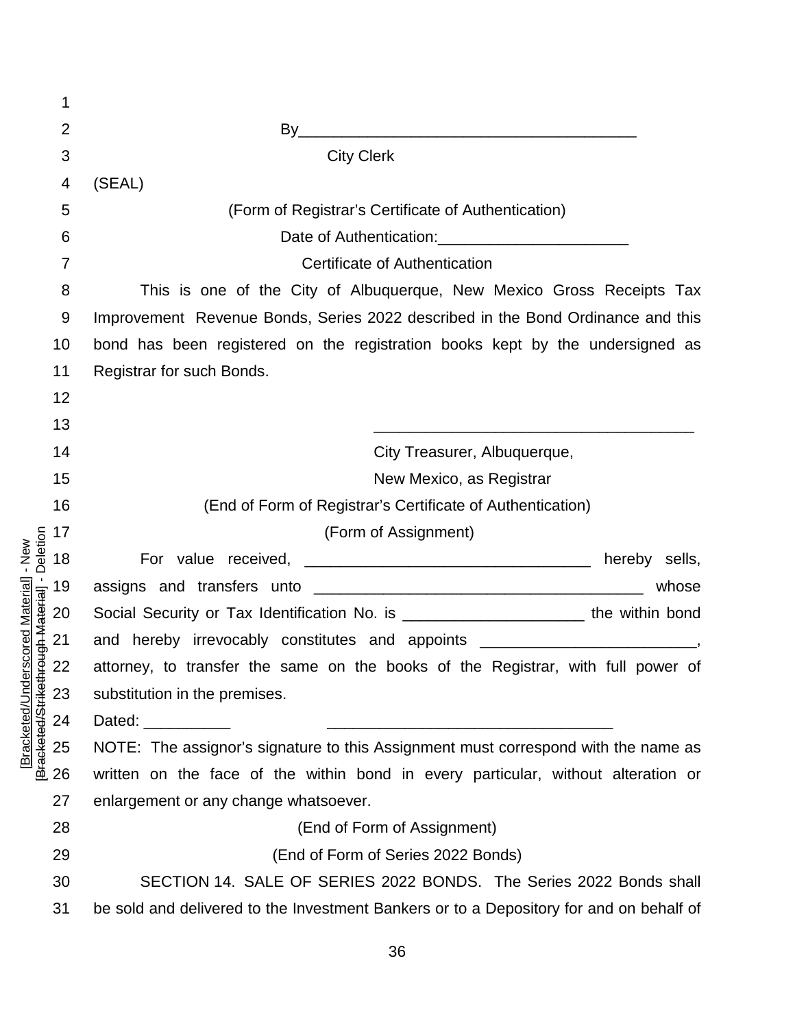By______________________________________

City Clerk

(SEAL)

(Form of Registrar's Certificate of Authentication)

Date of Authentication:______________________

Certificate of Authentication

This is one of the City of Albuquerque, New Mexico Gross Receipts Tax Improvement Revenue Bonds, Series 2022 described in the Bond Ordinance and this bond has been registered on the registration books kept by the undersigned as Registrar for such Bonds.

____________________________________

City Treasurer, Albuquerque,
New Mexico, as Registrar

(End of Form of Registrar's Certificate of Authentication)

(Form of Assignment)

For value received, _________________________________ hereby sells, assigns and transfers unto ______________________________________ whose Social Security or Tax Identification No. is _____________________ the within bond and hereby irrevocably constitutes and appoints _________________________, attorney, to transfer the same on the books of the Registrar, with full power of substitution in the premises.

Dated: __________ _________________________________

NOTE: The assignor's signature to this Assignment must correspond with the name as written on the face of the within bond in every particular, without alteration or enlargement or any change whatsoever.

(End of Form of Assignment)

(End of Form of Series 2022 Bonds)

SECTION 14. SALE OF SERIES 2022 BONDS. The Series 2022 Bonds shall be sold and delivered to the Investment Bankers or to a Depository for and on behalf of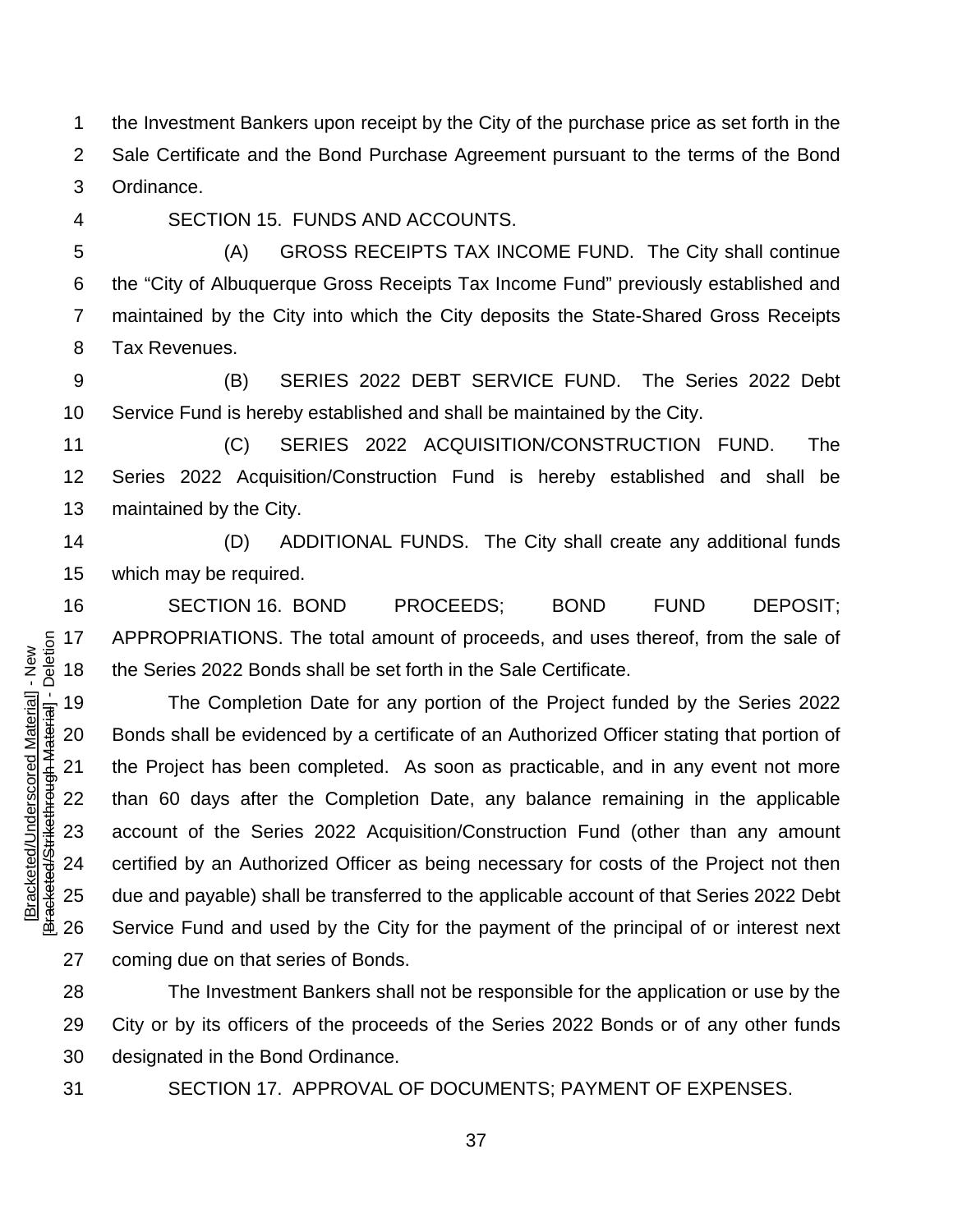the Investment Bankers upon receipt by the City of the purchase price as set forth in the Sale Certificate and the Bond Purchase Agreement pursuant to the terms of the Bond Ordinance.

SECTION 15. FUNDS AND ACCOUNTS.

(A) GROSS RECEIPTS TAX INCOME FUND. The City shall continue the "City of Albuquerque Gross Receipts Tax Income Fund" previously established and maintained by the City into which the City deposits the State-Shared Gross Receipts Tax Revenues.

(B) SERIES 2022 DEBT SERVICE FUND. The Series 2022 Debt Service Fund is hereby established and shall be maintained by the City.

(C) SERIES 2022 ACQUISITION/CONSTRUCTION FUND. The Series 2022 Acquisition/Construction Fund is hereby established and shall be maintained by the City.

(D) ADDITIONAL FUNDS. The City shall create any additional funds which may be required.

SECTION 16. BOND PROCEEDS; BOND FUND DEPOSIT; APPROPRIATIONS. The total amount of proceeds, and uses thereof, from the sale of the Series 2022 Bonds shall be set forth in the Sale Certificate.

The Completion Date for any portion of the Project funded by the Series 2022 Bonds shall be evidenced by a certificate of an Authorized Officer stating that portion of the Project has been completed. As soon as practicable, and in any event not more than 60 days after the Completion Date, any balance remaining in the applicable account of the Series 2022 Acquisition/Construction Fund (other than any amount certified by an Authorized Officer as being necessary for costs of the Project not then due and payable) shall be transferred to the applicable account of that Series 2022 Debt Service Fund and used by the City for the payment of the principal of or interest next coming due on that series of Bonds.

The Investment Bankers shall not be responsible for the application or use by the City or by its officers of the proceeds of the Series 2022 Bonds or of any other funds designated in the Bond Ordinance.

SECTION 17. APPROVAL OF DOCUMENTS; PAYMENT OF EXPENSES.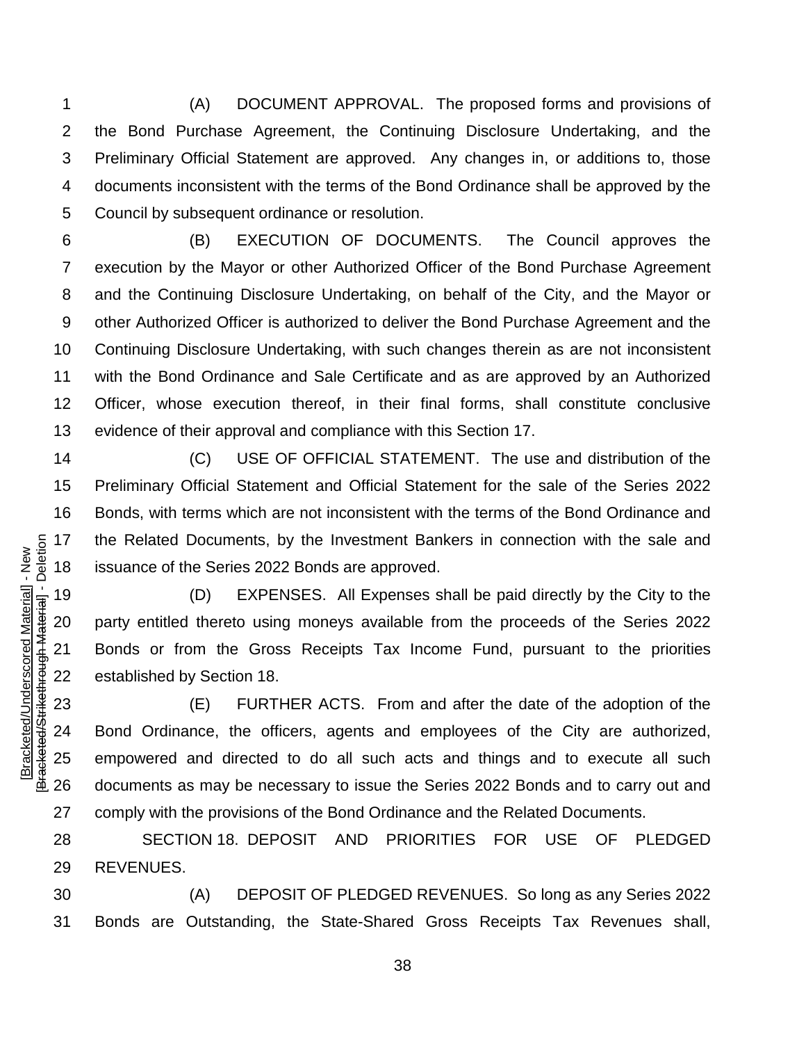(A) DOCUMENT APPROVAL. The proposed forms and provisions of the Bond Purchase Agreement, the Continuing Disclosure Undertaking, and the Preliminary Official Statement are approved. Any changes in, or additions to, those documents inconsistent with the terms of the Bond Ordinance shall be approved by the Council by subsequent ordinance or resolution.

(B) EXECUTION OF DOCUMENTS. The Council approves the execution by the Mayor or other Authorized Officer of the Bond Purchase Agreement and the Continuing Disclosure Undertaking, on behalf of the City, and the Mayor or other Authorized Officer is authorized to deliver the Bond Purchase Agreement and the Continuing Disclosure Undertaking, with such changes therein as are not inconsistent with the Bond Ordinance and Sale Certificate and as are approved by an Authorized Officer, whose execution thereof, in their final forms, shall constitute conclusive evidence of their approval and compliance with this Section 17.

(C) USE OF OFFICIAL STATEMENT. The use and distribution of the Preliminary Official Statement and Official Statement for the sale of the Series 2022 Bonds, with terms which are not inconsistent with the terms of the Bond Ordinance and the Related Documents, by the Investment Bankers in connection with the sale and issuance of the Series 2022 Bonds are approved.

(D) EXPENSES. All Expenses shall be paid directly by the City to the party entitled thereto using moneys available from the proceeds of the Series 2022 Bonds or from the Gross Receipts Tax Income Fund, pursuant to the priorities established by Section 18.

(E) FURTHER ACTS. From and after the date of the adoption of the Bond Ordinance, the officers, agents and employees of the City are authorized, empowered and directed to do all such acts and things and to execute all such documents as may be necessary to issue the Series 2022 Bonds and to carry out and comply with the provisions of the Bond Ordinance and the Related Documents.

SECTION 18. DEPOSIT AND PRIORITIES FOR USE OF PLEDGED REVENUES.

(A) DEPOSIT OF PLEDGED REVENUES. So long as any Series 2022 Bonds are Outstanding, the State-Shared Gross Receipts Tax Revenues shall,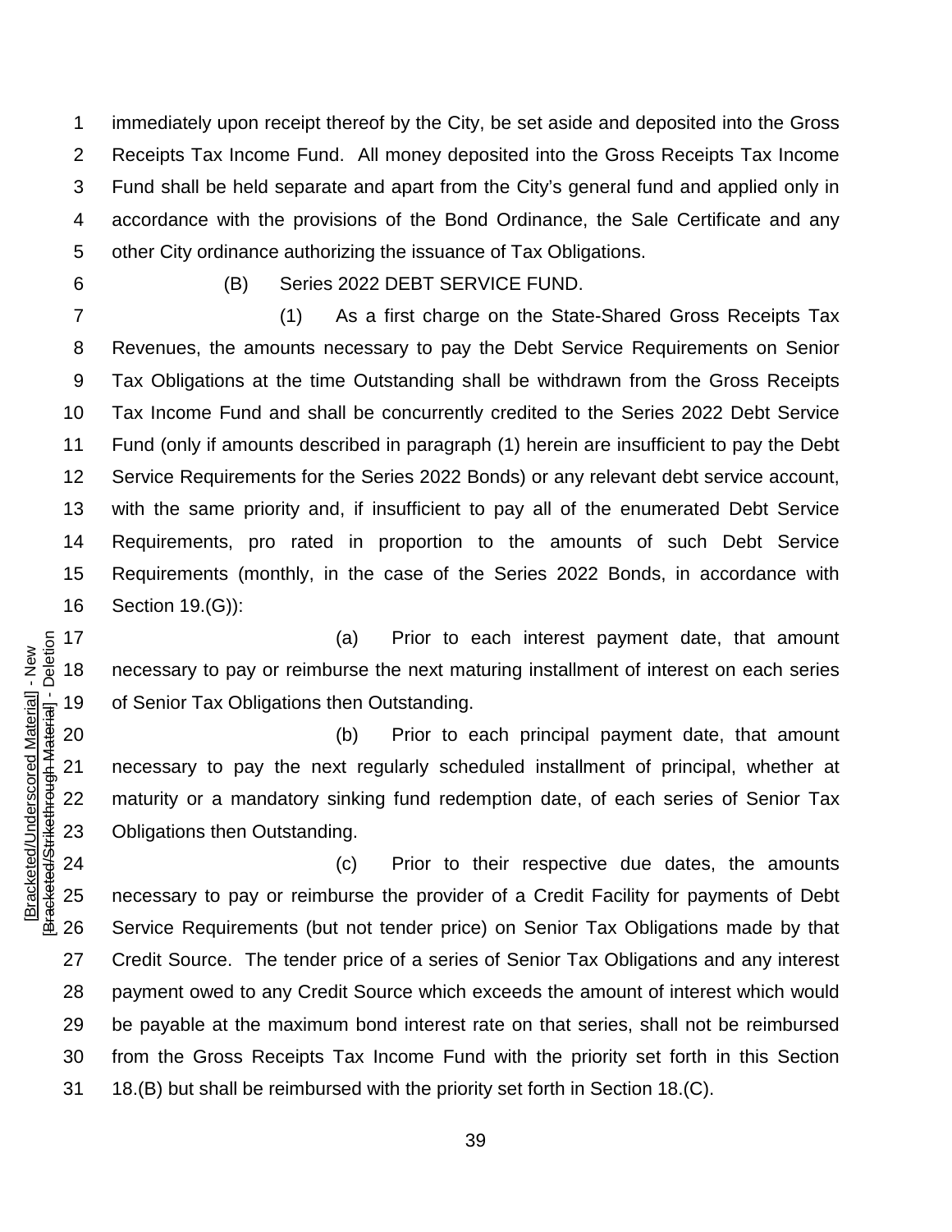immediately upon receipt thereof by the City, be set aside and deposited into the Gross Receipts Tax Income Fund. All money deposited into the Gross Receipts Tax Income Fund shall be held separate and apart from the City's general fund and applied only in accordance with the provisions of the Bond Ordinance, the Sale Certificate and any other City ordinance authorizing the issuance of Tax Obligations.

(B) Series 2022 DEBT SERVICE FUND.

(1) As a first charge on the State-Shared Gross Receipts Tax Revenues, the amounts necessary to pay the Debt Service Requirements on Senior Tax Obligations at the time Outstanding shall be withdrawn from the Gross Receipts Tax Income Fund and shall be concurrently credited to the Series 2022 Debt Service Fund (only if amounts described in paragraph (1) herein are insufficient to pay the Debt Service Requirements for the Series 2022 Bonds) or any relevant debt service account, with the same priority and, if insufficient to pay all of the enumerated Debt Service Requirements, pro rated in proportion to the amounts of such Debt Service Requirements (monthly, in the case of the Series 2022 Bonds, in accordance with Section 19.(G)):

(a) Prior to each interest payment date, that amount necessary to pay or reimburse the next maturing installment of interest on each series of Senior Tax Obligations then Outstanding.

(b) Prior to each principal payment date, that amount necessary to pay the next regularly scheduled installment of principal, whether at maturity or a mandatory sinking fund redemption date, of each series of Senior Tax Obligations then Outstanding.

(c) Prior to their respective due dates, the amounts necessary to pay or reimburse the provider of a Credit Facility for payments of Debt Service Requirements (but not tender price) on Senior Tax Obligations made by that Credit Source. The tender price of a series of Senior Tax Obligations and any interest payment owed to any Credit Source which exceeds the amount of interest which would be payable at the maximum bond interest rate on that series, shall not be reimbursed from the Gross Receipts Tax Income Fund with the priority set forth in this Section 18.(B) but shall be reimbursed with the priority set forth in Section 18.(C).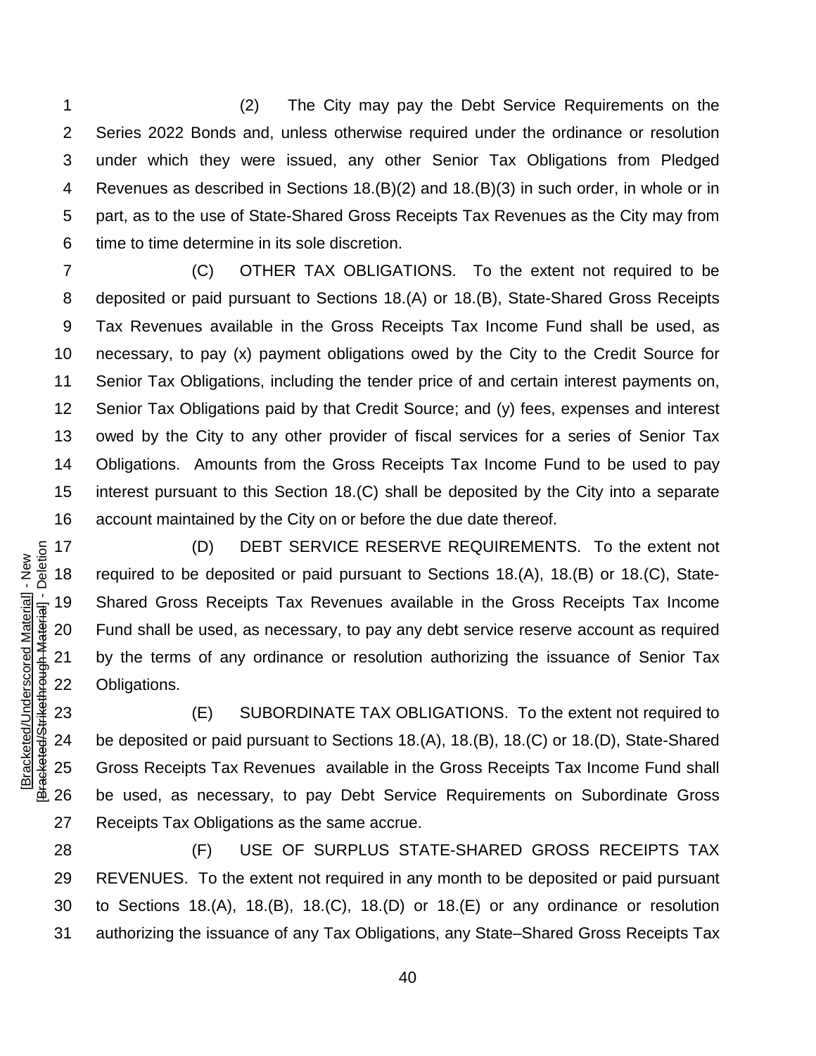(2) The City may pay the Debt Service Requirements on the Series 2022 Bonds and, unless otherwise required under the ordinance or resolution under which they were issued, any other Senior Tax Obligations from Pledged Revenues as described in Sections 18.(B)(2) and 18.(B)(3) in such order, in whole or in part, as to the use of State-Shared Gross Receipts Tax Revenues as the City may from time to time determine in its sole discretion.

(C) OTHER TAX OBLIGATIONS. To the extent not required to be deposited or paid pursuant to Sections 18.(A) or 18.(B), State-Shared Gross Receipts Tax Revenues available in the Gross Receipts Tax Income Fund shall be used, as necessary, to pay (x) payment obligations owed by the City to the Credit Source for Senior Tax Obligations, including the tender price of and certain interest payments on, Senior Tax Obligations paid by that Credit Source; and (y) fees, expenses and interest owed by the City to any other provider of fiscal services for a series of Senior Tax Obligations. Amounts from the Gross Receipts Tax Income Fund to be used to pay interest pursuant to this Section 18.(C) shall be deposited by the City into a separate account maintained by the City on or before the due date thereof.

(D) DEBT SERVICE RESERVE REQUIREMENTS. To the extent not required to be deposited or paid pursuant to Sections 18.(A), 18.(B) or 18.(C), State-Shared Gross Receipts Tax Revenues available in the Gross Receipts Tax Income Fund shall be used, as necessary, to pay any debt service reserve account as required by the terms of any ordinance or resolution authorizing the issuance of Senior Tax Obligations.

(E) SUBORDINATE TAX OBLIGATIONS. To the extent not required to be deposited or paid pursuant to Sections 18.(A), 18.(B), 18.(C) or 18.(D), State-Shared Gross Receipts Tax Revenues available in the Gross Receipts Tax Income Fund shall be used, as necessary, to pay Debt Service Requirements on Subordinate Gross Receipts Tax Obligations as the same accrue.

(F) USE OF SURPLUS STATE-SHARED GROSS RECEIPTS TAX REVENUES. To the extent not required in any month to be deposited or paid pursuant to Sections 18.(A), 18.(B), 18.(C), 18.(D) or 18.(E) or any ordinance or resolution authorizing the issuance of any Tax Obligations, any State–Shared Gross Receipts Tax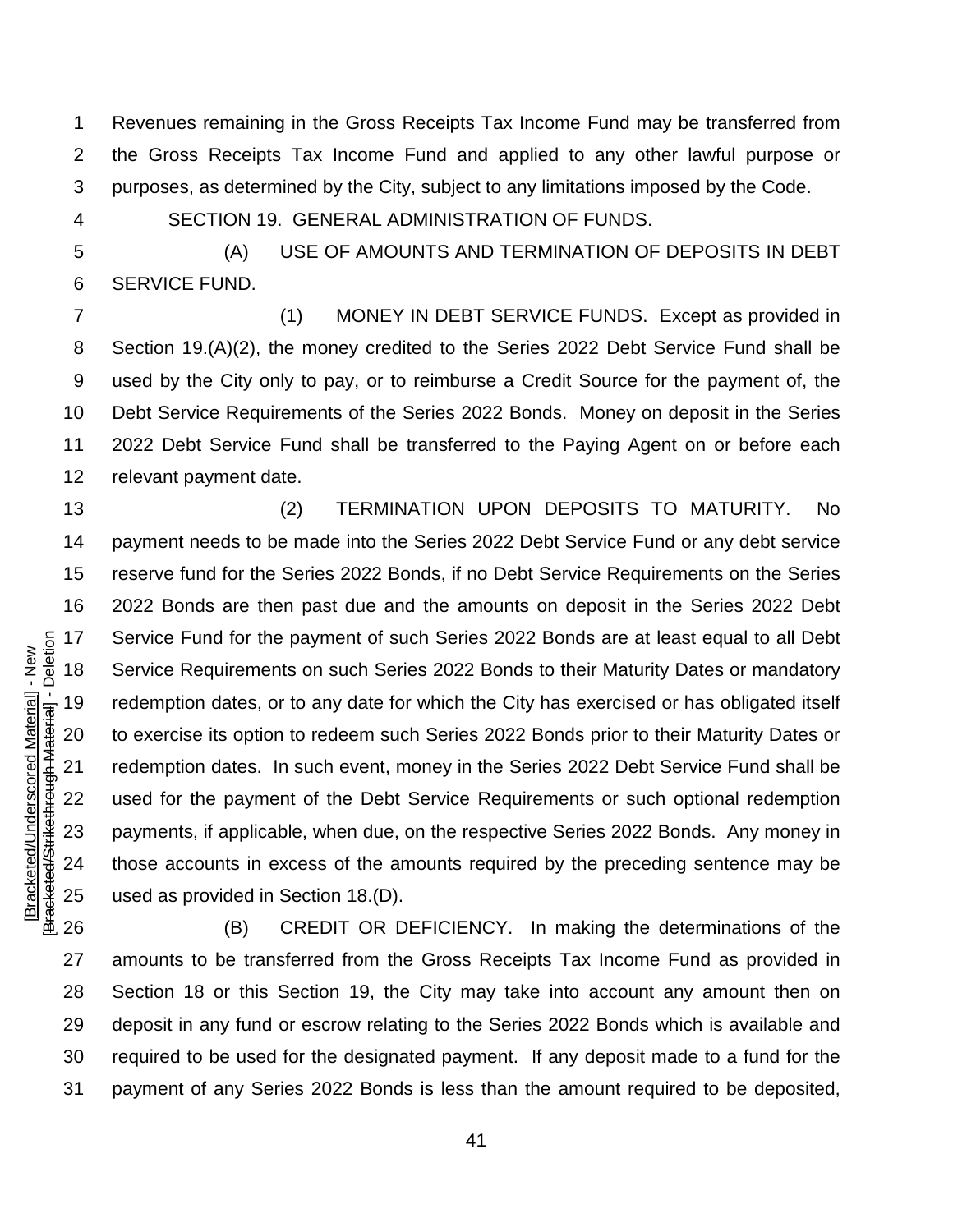Revenues remaining in the Gross Receipts Tax Income Fund may be transferred from the Gross Receipts Tax Income Fund and applied to any other lawful purpose or purposes, as determined by the City, subject to any limitations imposed by the Code.

SECTION 19. GENERAL ADMINISTRATION OF FUNDS.

(A) USE OF AMOUNTS AND TERMINATION OF DEPOSITS IN DEBT SERVICE FUND.

(1) MONEY IN DEBT SERVICE FUNDS. Except as provided in Section 19.(A)(2), the money credited to the Series 2022 Debt Service Fund shall be used by the City only to pay, or to reimburse a Credit Source for the payment of, the Debt Service Requirements of the Series 2022 Bonds. Money on deposit in the Series 2022 Debt Service Fund shall be transferred to the Paying Agent on or before each relevant payment date.

(2) TERMINATION UPON DEPOSITS TO MATURITY. No payment needs to be made into the Series 2022 Debt Service Fund or any debt service reserve fund for the Series 2022 Bonds, if no Debt Service Requirements on the Series 2022 Bonds are then past due and the amounts on deposit in the Series 2022 Debt Service Fund for the payment of such Series 2022 Bonds are at least equal to all Debt Service Requirements on such Series 2022 Bonds to their Maturity Dates or mandatory redemption dates, or to any date for which the City has exercised or has obligated itself to exercise its option to redeem such Series 2022 Bonds prior to their Maturity Dates or redemption dates. In such event, money in the Series 2022 Debt Service Fund shall be used for the payment of the Debt Service Requirements or such optional redemption payments, if applicable, when due, on the respective Series 2022 Bonds. Any money in those accounts in excess of the amounts required by the preceding sentence may be used as provided in Section 18.(D).

(B) CREDIT OR DEFICIENCY. In making the determinations of the amounts to be transferred from the Gross Receipts Tax Income Fund as provided in Section 18 or this Section 19, the City may take into account any amount then on deposit in any fund or escrow relating to the Series 2022 Bonds which is available and required to be used for the designated payment. If any deposit made to a fund for the payment of any Series 2022 Bonds is less than the amount required to be deposited,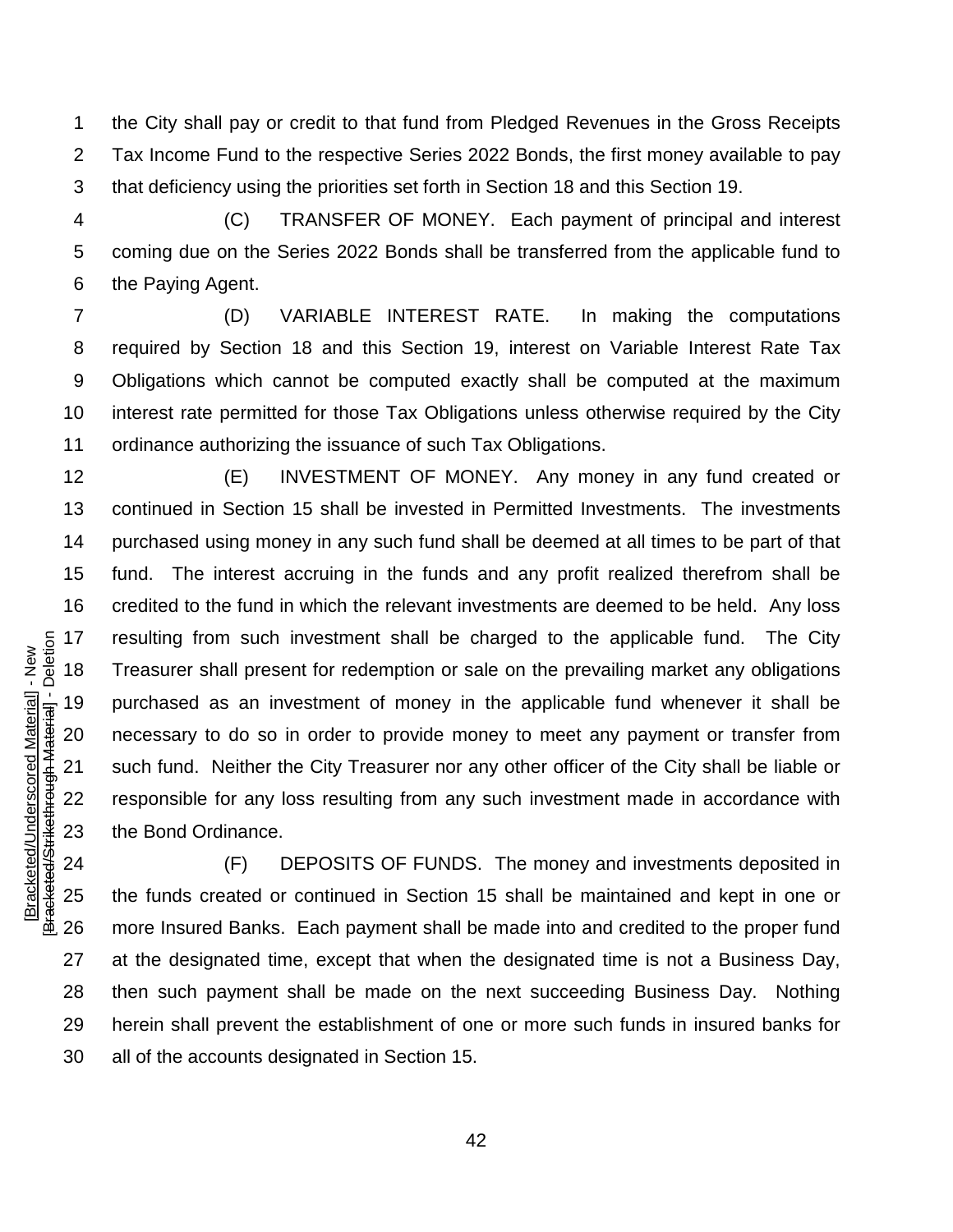the City shall pay or credit to that fund from Pledged Revenues in the Gross Receipts Tax Income Fund to the respective Series 2022 Bonds, the first money available to pay that deficiency using the priorities set forth in Section 18 and this Section 19.

(C) TRANSFER OF MONEY. Each payment of principal and interest coming due on the Series 2022 Bonds shall be transferred from the applicable fund to the Paying Agent.

(D) VARIABLE INTEREST RATE. In making the computations required by Section 18 and this Section 19, interest on Variable Interest Rate Tax Obligations which cannot be computed exactly shall be computed at the maximum interest rate permitted for those Tax Obligations unless otherwise required by the City ordinance authorizing the issuance of such Tax Obligations.

(E) INVESTMENT OF MONEY. Any money in any fund created or continued in Section 15 shall be invested in Permitted Investments. The investments purchased using money in any such fund shall be deemed at all times to be part of that fund. The interest accruing in the funds and any profit realized therefrom shall be credited to the fund in which the relevant investments are deemed to be held. Any loss resulting from such investment shall be charged to the applicable fund. The City Treasurer shall present for redemption or sale on the prevailing market any obligations purchased as an investment of money in the applicable fund whenever it shall be necessary to do so in order to provide money to meet any payment or transfer from such fund. Neither the City Treasurer nor any other officer of the City shall be liable or responsible for any loss resulting from any such investment made in accordance with the Bond Ordinance.

(F) DEPOSITS OF FUNDS. The money and investments deposited in the funds created or continued in Section 15 shall be maintained and kept in one or more Insured Banks. Each payment shall be made into and credited to the proper fund at the designated time, except that when the designated time is not a Business Day, then such payment shall be made on the next succeeding Business Day. Nothing herein shall prevent the establishment of one or more such funds in insured banks for all of the accounts designated in Section 15.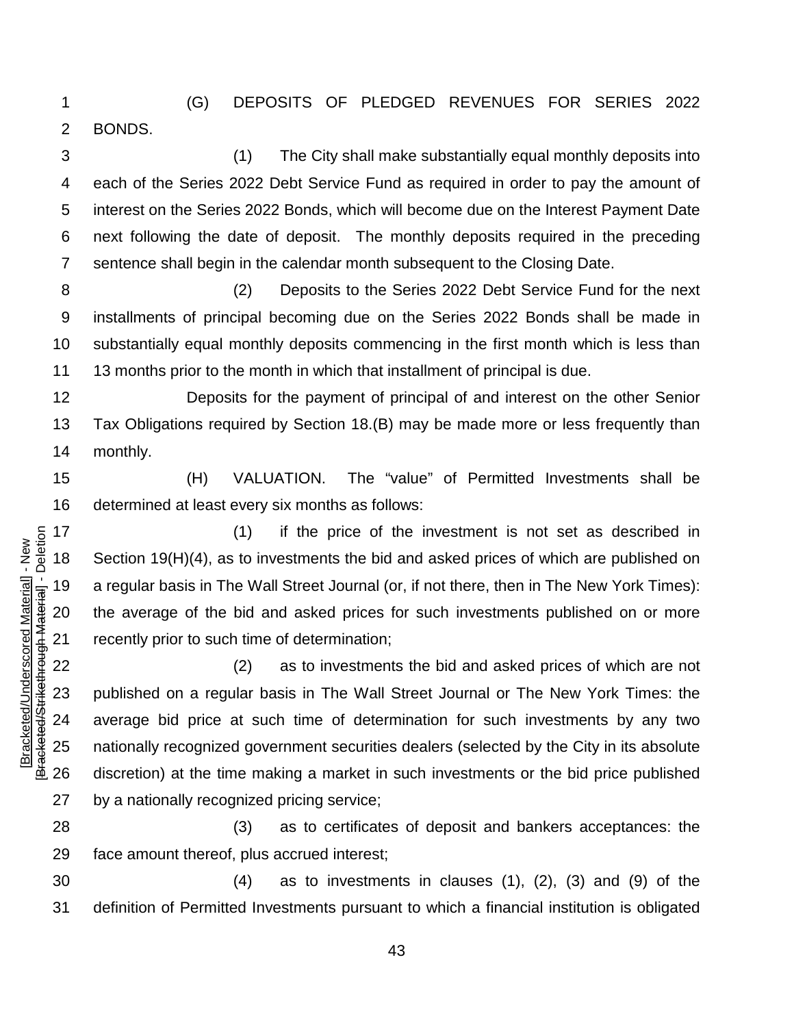(G) DEPOSITS OF PLEDGED REVENUES FOR SERIES 2022 BONDS.

(1) The City shall make substantially equal monthly deposits into each of the Series 2022 Debt Service Fund as required in order to pay the amount of interest on the Series 2022 Bonds, which will become due on the Interest Payment Date next following the date of deposit. The monthly deposits required in the preceding sentence shall begin in the calendar month subsequent to the Closing Date.

(2) Deposits to the Series 2022 Debt Service Fund for the next installments of principal becoming due on the Series 2022 Bonds shall be made in substantially equal monthly deposits commencing in the first month which is less than 13 months prior to the month in which that installment of principal is due.

Deposits for the payment of principal of and interest on the other Senior Tax Obligations required by Section 18.(B) may be made more or less frequently than monthly.

(H) VALUATION. The "value" of Permitted Investments shall be determined at least every six months as follows:

(1) if the price of the investment is not set as described in Section 19(H)(4), as to investments the bid and asked prices of which are published on a regular basis in The Wall Street Journal (or, if not there, then in The New York Times): the average of the bid and asked prices for such investments published on or more recently prior to such time of determination;

(2) as to investments the bid and asked prices of which are not published on a regular basis in The Wall Street Journal or The New York Times: the average bid price at such time of determination for such investments by any two nationally recognized government securities dealers (selected by the City in its absolute discretion) at the time making a market in such investments or the bid price published by a nationally recognized pricing service;

(3) as to certificates of deposit and bankers acceptances: the face amount thereof, plus accrued interest;

(4) as to investments in clauses (1), (2), (3) and (9) of the definition of Permitted Investments pursuant to which a financial institution is obligated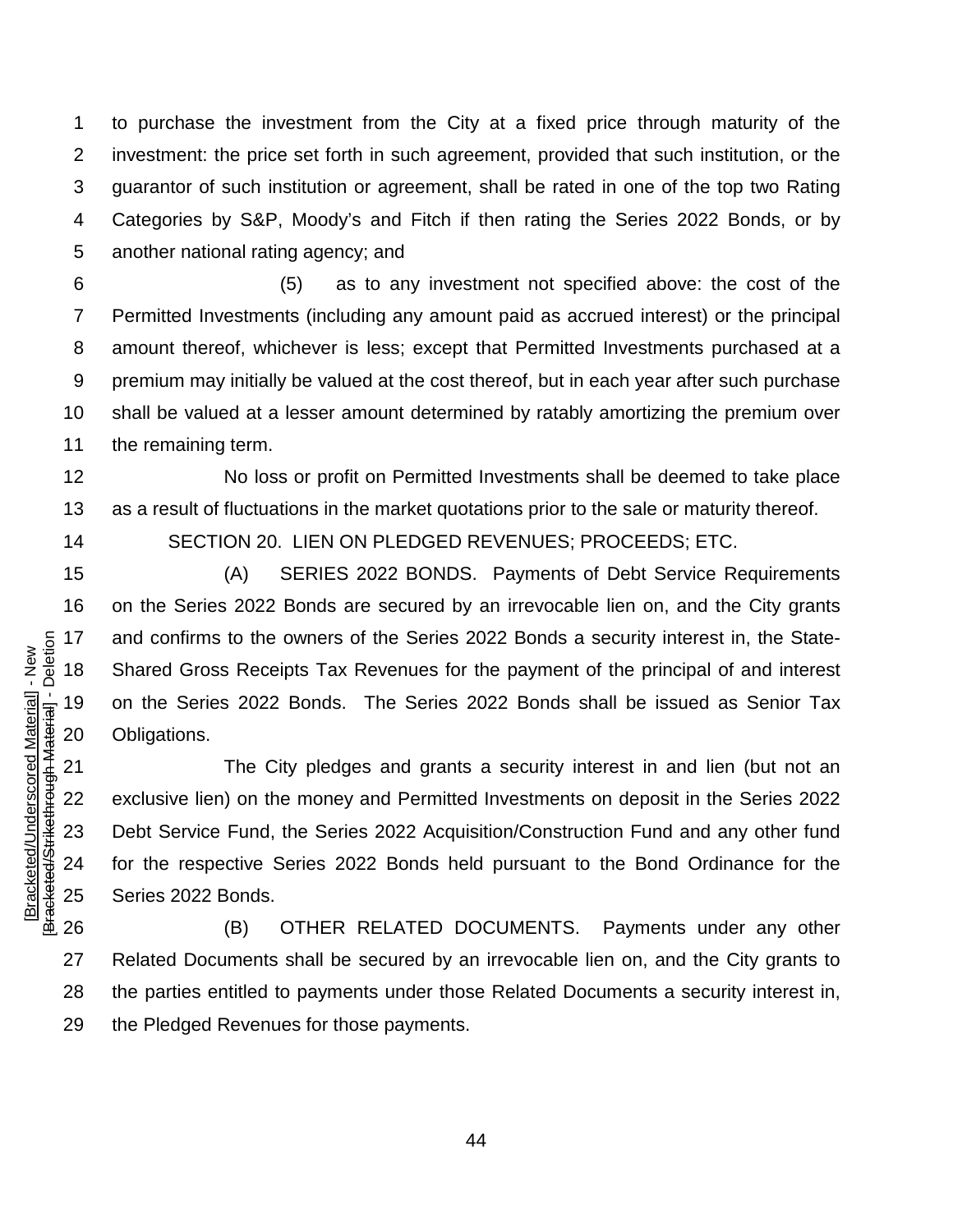to purchase the investment from the City at a fixed price through maturity of the investment: the price set forth in such agreement, provided that such institution, or the guarantor of such institution or agreement, shall be rated in one of the top two Rating Categories by S&P, Moody's and Fitch if then rating the Series 2022 Bonds, or by another national rating agency; and

(5) as to any investment not specified above: the cost of the Permitted Investments (including any amount paid as accrued interest) or the principal amount thereof, whichever is less; except that Permitted Investments purchased at a premium may initially be valued at the cost thereof, but in each year after such purchase shall be valued at a lesser amount determined by ratably amortizing the premium over the remaining term.

No loss or profit on Permitted Investments shall be deemed to take place as a result of fluctuations in the market quotations prior to the sale or maturity thereof.

SECTION 20. LIEN ON PLEDGED REVENUES; PROCEEDS; ETC.

(A) SERIES 2022 BONDS. Payments of Debt Service Requirements on the Series 2022 Bonds are secured by an irrevocable lien on, and the City grants and confirms to the owners of the Series 2022 Bonds a security interest in, the State-Shared Gross Receipts Tax Revenues for the payment of the principal of and interest on the Series 2022 Bonds. The Series 2022 Bonds shall be issued as Senior Tax Obligations.

The City pledges and grants a security interest in and lien (but not an exclusive lien) on the money and Permitted Investments on deposit in the Series 2022 Debt Service Fund, the Series 2022 Acquisition/Construction Fund and any other fund for the respective Series 2022 Bonds held pursuant to the Bond Ordinance for the Series 2022 Bonds.

(B) OTHER RELATED DOCUMENTS. Payments under any other Related Documents shall be secured by an irrevocable lien on, and the City grants to the parties entitled to payments under those Related Documents a security interest in, the Pledged Revenues for those payments.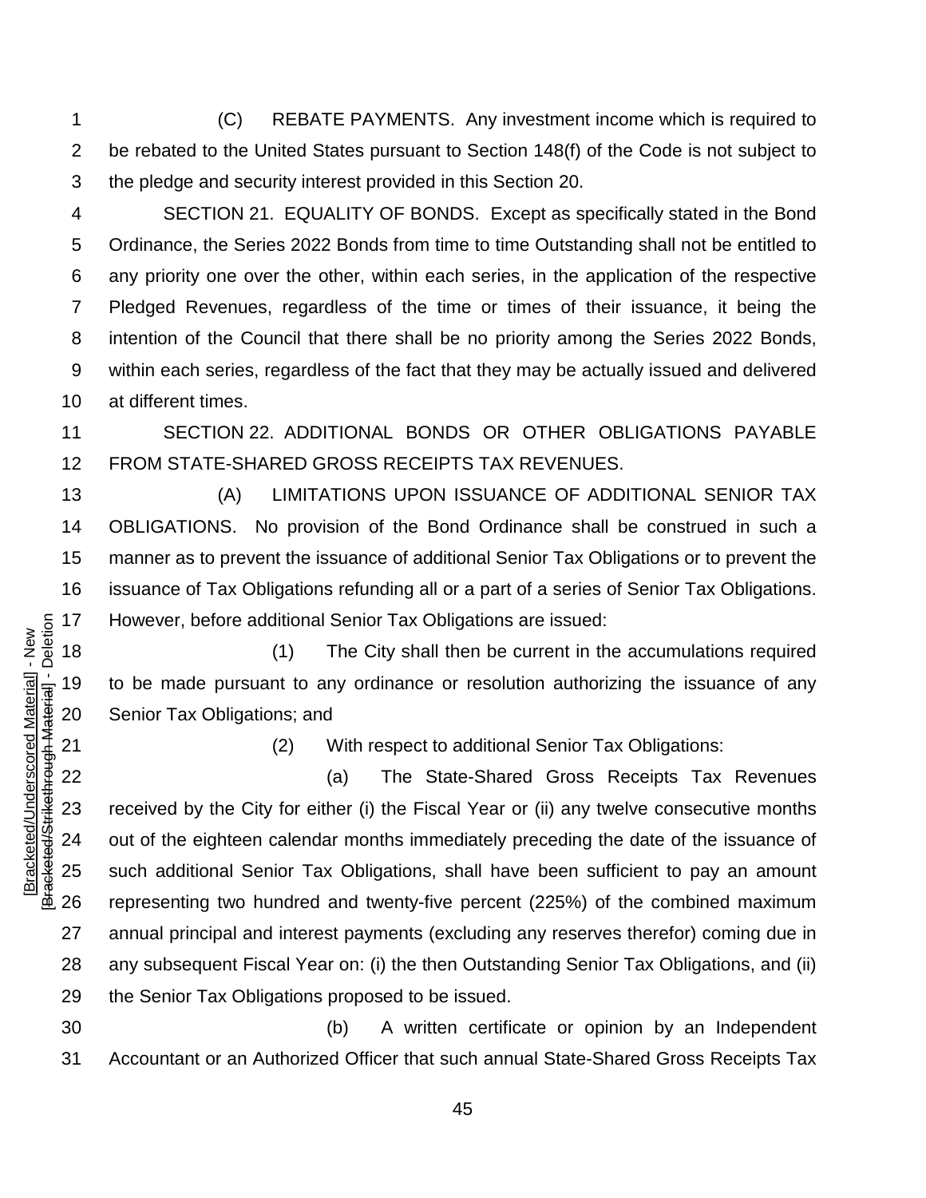(C) REBATE PAYMENTS. Any investment income which is required to be rebated to the United States pursuant to Section 148(f) of the Code is not subject to the pledge and security interest provided in this Section 20.

SECTION 21. EQUALITY OF BONDS. Except as specifically stated in the Bond Ordinance, the Series 2022 Bonds from time to time Outstanding shall not be entitled to any priority one over the other, within each series, in the application of the respective Pledged Revenues, regardless of the time or times of their issuance, it being the intention of the Council that there shall be no priority among the Series 2022 Bonds, within each series, regardless of the fact that they may be actually issued and delivered at different times.

SECTION 22. ADDITIONAL BONDS OR OTHER OBLIGATIONS PAYABLE FROM STATE-SHARED GROSS RECEIPTS TAX REVENUES.

(A) LIMITATIONS UPON ISSUANCE OF ADDITIONAL SENIOR TAX OBLIGATIONS. No provision of the Bond Ordinance shall be construed in such a manner as to prevent the issuance of additional Senior Tax Obligations or to prevent the issuance of Tax Obligations refunding all or a part of a series of Senior Tax Obligations. However, before additional Senior Tax Obligations are issued:

(1) The City shall then be current in the accumulations required to be made pursuant to any ordinance or resolution authorizing the issuance of any Senior Tax Obligations; and

(2) With respect to additional Senior Tax Obligations:

(a) The State-Shared Gross Receipts Tax Revenues received by the City for either (i) the Fiscal Year or (ii) any twelve consecutive months out of the eighteen calendar months immediately preceding the date of the issuance of such additional Senior Tax Obligations, shall have been sufficient to pay an amount representing two hundred and twenty-five percent (225%) of the combined maximum annual principal and interest payments (excluding any reserves therefor) coming due in any subsequent Fiscal Year on: (i) the then Outstanding Senior Tax Obligations, and (ii) the Senior Tax Obligations proposed to be issued.

(b) A written certificate or opinion by an Independent Accountant or an Authorized Officer that such annual State-Shared Gross Receipts Tax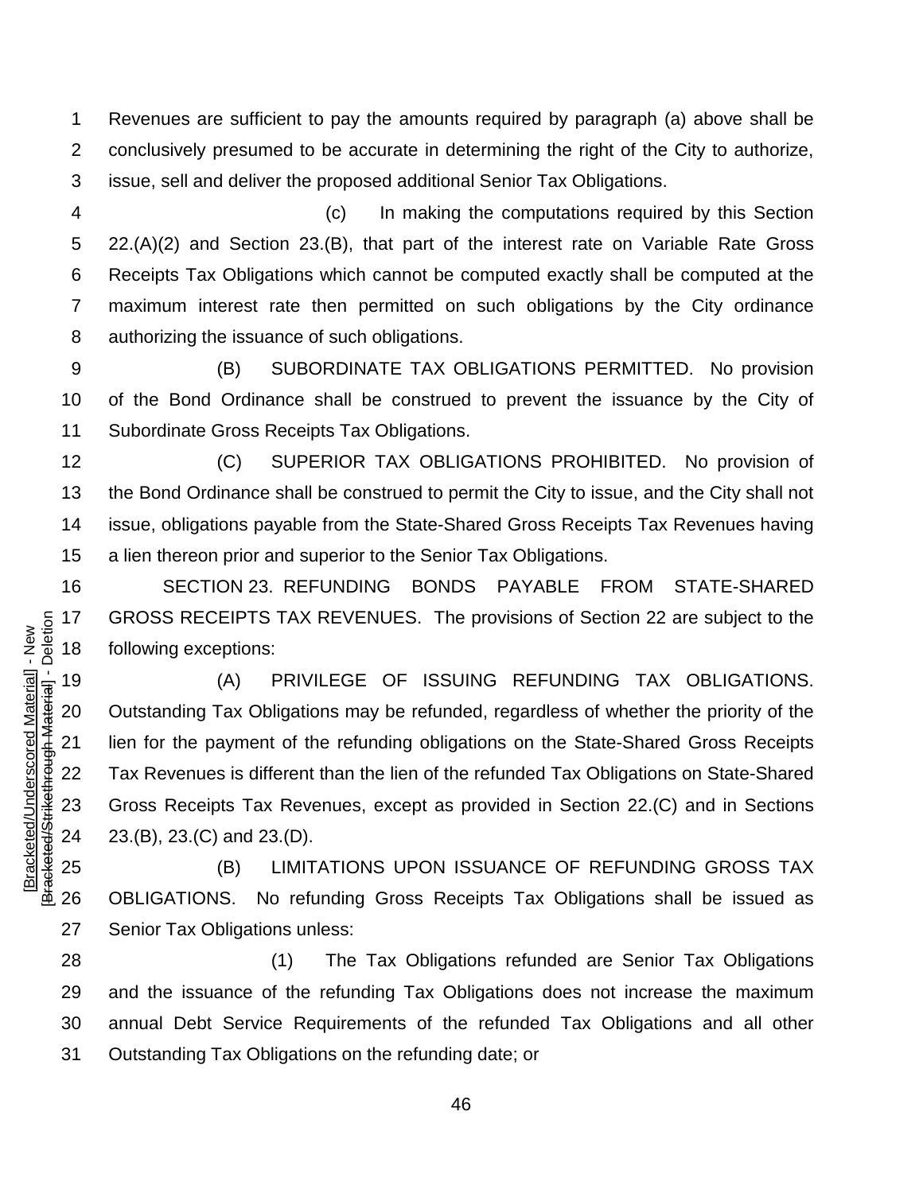Revenues are sufficient to pay the amounts required by paragraph (a) above shall be conclusively presumed to be accurate in determining the right of the City to authorize, issue, sell and deliver the proposed additional Senior Tax Obligations.

(c) In making the computations required by this Section 22.(A)(2) and Section 23.(B), that part of the interest rate on Variable Rate Gross Receipts Tax Obligations which cannot be computed exactly shall be computed at the maximum interest rate then permitted on such obligations by the City ordinance authorizing the issuance of such obligations.

(B) SUBORDINATE TAX OBLIGATIONS PERMITTED. No provision of the Bond Ordinance shall be construed to prevent the issuance by the City of Subordinate Gross Receipts Tax Obligations.

(C) SUPERIOR TAX OBLIGATIONS PROHIBITED. No provision of the Bond Ordinance shall be construed to permit the City to issue, and the City shall not issue, obligations payable from the State-Shared Gross Receipts Tax Revenues having a lien thereon prior and superior to the Senior Tax Obligations.

SECTION 23. REFUNDING BONDS PAYABLE FROM STATE-SHARED GROSS RECEIPTS TAX REVENUES. The provisions of Section 22 are subject to the following exceptions:

(A) PRIVILEGE OF ISSUING REFUNDING TAX OBLIGATIONS. Outstanding Tax Obligations may be refunded, regardless of whether the priority of the lien for the payment of the refunding obligations on the State-Shared Gross Receipts Tax Revenues is different than the lien of the refunded Tax Obligations on State-Shared Gross Receipts Tax Revenues, except as provided in Section 22.(C) and in Sections 23.(B), 23.(C) and 23.(D).

(B) LIMITATIONS UPON ISSUANCE OF REFUNDING GROSS TAX OBLIGATIONS. No refunding Gross Receipts Tax Obligations shall be issued as Senior Tax Obligations unless:

(1) The Tax Obligations refunded are Senior Tax Obligations and the issuance of the refunding Tax Obligations does not increase the maximum annual Debt Service Requirements of the refunded Tax Obligations and all other Outstanding Tax Obligations on the refunding date; or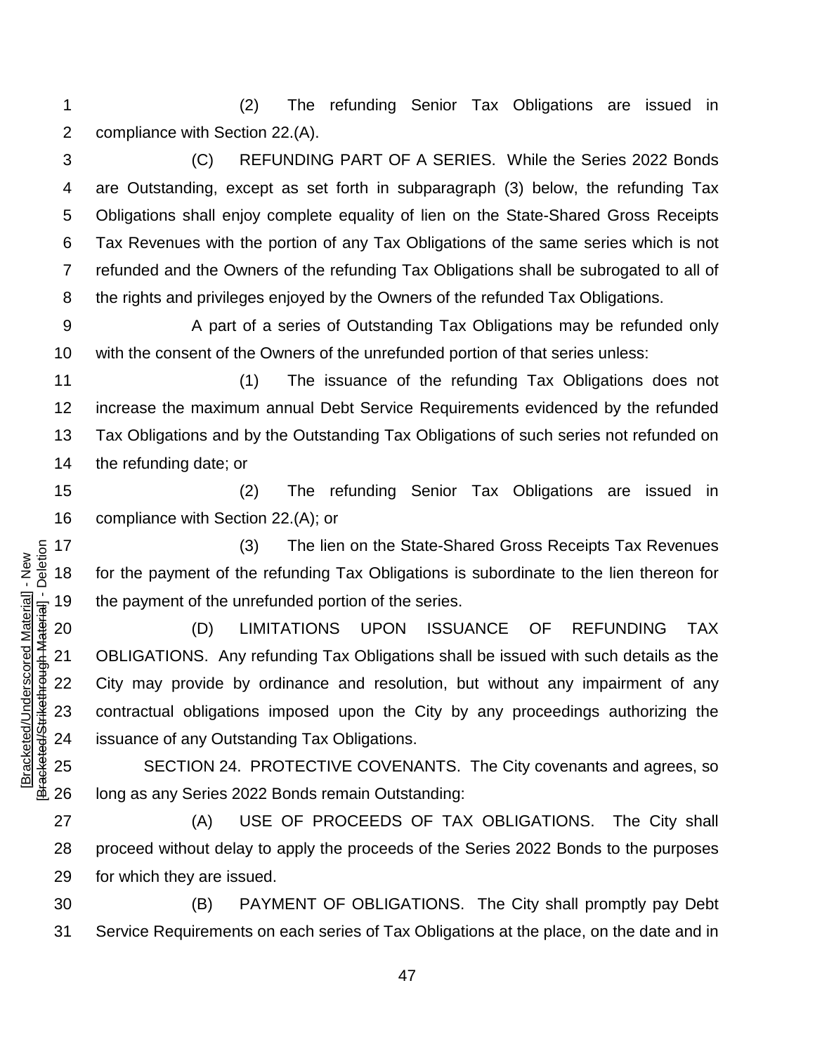(2) The refunding Senior Tax Obligations are issued in compliance with Section 22.(A).

(C) REFUNDING PART OF A SERIES. While the Series 2022 Bonds are Outstanding, except as set forth in subparagraph (3) below, the refunding Tax Obligations shall enjoy complete equality of lien on the State-Shared Gross Receipts Tax Revenues with the portion of any Tax Obligations of the same series which is not refunded and the Owners of the refunding Tax Obligations shall be subrogated to all of the rights and privileges enjoyed by the Owners of the refunded Tax Obligations.

A part of a series of Outstanding Tax Obligations may be refunded only with the consent of the Owners of the unrefunded portion of that series unless:

(1) The issuance of the refunding Tax Obligations does not increase the maximum annual Debt Service Requirements evidenced by the refunded Tax Obligations and by the Outstanding Tax Obligations of such series not refunded on the refunding date; or

(2) The refunding Senior Tax Obligations are issued in compliance with Section 22.(A); or

(3) The lien on the State-Shared Gross Receipts Tax Revenues for the payment of the refunding Tax Obligations is subordinate to the lien thereon for the payment of the unrefunded portion of the series.

(D) LIMITATIONS UPON ISSUANCE OF REFUNDING TAX OBLIGATIONS. Any refunding Tax Obligations shall be issued with such details as the City may provide by ordinance and resolution, but without any impairment of any contractual obligations imposed upon the City by any proceedings authorizing the issuance of any Outstanding Tax Obligations.

SECTION 24. PROTECTIVE COVENANTS. The City covenants and agrees, so long as any Series 2022 Bonds remain Outstanding:

(A) USE OF PROCEEDS OF TAX OBLIGATIONS. The City shall proceed without delay to apply the proceeds of the Series 2022 Bonds to the purposes for which they are issued.

(B) PAYMENT OF OBLIGATIONS. The City shall promptly pay Debt Service Requirements on each series of Tax Obligations at the place, on the date and in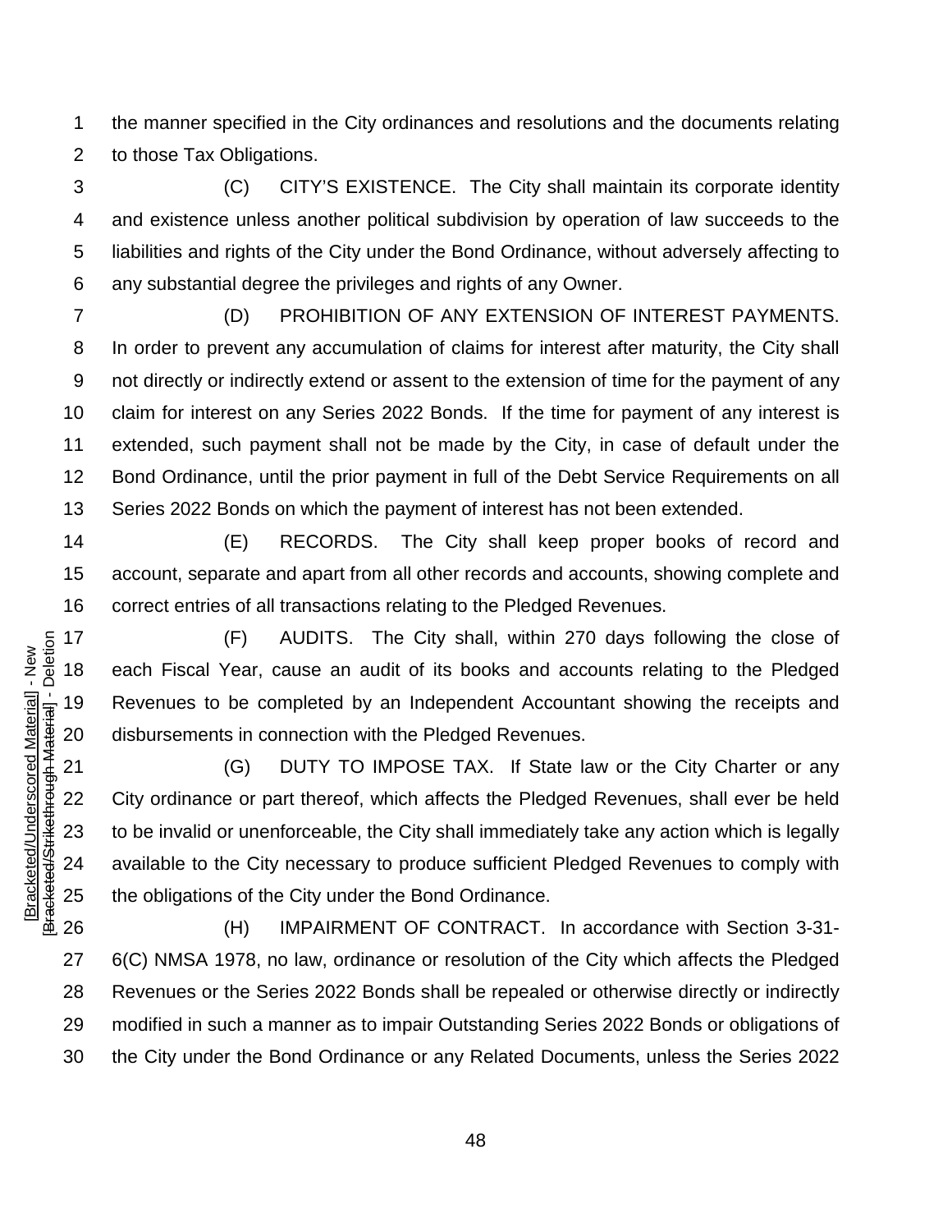the manner specified in the City ordinances and resolutions and the documents relating to those Tax Obligations.

(C) CITY'S EXISTENCE. The City shall maintain its corporate identity and existence unless another political subdivision by operation of law succeeds to the liabilities and rights of the City under the Bond Ordinance, without adversely affecting to any substantial degree the privileges and rights of any Owner.

(D) PROHIBITION OF ANY EXTENSION OF INTEREST PAYMENTS. In order to prevent any accumulation of claims for interest after maturity, the City shall not directly or indirectly extend or assent to the extension of time for the payment of any claim for interest on any Series 2022 Bonds. If the time for payment of any interest is extended, such payment shall not be made by the City, in case of default under the Bond Ordinance, until the prior payment in full of the Debt Service Requirements on all Series 2022 Bonds on which the payment of interest has not been extended.

(E) RECORDS. The City shall keep proper books of record and account, separate and apart from all other records and accounts, showing complete and correct entries of all transactions relating to the Pledged Revenues.

(F) AUDITS. The City shall, within 270 days following the close of each Fiscal Year, cause an audit of its books and accounts relating to the Pledged Revenues to be completed by an Independent Accountant showing the receipts and disbursements in connection with the Pledged Revenues.

(G) DUTY TO IMPOSE TAX. If State law or the City Charter or any City ordinance or part thereof, which affects the Pledged Revenues, shall ever be held to be invalid or unenforceable, the City shall immediately take any action which is legally available to the City necessary to produce sufficient Pledged Revenues to comply with the obligations of the City under the Bond Ordinance.

(H) IMPAIRMENT OF CONTRACT. In accordance with Section 3-31-6(C) NMSA 1978, no law, ordinance or resolution of the City which affects the Pledged Revenues or the Series 2022 Bonds shall be repealed or otherwise directly or indirectly modified in such a manner as to impair Outstanding Series 2022 Bonds or obligations of the City under the Bond Ordinance or any Related Documents, unless the Series 2022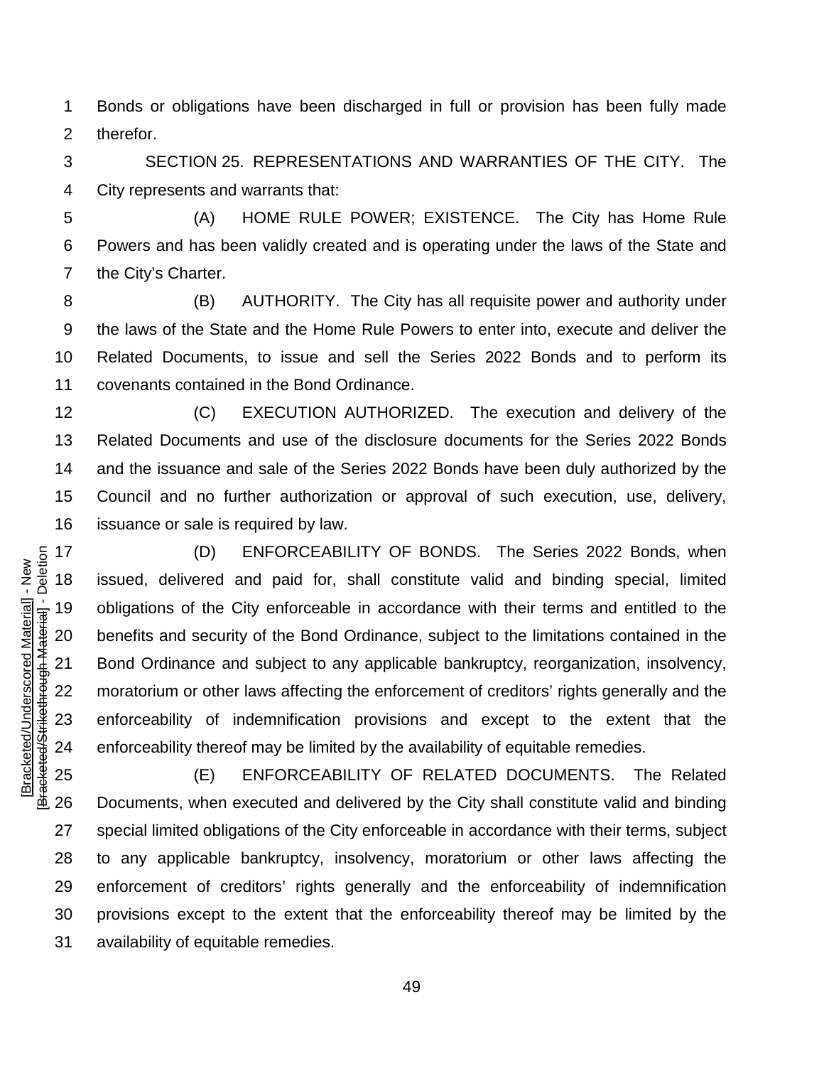Bonds or obligations have been discharged in full or provision has been fully made therefor.

SECTION 25. REPRESENTATIONS AND WARRANTIES OF THE CITY. The City represents and warrants that:

(A) HOME RULE POWER; EXISTENCE. The City has Home Rule Powers and has been validly created and is operating under the laws of the State and the City's Charter.

(B) AUTHORITY. The City has all requisite power and authority under the laws of the State and the Home Rule Powers to enter into, execute and deliver the Related Documents, to issue and sell the Series 2022 Bonds and to perform its covenants contained in the Bond Ordinance.

(C) EXECUTION AUTHORIZED. The execution and delivery of the Related Documents and use of the disclosure documents for the Series 2022 Bonds and the issuance and sale of the Series 2022 Bonds have been duly authorized by the Council and no further authorization or approval of such execution, use, delivery, issuance or sale is required by law.

(D) ENFORCEABILITY OF BONDS. The Series 2022 Bonds, when issued, delivered and paid for, shall constitute valid and binding special, limited obligations of the City enforceable in accordance with their terms and entitled to the benefits and security of the Bond Ordinance, subject to the limitations contained in the Bond Ordinance and subject to any applicable bankruptcy, reorganization, insolvency, moratorium or other laws affecting the enforcement of creditors' rights generally and the enforceability of indemnification provisions and except to the extent that the enforceability thereof may be limited by the availability of equitable remedies.

(E) ENFORCEABILITY OF RELATED DOCUMENTS. The Related Documents, when executed and delivered by the City shall constitute valid and binding special limited obligations of the City enforceable in accordance with their terms, subject to any applicable bankruptcy, insolvency, moratorium or other laws affecting the enforcement of creditors' rights generally and the enforceability of indemnification provisions except to the extent that the enforceability thereof may be limited by the availability of equitable remedies.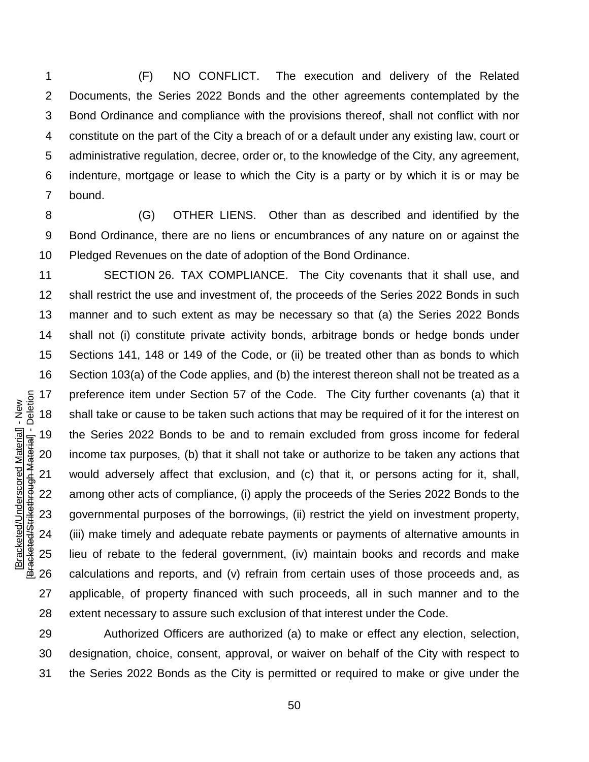(F) NO CONFLICT. The execution and delivery of the Related Documents, the Series 2022 Bonds and the other agreements contemplated by the Bond Ordinance and compliance with the provisions thereof, shall not conflict with nor constitute on the part of the City a breach of or a default under any existing law, court or administrative regulation, decree, order or, to the knowledge of the City, any agreement, indenture, mortgage or lease to which the City is a party or by which it is or may be bound.

(G) OTHER LIENS. Other than as described and identified by the Bond Ordinance, there are no liens or encumbrances of any nature on or against the Pledged Revenues on the date of adoption of the Bond Ordinance.

SECTION 26. TAX COMPLIANCE. The City covenants that it shall use, and shall restrict the use and investment of, the proceeds of the Series 2022 Bonds in such manner and to such extent as may be necessary so that (a) the Series 2022 Bonds shall not (i) constitute private activity bonds, arbitrage bonds or hedge bonds under Sections 141, 148 or 149 of the Code, or (ii) be treated other than as bonds to which Section 103(a) of the Code applies, and (b) the interest thereon shall not be treated as a preference item under Section 57 of the Code. The City further covenants (a) that it shall take or cause to be taken such actions that may be required of it for the interest on the Series 2022 Bonds to be and to remain excluded from gross income for federal income tax purposes, (b) that it shall not take or authorize to be taken any actions that would adversely affect that exclusion, and (c) that it, or persons acting for it, shall, among other acts of compliance, (i) apply the proceeds of the Series 2022 Bonds to the governmental purposes of the borrowings, (ii) restrict the yield on investment property, (iii) make timely and adequate rebate payments or payments of alternative amounts in lieu of rebate to the federal government, (iv) maintain books and records and make calculations and reports, and (v) refrain from certain uses of those proceeds and, as applicable, of property financed with such proceeds, all in such manner and to the extent necessary to assure such exclusion of that interest under the Code.

Authorized Officers are authorized (a) to make or effect any election, selection, designation, choice, consent, approval, or waiver on behalf of the City with respect to the Series 2022 Bonds as the City is permitted or required to make or give under the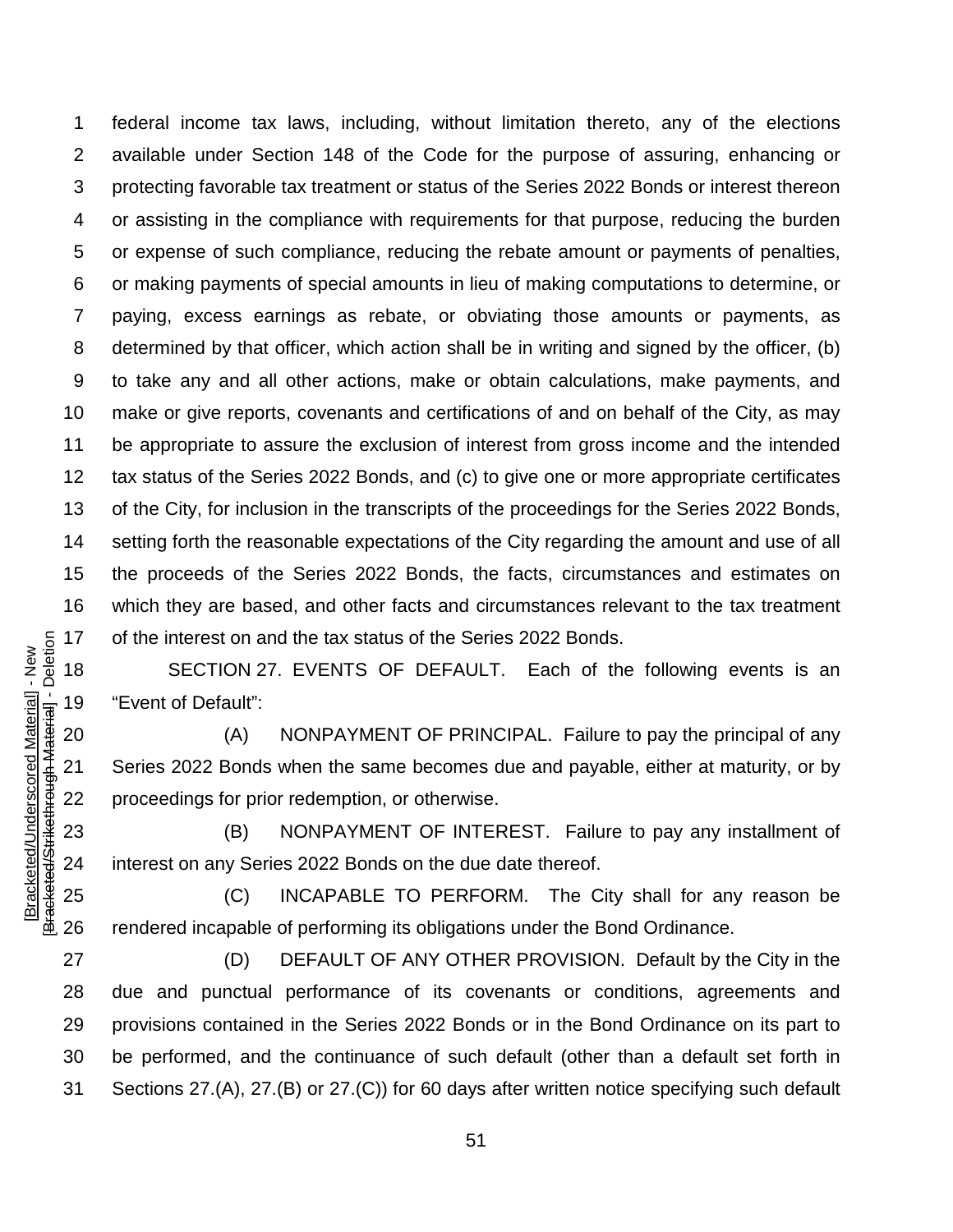federal income tax laws, including, without limitation thereto, any of the elections available under Section 148 of the Code for the purpose of assuring, enhancing or protecting favorable tax treatment or status of the Series 2022 Bonds or interest thereon or assisting in the compliance with requirements for that purpose, reducing the burden or expense of such compliance, reducing the rebate amount or payments of penalties, or making payments of special amounts in lieu of making computations to determine, or paying, excess earnings as rebate, or obviating those amounts or payments, as determined by that officer, which action shall be in writing and signed by the officer, (b) to take any and all other actions, make or obtain calculations, make payments, and make or give reports, covenants and certifications of and on behalf of the City, as may be appropriate to assure the exclusion of interest from gross income and the intended tax status of the Series 2022 Bonds, and (c) to give one or more appropriate certificates of the City, for inclusion in the transcripts of the proceedings for the Series 2022 Bonds, setting forth the reasonable expectations of the City regarding the amount and use of all the proceeds of the Series 2022 Bonds, the facts, circumstances and estimates on which they are based, and other facts and circumstances relevant to the tax treatment of the interest on and the tax status of the Series 2022 Bonds.

SECTION 27. EVENTS OF DEFAULT. Each of the following events is an "Event of Default":

(A) NONPAYMENT OF PRINCIPAL. Failure to pay the principal of any Series 2022 Bonds when the same becomes due and payable, either at maturity, or by proceedings for prior redemption, or otherwise.

(B) NONPAYMENT OF INTEREST. Failure to pay any installment of interest on any Series 2022 Bonds on the due date thereof.

(C) INCAPABLE TO PERFORM. The City shall for any reason be rendered incapable of performing its obligations under the Bond Ordinance.

(D) DEFAULT OF ANY OTHER PROVISION. Default by the City in the due and punctual performance of its covenants or conditions, agreements and provisions contained in the Series 2022 Bonds or in the Bond Ordinance on its part to be performed, and the continuance of such default (other than a default set forth in Sections 27.(A), 27.(B) or 27.(C)) for 60 days after written notice specifying such default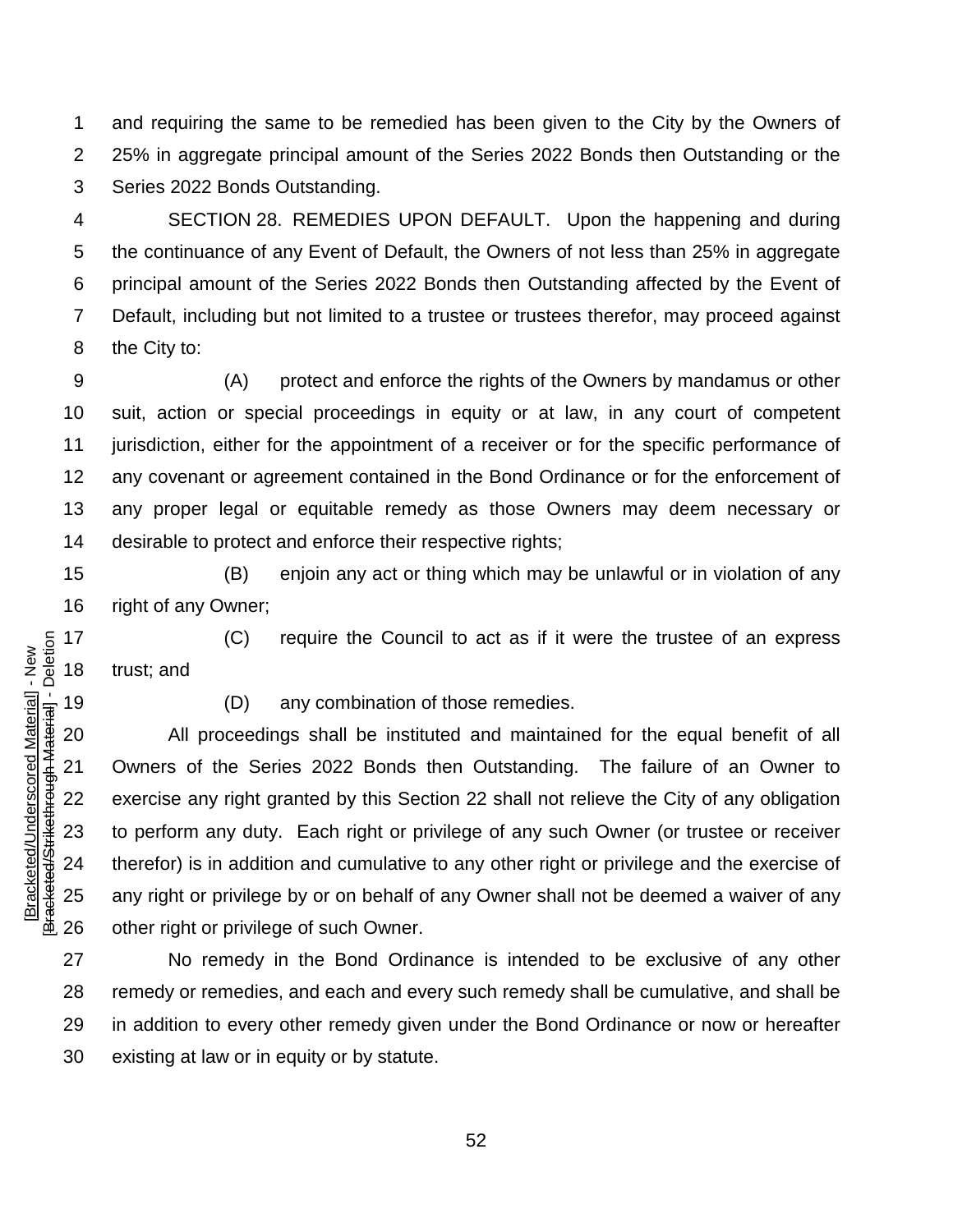and requiring the same to be remedied has been given to the City by the Owners of 25% in aggregate principal amount of the Series 2022 Bonds then Outstanding or the Series 2022 Bonds Outstanding.

SECTION 28. REMEDIES UPON DEFAULT. Upon the happening and during the continuance of any Event of Default, the Owners of not less than 25% in aggregate principal amount of the Series 2022 Bonds then Outstanding affected by the Event of Default, including but not limited to a trustee or trustees therefor, may proceed against the City to:

(A) protect and enforce the rights of the Owners by mandamus or other suit, action or special proceedings in equity or at law, in any court of competent jurisdiction, either for the appointment of a receiver or for the specific performance of any covenant or agreement contained in the Bond Ordinance or for the enforcement of any proper legal or equitable remedy as those Owners may deem necessary or desirable to protect and enforce their respective rights;

(B) enjoin any act or thing which may be unlawful or in violation of any right of any Owner;

(C) require the Council to act as if it were the trustee of an express trust; and

(D) any combination of those remedies.

All proceedings shall be instituted and maintained for the equal benefit of all Owners of the Series 2022 Bonds then Outstanding. The failure of an Owner to exercise any right granted by this Section 22 shall not relieve the City of any obligation to perform any duty. Each right or privilege of any such Owner (or trustee or receiver therefor) is in addition and cumulative to any other right or privilege and the exercise of any right or privilege by or on behalf of any Owner shall not be deemed a waiver of any other right or privilege of such Owner.

No remedy in the Bond Ordinance is intended to be exclusive of any other remedy or remedies, and each and every such remedy shall be cumulative, and shall be in addition to every other remedy given under the Bond Ordinance or now or hereafter existing at law or in equity or by statute.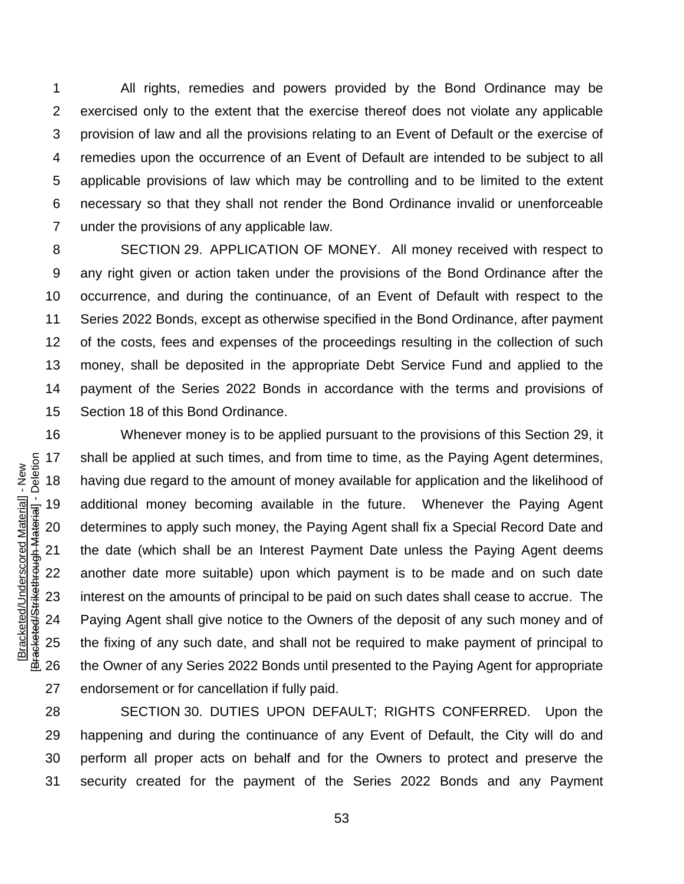All rights, remedies and powers provided by the Bond Ordinance may be exercised only to the extent that the exercise thereof does not violate any applicable provision of law and all the provisions relating to an Event of Default or the exercise of remedies upon the occurrence of an Event of Default are intended to be subject to all applicable provisions of law which may be controlling and to be limited to the extent necessary so that they shall not render the Bond Ordinance invalid or unenforceable under the provisions of any applicable law.

SECTION 29. APPLICATION OF MONEY. All money received with respect to any right given or action taken under the provisions of the Bond Ordinance after the occurrence, and during the continuance, of an Event of Default with respect to the Series 2022 Bonds, except as otherwise specified in the Bond Ordinance, after payment of the costs, fees and expenses of the proceedings resulting in the collection of such money, shall be deposited in the appropriate Debt Service Fund and applied to the payment of the Series 2022 Bonds in accordance with the terms and provisions of Section 18 of this Bond Ordinance.

Whenever money is to be applied pursuant to the provisions of this Section 29, it shall be applied at such times, and from time to time, as the Paying Agent determines, having due regard to the amount of money available for application and the likelihood of additional money becoming available in the future. Whenever the Paying Agent determines to apply such money, the Paying Agent shall fix a Special Record Date and the date (which shall be an Interest Payment Date unless the Paying Agent deems another date more suitable) upon which payment is to be made and on such date interest on the amounts of principal to be paid on such dates shall cease to accrue. The Paying Agent shall give notice to the Owners of the deposit of any such money and of the fixing of any such date, and shall not be required to make payment of principal to the Owner of any Series 2022 Bonds until presented to the Paying Agent for appropriate endorsement or for cancellation if fully paid.

SECTION 30. DUTIES UPON DEFAULT; RIGHTS CONFERRED. Upon the happening and during the continuance of any Event of Default, the City will do and perform all proper acts on behalf and for the Owners to protect and preserve the security created for the payment of the Series 2022 Bonds and any Payment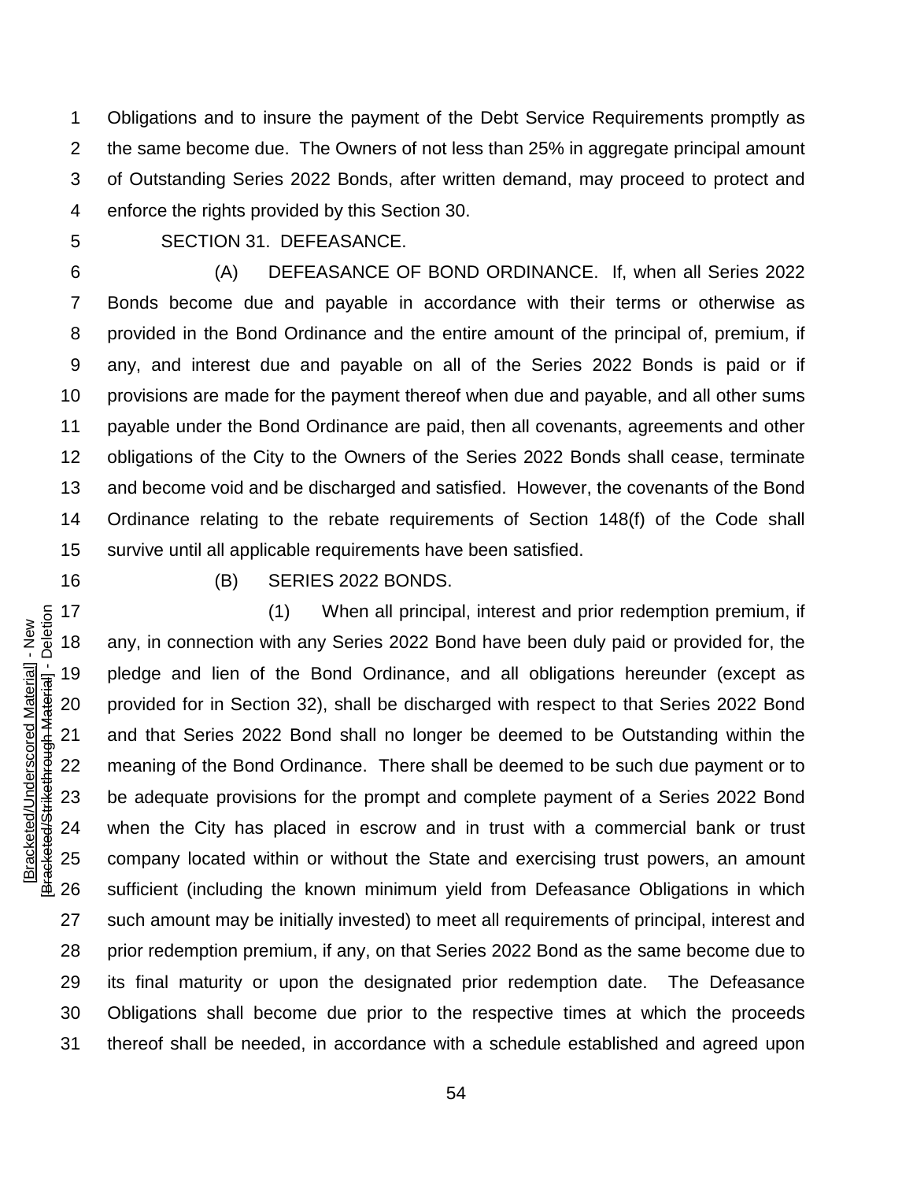Obligations and to insure the payment of the Debt Service Requirements promptly as the same become due. The Owners of not less than 25% in aggregate principal amount of Outstanding Series 2022 Bonds, after written demand, may proceed to protect and enforce the rights provided by this Section 30.

SECTION 31. DEFEASANCE.

(A) DEFEASANCE OF BOND ORDINANCE. If, when all Series 2022 Bonds become due and payable in accordance with their terms or otherwise as provided in the Bond Ordinance and the entire amount of the principal of, premium, if any, and interest due and payable on all of the Series 2022 Bonds is paid or if provisions are made for the payment thereof when due and payable, and all other sums payable under the Bond Ordinance are paid, then all covenants, agreements and other obligations of the City to the Owners of the Series 2022 Bonds shall cease, terminate and become void and be discharged and satisfied. However, the covenants of the Bond Ordinance relating to the rebate requirements of Section 148(f) of the Code shall survive until all applicable requirements have been satisfied.

(B) SERIES 2022 BONDS.

(1) When all principal, interest and prior redemption premium, if any, in connection with any Series 2022 Bond have been duly paid or provided for, the pledge and lien of the Bond Ordinance, and all obligations hereunder (except as provided for in Section 32), shall be discharged with respect to that Series 2022 Bond and that Series 2022 Bond shall no longer be deemed to be Outstanding within the meaning of the Bond Ordinance. There shall be deemed to be such due payment or to be adequate provisions for the prompt and complete payment of a Series 2022 Bond when the City has placed in escrow and in trust with a commercial bank or trust company located within or without the State and exercising trust powers, an amount sufficient (including the known minimum yield from Defeasance Obligations in which such amount may be initially invested) to meet all requirements of principal, interest and prior redemption premium, if any, on that Series 2022 Bond as the same become due to its final maturity or upon the designated prior redemption date. The Defeasance Obligations shall become due prior to the respective times at which the proceeds thereof shall be needed, in accordance with a schedule established and agreed upon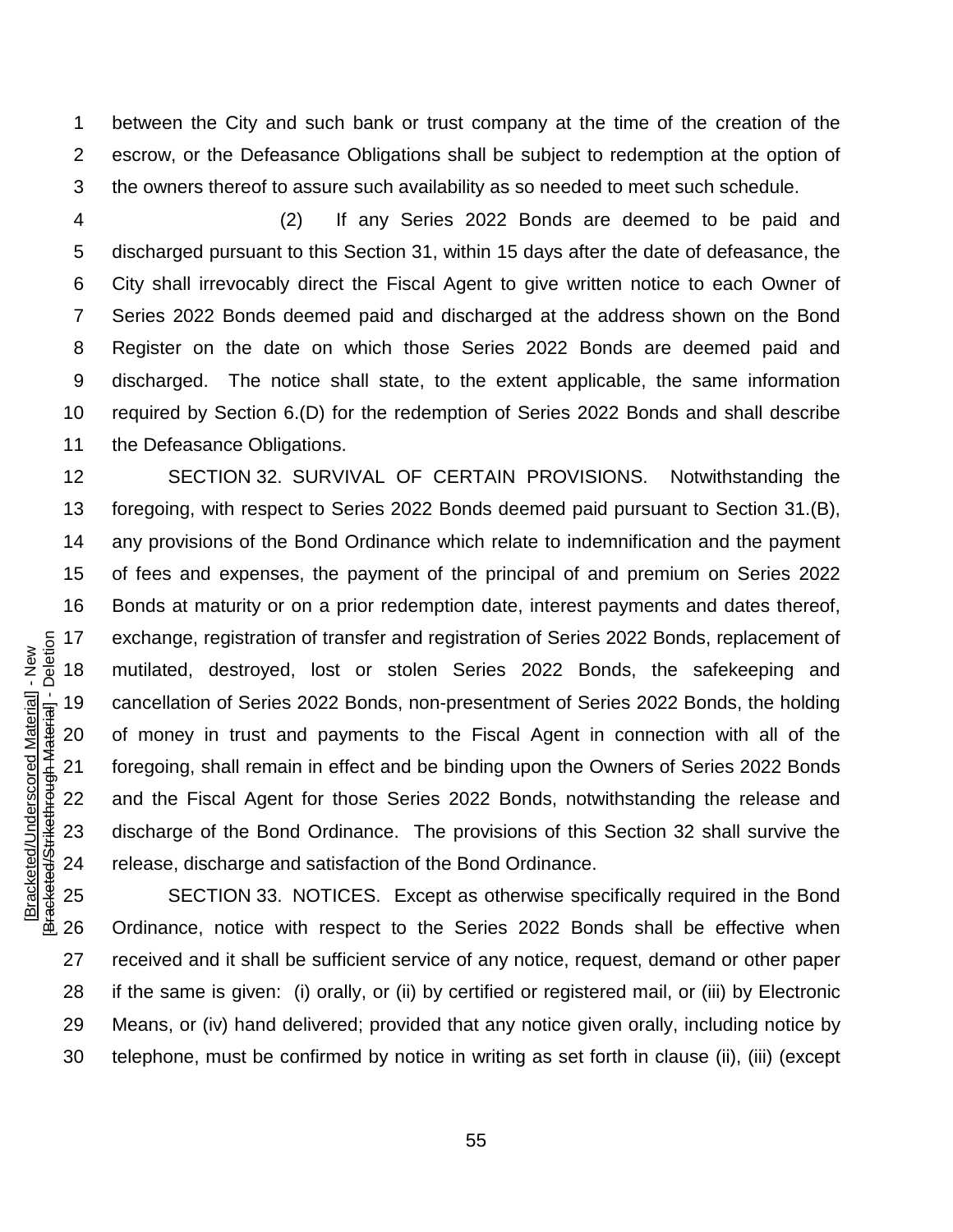between the City and such bank or trust company at the time of the creation of the escrow, or the Defeasance Obligations shall be subject to redemption at the option of the owners thereof to assure such availability as so needed to meet such schedule.

(2) If any Series 2022 Bonds are deemed to be paid and discharged pursuant to this Section 31, within 15 days after the date of defeasance, the City shall irrevocably direct the Fiscal Agent to give written notice to each Owner of Series 2022 Bonds deemed paid and discharged at the address shown on the Bond Register on the date on which those Series 2022 Bonds are deemed paid and discharged. The notice shall state, to the extent applicable, the same information required by Section 6.(D) for the redemption of Series 2022 Bonds and shall describe the Defeasance Obligations.

SECTION 32. SURVIVAL OF CERTAIN PROVISIONS. Notwithstanding the foregoing, with respect to Series 2022 Bonds deemed paid pursuant to Section 31.(B), any provisions of the Bond Ordinance which relate to indemnification and the payment of fees and expenses, the payment of the principal of and premium on Series 2022 Bonds at maturity or on a prior redemption date, interest payments and dates thereof, exchange, registration of transfer and registration of Series 2022 Bonds, replacement of mutilated, destroyed, lost or stolen Series 2022 Bonds, the safekeeping and cancellation of Series 2022 Bonds, non-presentment of Series 2022 Bonds, the holding of money in trust and payments to the Fiscal Agent in connection with all of the foregoing, shall remain in effect and be binding upon the Owners of Series 2022 Bonds and the Fiscal Agent for those Series 2022 Bonds, notwithstanding the release and discharge of the Bond Ordinance. The provisions of this Section 32 shall survive the release, discharge and satisfaction of the Bond Ordinance.

SECTION 33. NOTICES. Except as otherwise specifically required in the Bond Ordinance, notice with respect to the Series 2022 Bonds shall be effective when received and it shall be sufficient service of any notice, request, demand or other paper if the same is given: (i) orally, or (ii) by certified or registered mail, or (iii) by Electronic Means, or (iv) hand delivered; provided that any notice given orally, including notice by telephone, must be confirmed by notice in writing as set forth in clause (ii), (iii) (except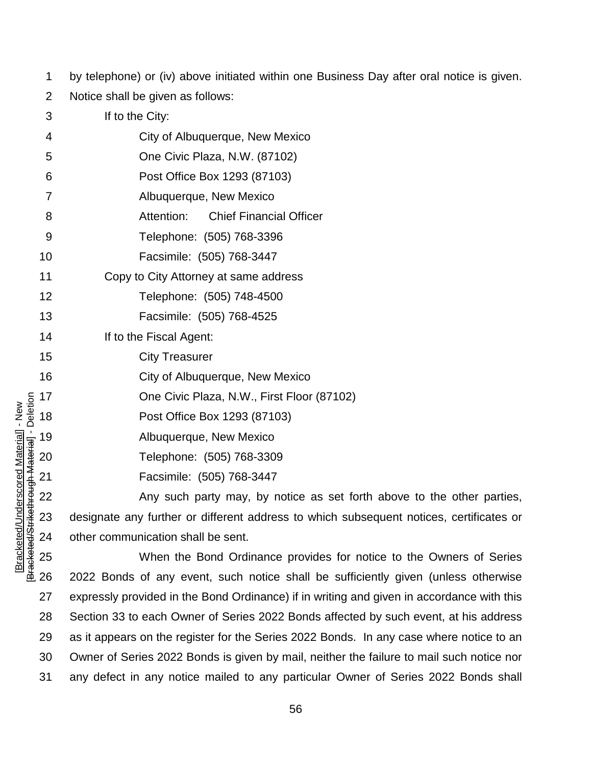by telephone) or (iv) above initiated within one Business Day after oral notice is given. Notice shall be given as follows:

If to the City:

City of Albuquerque, New Mexico
One Civic Plaza, N.W. (87102)
Post Office Box 1293 (87103)
Albuquerque, New Mexico
Attention: Chief Financial Officer
Telephone: (505) 768-3396
Facsimile: (505) 768-3447

Copy to City Attorney at same address

Telephone: (505) 748-4500
Facsimile: (505) 768-4525

If to the Fiscal Agent:

City Treasurer
City of Albuquerque, New Mexico
One Civic Plaza, N.W., First Floor (87102)
Post Office Box 1293 (87103)
Albuquerque, New Mexico
Telephone: (505) 768-3309
Facsimile: (505) 768-3447

Any such party may, by notice as set forth above to the other parties, designate any further or different address to which subsequent notices, certificates or other communication shall be sent.

When the Bond Ordinance provides for notice to the Owners of Series 2022 Bonds of any event, such notice shall be sufficiently given (unless otherwise expressly provided in the Bond Ordinance) if in writing and given in accordance with this Section 33 to each Owner of Series 2022 Bonds affected by such event, at his address as it appears on the register for the Series 2022 Bonds. In any case where notice to an Owner of Series 2022 Bonds is given by mail, neither the failure to mail such notice nor any defect in any notice mailed to any particular Owner of Series 2022 Bonds shall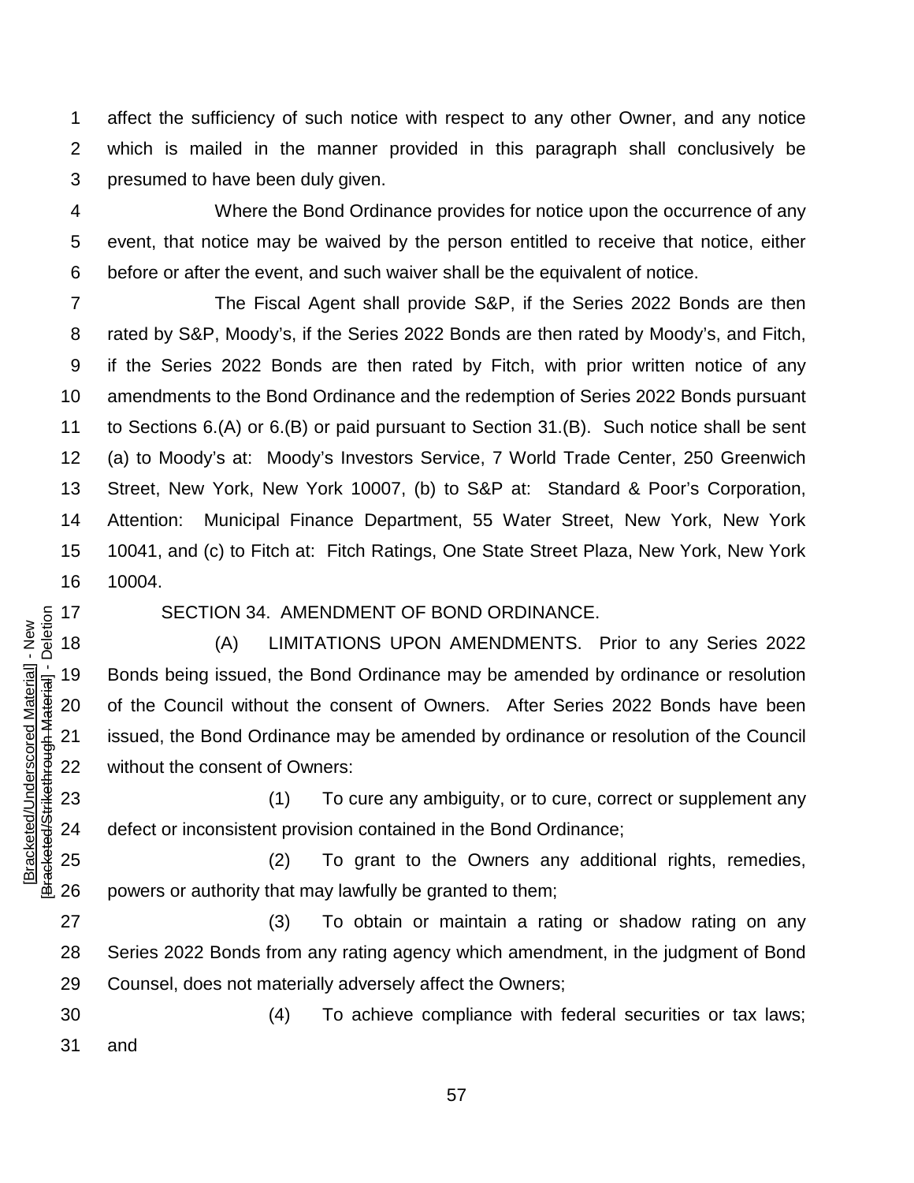affect the sufficiency of such notice with respect to any other Owner, and any notice which is mailed in the manner provided in this paragraph shall conclusively be presumed to have been duly given.

Where the Bond Ordinance provides for notice upon the occurrence of any event, that notice may be waived by the person entitled to receive that notice, either before or after the event, and such waiver shall be the equivalent of notice.

The Fiscal Agent shall provide S&P, if the Series 2022 Bonds are then rated by S&P, Moody's, if the Series 2022 Bonds are then rated by Moody's, and Fitch, if the Series 2022 Bonds are then rated by Fitch, with prior written notice of any amendments to the Bond Ordinance and the redemption of Series 2022 Bonds pursuant to Sections 6.(A) or 6.(B) or paid pursuant to Section 31.(B). Such notice shall be sent (a) to Moody's at: Moody's Investors Service, 7 World Trade Center, 250 Greenwich Street, New York, New York 10007, (b) to S&P at: Standard & Poor's Corporation, Attention: Municipal Finance Department, 55 Water Street, New York, New York 10041, and (c) to Fitch at: Fitch Ratings, One State Street Plaza, New York, New York 10004.

SECTION 34. AMENDMENT OF BOND ORDINANCE.

(A) LIMITATIONS UPON AMENDMENTS. Prior to any Series 2022 Bonds being issued, the Bond Ordinance may be amended by ordinance or resolution of the Council without the consent of Owners. After Series 2022 Bonds have been issued, the Bond Ordinance may be amended by ordinance or resolution of the Council without the consent of Owners:

(1) To cure any ambiguity, or to cure, correct or supplement any defect or inconsistent provision contained in the Bond Ordinance;

(2) To grant to the Owners any additional rights, remedies, powers or authority that may lawfully be granted to them;

(3) To obtain or maintain a rating or shadow rating on any Series 2022 Bonds from any rating agency which amendment, in the judgment of Bond Counsel, does not materially adversely affect the Owners;

(4) To achieve compliance with federal securities or tax laws; and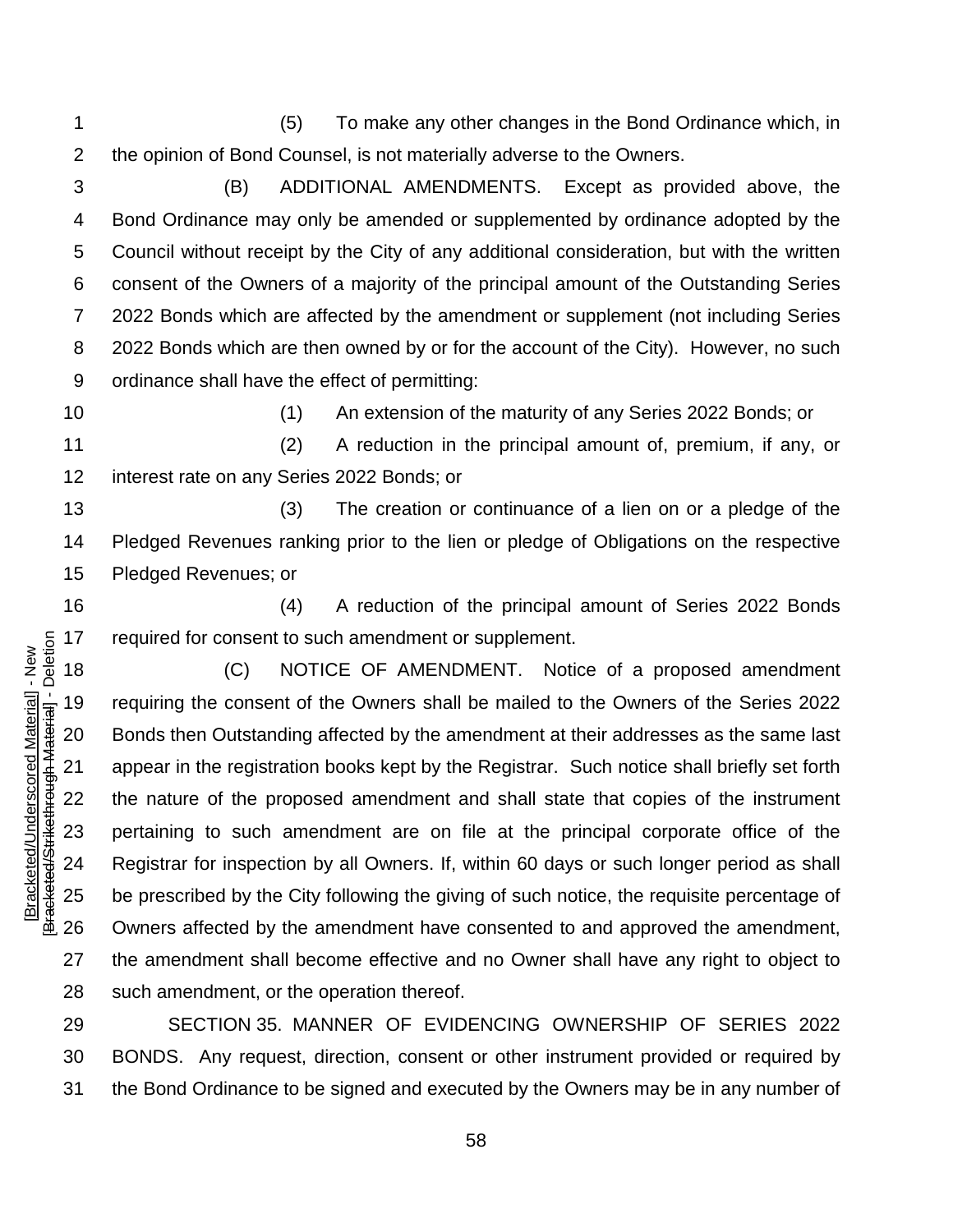(5) To make any other changes in the Bond Ordinance which, in the opinion of Bond Counsel, is not materially adverse to the Owners.

(B) ADDITIONAL AMENDMENTS. Except as provided above, the Bond Ordinance may only be amended or supplemented by ordinance adopted by the Council without receipt by the City of any additional consideration, but with the written consent of the Owners of a majority of the principal amount of the Outstanding Series 2022 Bonds which are affected by the amendment or supplement (not including Series 2022 Bonds which are then owned by or for the account of the City). However, no such ordinance shall have the effect of permitting:

(1) An extension of the maturity of any Series 2022 Bonds; or

(2) A reduction in the principal amount of, premium, if any, or interest rate on any Series 2022 Bonds; or

(3) The creation or continuance of a lien on or a pledge of the Pledged Revenues ranking prior to the lien or pledge of Obligations on the respective Pledged Revenues; or

(4) A reduction of the principal amount of Series 2022 Bonds required for consent to such amendment or supplement.

(C) NOTICE OF AMENDMENT. Notice of a proposed amendment requiring the consent of the Owners shall be mailed to the Owners of the Series 2022 Bonds then Outstanding affected by the amendment at their addresses as the same last appear in the registration books kept by the Registrar. Such notice shall briefly set forth the nature of the proposed amendment and shall state that copies of the instrument pertaining to such amendment are on file at the principal corporate office of the Registrar for inspection by all Owners. If, within 60 days or such longer period as shall be prescribed by the City following the giving of such notice, the requisite percentage of Owners affected by the amendment have consented to and approved the amendment, the amendment shall become effective and no Owner shall have any right to object to such amendment, or the operation thereof.

SECTION 35. MANNER OF EVIDENCING OWNERSHIP OF SERIES 2022 BONDS. Any request, direction, consent or other instrument provided or required by the Bond Ordinance to be signed and executed by the Owners may be in any number of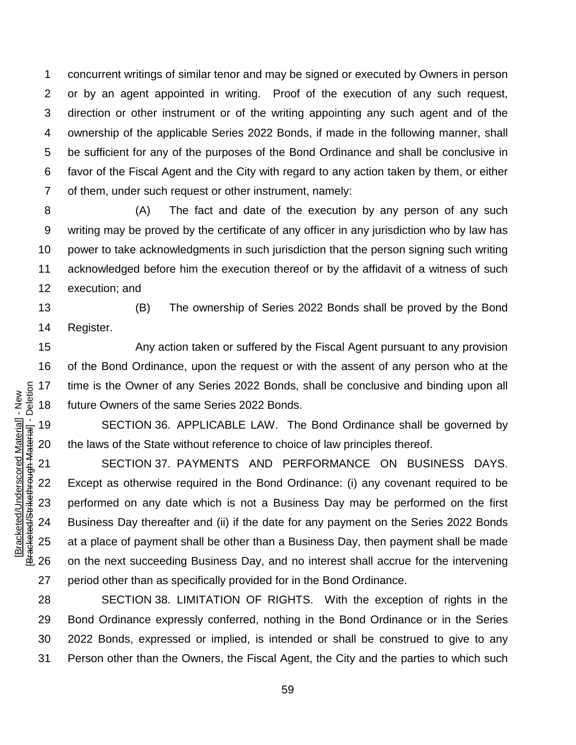concurrent writings of similar tenor and may be signed or executed by Owners in person or by an agent appointed in writing. Proof of the execution of any such request, direction or other instrument or of the writing appointing any such agent and of the ownership of the applicable Series 2022 Bonds, if made in the following manner, shall be sufficient for any of the purposes of the Bond Ordinance and shall be conclusive in favor of the Fiscal Agent and the City with regard to any action taken by them, or either of them, under such request or other instrument, namely:

(A) The fact and date of the execution by any person of any such writing may be proved by the certificate of any officer in any jurisdiction who by law has power to take acknowledgments in such jurisdiction that the person signing such writing acknowledged before him the execution thereof or by the affidavit of a witness of such execution; and

(B) The ownership of Series 2022 Bonds shall be proved by the Bond Register.

Any action taken or suffered by the Fiscal Agent pursuant to any provision of the Bond Ordinance, upon the request or with the assent of any person who at the time is the Owner of any Series 2022 Bonds, shall be conclusive and binding upon all future Owners of the same Series 2022 Bonds.

SECTION 36. APPLICABLE LAW. The Bond Ordinance shall be governed by the laws of the State without reference to choice of law principles thereof.

SECTION 37. PAYMENTS AND PERFORMANCE ON BUSINESS DAYS. Except as otherwise required in the Bond Ordinance: (i) any covenant required to be performed on any date which is not a Business Day may be performed on the first Business Day thereafter and (ii) if the date for any payment on the Series 2022 Bonds at a place of payment shall be other than a Business Day, then payment shall be made on the next succeeding Business Day, and no interest shall accrue for the intervening period other than as specifically provided for in the Bond Ordinance.

SECTION 38. LIMITATION OF RIGHTS. With the exception of rights in the Bond Ordinance expressly conferred, nothing in the Bond Ordinance or in the Series 2022 Bonds, expressed or implied, is intended or shall be construed to give to any Person other than the Owners, the Fiscal Agent, the City and the parties to which such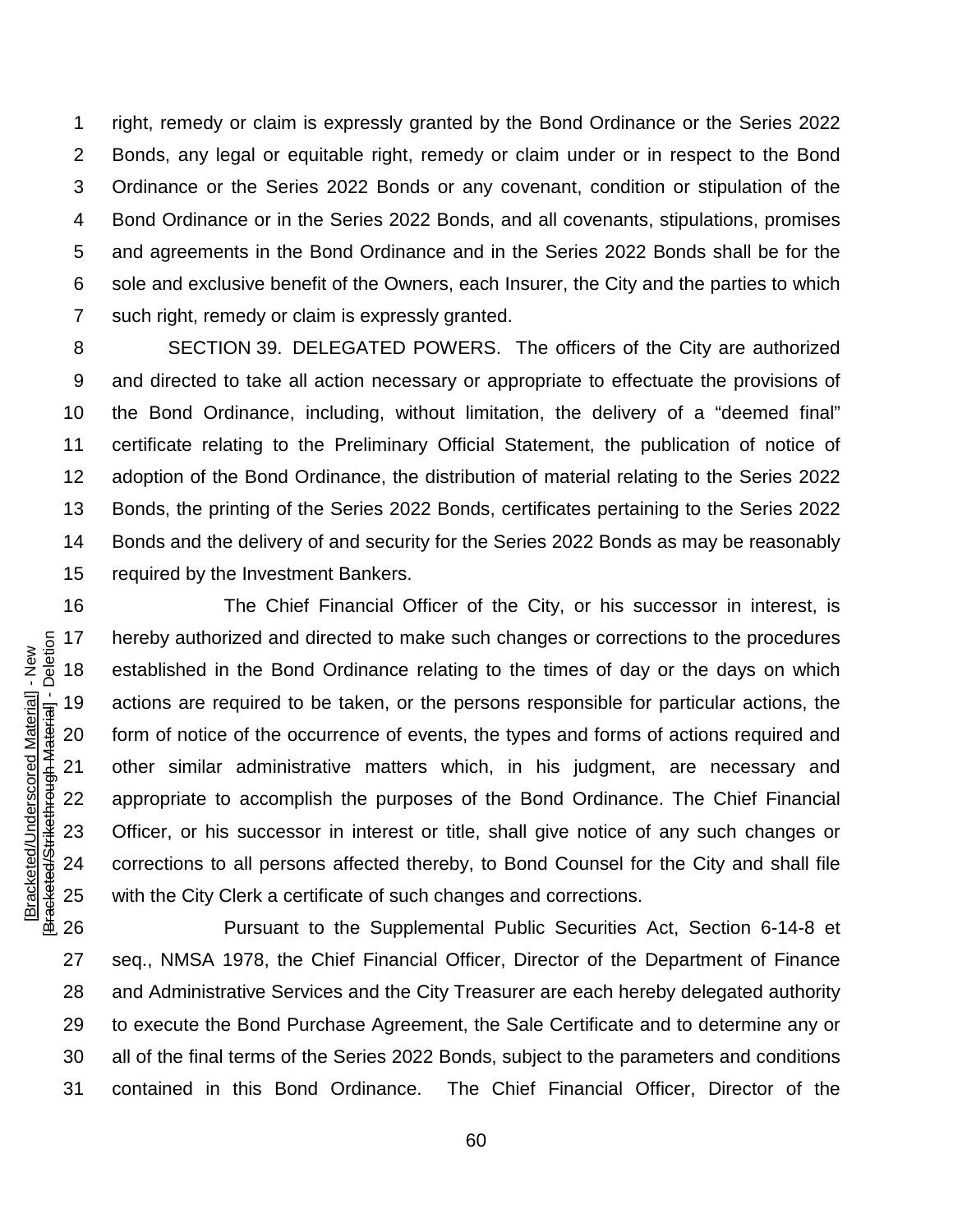right, remedy or claim is expressly granted by the Bond Ordinance or the Series 2022 Bonds, any legal or equitable right, remedy or claim under or in respect to the Bond Ordinance or the Series 2022 Bonds or any covenant, condition or stipulation of the Bond Ordinance or in the Series 2022 Bonds, and all covenants, stipulations, promises and agreements in the Bond Ordinance and in the Series 2022 Bonds shall be for the sole and exclusive benefit of the Owners, each Insurer, the City and the parties to which such right, remedy or claim is expressly granted.

SECTION 39. DELEGATED POWERS. The officers of the City are authorized and directed to take all action necessary or appropriate to effectuate the provisions of the Bond Ordinance, including, without limitation, the delivery of a "deemed final" certificate relating to the Preliminary Official Statement, the publication of notice of adoption of the Bond Ordinance, the distribution of material relating to the Series 2022 Bonds, the printing of the Series 2022 Bonds, certificates pertaining to the Series 2022 Bonds and the delivery of and security for the Series 2022 Bonds as may be reasonably required by the Investment Bankers.

The Chief Financial Officer of the City, or his successor in interest, is hereby authorized and directed to make such changes or corrections to the procedures established in the Bond Ordinance relating to the times of day or the days on which actions are required to be taken, or the persons responsible for particular actions, the form of notice of the occurrence of events, the types and forms of actions required and other similar administrative matters which, in his judgment, are necessary and appropriate to accomplish the purposes of the Bond Ordinance. The Chief Financial Officer, or his successor in interest or title, shall give notice of any such changes or corrections to all persons affected thereby, to Bond Counsel for the City and shall file with the City Clerk a certificate of such changes and corrections.

Pursuant to the Supplemental Public Securities Act, Section 6-14-8 et seq., NMSA 1978, the Chief Financial Officer, Director of the Department of Finance and Administrative Services and the City Treasurer are each hereby delegated authority to execute the Bond Purchase Agreement, the Sale Certificate and to determine any or all of the final terms of the Series 2022 Bonds, subject to the parameters and conditions contained in this Bond Ordinance. The Chief Financial Officer, Director of the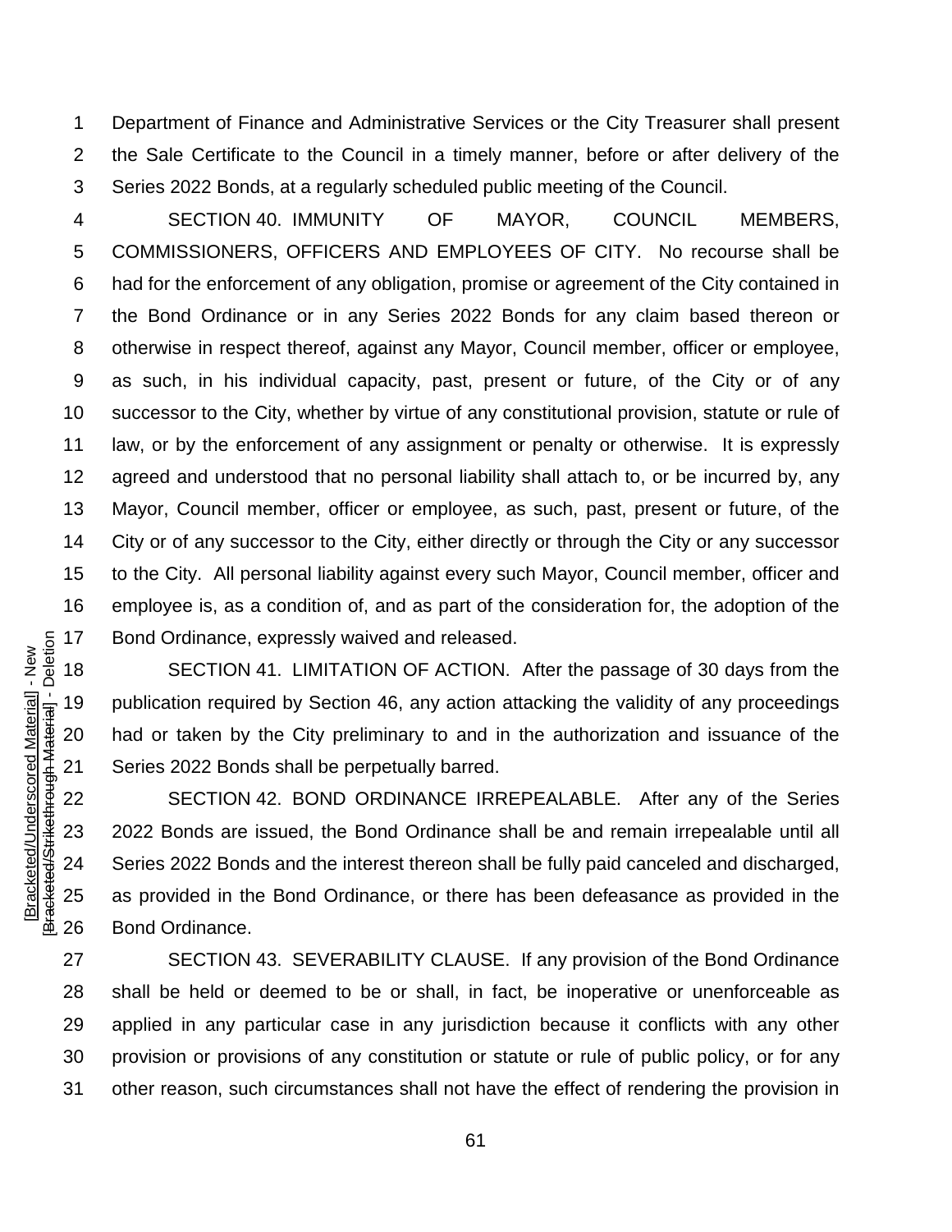Department of Finance and Administrative Services or the City Treasurer shall present the Sale Certificate to the Council in a timely manner, before or after delivery of the Series 2022 Bonds, at a regularly scheduled public meeting of the Council.

SECTION 40. IMMUNITY OF MAYOR, COUNCIL MEMBERS, COMMISSIONERS, OFFICERS AND EMPLOYEES OF CITY. No recourse shall be had for the enforcement of any obligation, promise or agreement of the City contained in the Bond Ordinance or in any Series 2022 Bonds for any claim based thereon or otherwise in respect thereof, against any Mayor, Council member, officer or employee, as such, in his individual capacity, past, present or future, of the City or of any successor to the City, whether by virtue of any constitutional provision, statute or rule of law, or by the enforcement of any assignment or penalty or otherwise. It is expressly agreed and understood that no personal liability shall attach to, or be incurred by, any Mayor, Council member, officer or employee, as such, past, present or future, of the City or of any successor to the City, either directly or through the City or any successor to the City. All personal liability against every such Mayor, Council member, officer and employee is, as a condition of, and as part of the consideration for, the adoption of the Bond Ordinance, expressly waived and released.

SECTION 41. LIMITATION OF ACTION. After the passage of 30 days from the publication required by Section 46, any action attacking the validity of any proceedings had or taken by the City preliminary to and in the authorization and issuance of the Series 2022 Bonds shall be perpetually barred.

SECTION 42. BOND ORDINANCE IRREPEALABLE. After any of the Series 2022 Bonds are issued, the Bond Ordinance shall be and remain irrepealable until all Series 2022 Bonds and the interest thereon shall be fully paid canceled and discharged, as provided in the Bond Ordinance, or there has been defeasance as provided in the Bond Ordinance.

SECTION 43. SEVERABILITY CLAUSE. If any provision of the Bond Ordinance shall be held or deemed to be or shall, in fact, be inoperative or unenforceable as applied in any particular case in any jurisdiction because it conflicts with any other provision or provisions of any constitution or statute or rule of public policy, or for any other reason, such circumstances shall not have the effect of rendering the provision in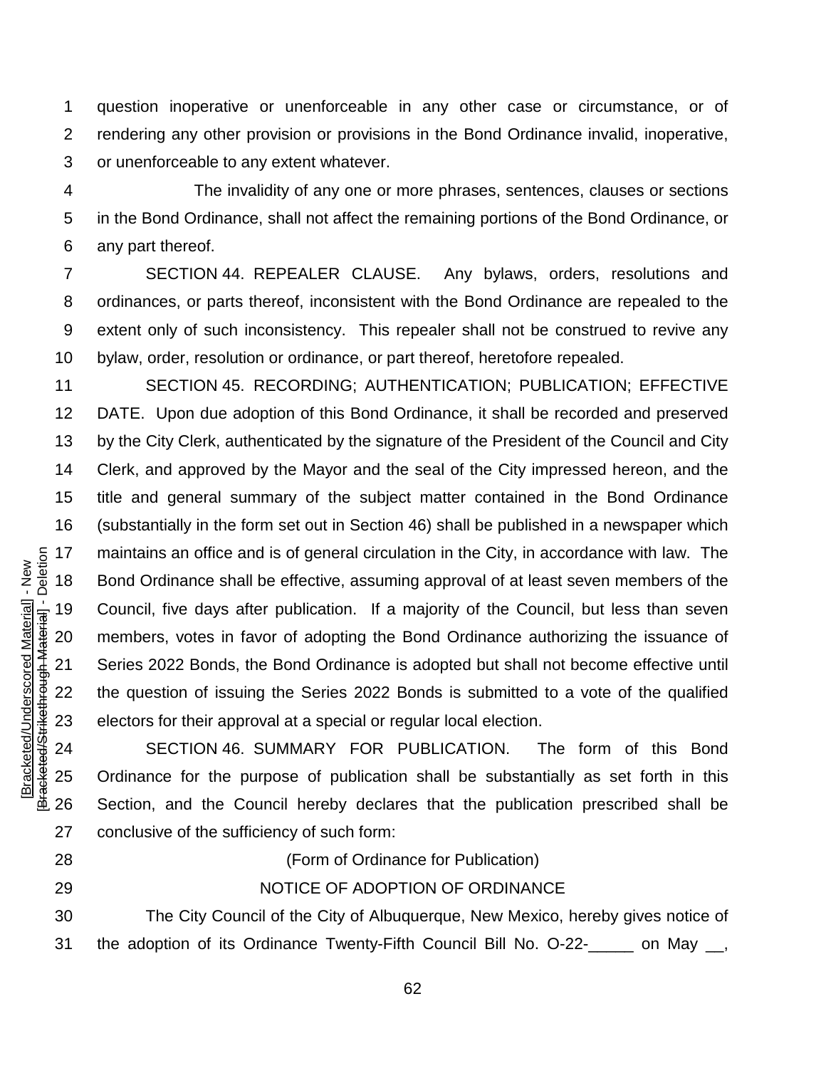question inoperative or unenforceable in any other case or circumstance, or of rendering any other provision or provisions in the Bond Ordinance invalid, inoperative, or unenforceable to any extent whatever.

The invalidity of any one or more phrases, sentences, clauses or sections in the Bond Ordinance, shall not affect the remaining portions of the Bond Ordinance, or any part thereof.

SECTION 44. REPEALER CLAUSE. Any bylaws, orders, resolutions and ordinances, or parts thereof, inconsistent with the Bond Ordinance are repealed to the extent only of such inconsistency. This repealer shall not be construed to revive any bylaw, order, resolution or ordinance, or part thereof, heretofore repealed.

SECTION 45. RECORDING; AUTHENTICATION; PUBLICATION; EFFECTIVE DATE. Upon due adoption of this Bond Ordinance, it shall be recorded and preserved by the City Clerk, authenticated by the signature of the President of the Council and City Clerk, and approved by the Mayor and the seal of the City impressed hereon, and the title and general summary of the subject matter contained in the Bond Ordinance (substantially in the form set out in Section 46) shall be published in a newspaper which maintains an office and is of general circulation in the City, in accordance with law. The Bond Ordinance shall be effective, assuming approval of at least seven members of the Council, five days after publication. If a majority of the Council, but less than seven members, votes in favor of adopting the Bond Ordinance authorizing the issuance of Series 2022 Bonds, the Bond Ordinance is adopted but shall not become effective until the question of issuing the Series 2022 Bonds is submitted to a vote of the qualified electors for their approval at a special or regular local election.

SECTION 46. SUMMARY FOR PUBLICATION. The form of this Bond Ordinance for the purpose of publication shall be substantially as set forth in this Section, and the Council hereby declares that the publication prescribed shall be conclusive of the sufficiency of such form:

(Form of Ordinance for Publication)

NOTICE OF ADOPTION OF ORDINANCE

The City Council of the City of Albuquerque, New Mexico, hereby gives notice of the adoption of its Ordinance Twenty-Fifth Council Bill No. O-22-_____ on May __,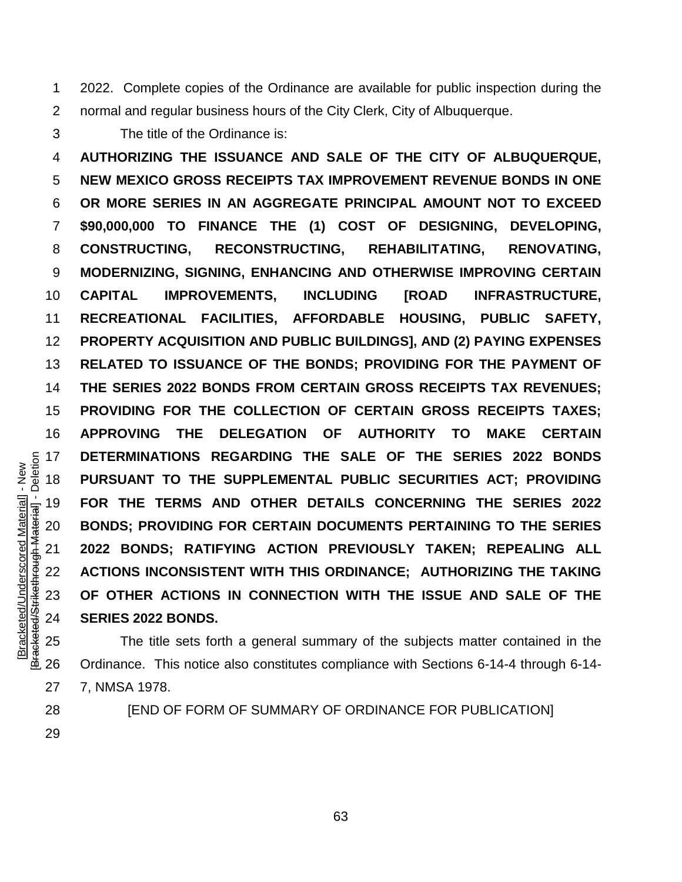2022. Complete copies of the Ordinance are available for public inspection during the normal and regular business hours of the City Clerk, City of Albuquerque.

The title of the Ordinance is:

**AUTHORIZING THE ISSUANCE AND SALE OF THE CITY OF ALBUQUERQUE, NEW MEXICO GROSS RECEIPTS TAX IMPROVEMENT REVENUE BONDS IN ONE OR MORE SERIES IN AN AGGREGATE PRINCIPAL AMOUNT NOT TO EXCEED $90,000,000 TO FINANCE THE (1) COST OF DESIGNING, DEVELOPING, CONSTRUCTING, RECONSTRUCTING, REHABILITATING, RENOVATING, MODERNIZING, SIGNING, ENHANCING AND OTHERWISE IMPROVING CERTAIN CAPITAL IMPROVEMENTS, INCLUDING [ROAD INFRASTRUCTURE, RECREATIONAL FACILITIES, AFFORDABLE HOUSING, PUBLIC SAFETY, PROPERTY ACQUISITION AND PUBLIC BUILDINGS], AND (2) PAYING EXPENSES RELATED TO ISSUANCE OF THE BONDS; PROVIDING FOR THE PAYMENT OF THE SERIES 2022 BONDS FROM CERTAIN GROSS RECEIPTS TAX REVENUES; PROVIDING FOR THE COLLECTION OF CERTAIN GROSS RECEIPTS TAXES; APPROVING THE DELEGATION OF AUTHORITY TO MAKE CERTAIN DETERMINATIONS REGARDING THE SALE OF THE SERIES 2022 BONDS PURSUANT TO THE SUPPLEMENTAL PUBLIC SECURITIES ACT; PROVIDING FOR THE TERMS AND OTHER DETAILS CONCERNING THE SERIES 2022 BONDS; PROVIDING FOR CERTAIN DOCUMENTS PERTAINING TO THE SERIES 2022 BONDS; RATIFYING ACTION PREVIOUSLY TAKEN; REPEALING ALL ACTIONS INCONSISTENT WITH THIS ORDINANCE; AUTHORIZING THE TAKING OF OTHER ACTIONS IN CONNECTION WITH THE ISSUE AND SALE OF THE SERIES 2022 BONDS.**

The title sets forth a general summary of the subjects matter contained in the Ordinance. This notice also constitutes compliance with Sections 6-14-4 through 6-14-7, NMSA 1978.

[END OF FORM OF SUMMARY OF ORDINANCE FOR PUBLICATION]